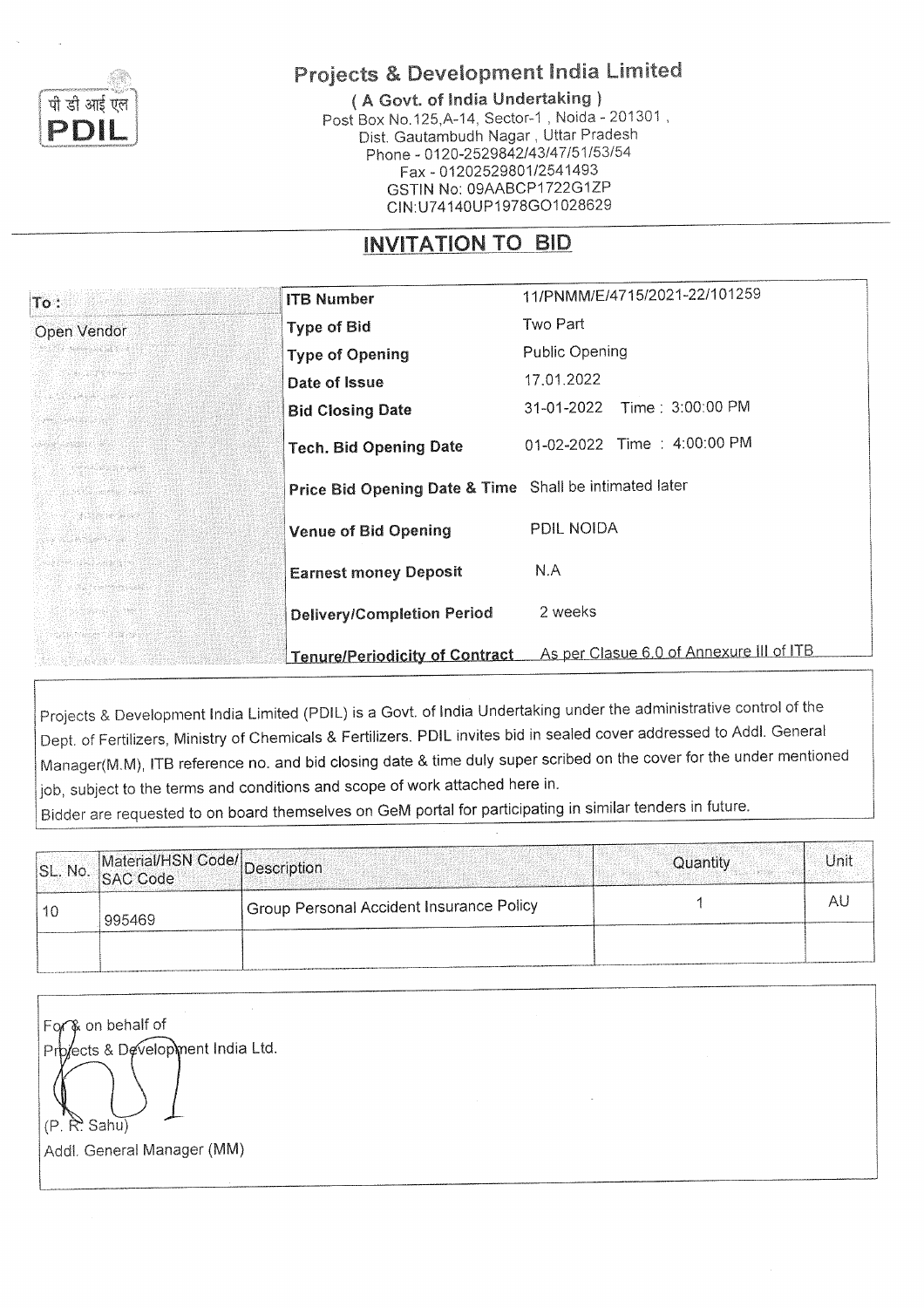पी डी आई एल
**PDIL**

# Projects & Development India Limited

**( A Govt. of India Undertaking )**
Post Box No.125,A-14, Sector-1 , Noida - 201301 ,
Dist. Gautambudh Nagar , Uttar Pradesh
Phone - 0120-2529842/43/47/51/53/54
Fax - 01202529801/2541493
GSTIN No: 09AABCP1722G1ZP
CIN:U74140UP1978GO1028629

## INVITATION TO BID

| To : | | |
|---|---|---|
| Open Vendor | **ITB Number** | 11/PNMM/E/4715/2021-22/101259 |
| | **Type of Bid** | Two Part |
| | **Type of Opening** | Public Opening |
| | **Date of Issue** | 17.01.2022 |
| | **Bid Closing Date** | 31-01-2022 Time : 3:00:00 PM |
| | **Tech. Bid Opening Date** | 01-02-2022 Time : 4:00:00 PM |
| | **Price Bid Opening Date & Time** | Shall be intimated later |
| | **Venue of Bid Opening** | PDIL NOIDA |
| | **Earnest money Deposit** | N.A |
| | **Delivery/Completion Period** | 2 weeks |
| | **Tenure/Periodicity of Contract** | As per Clasue 6.0 of Annexure III of ITB |

Projects & Development India Limited (PDIL) is a Govt. of India Undertaking under the administrative control of the Dept. of Fertilizers, Ministry of Chemicals & Fertilizers. PDIL invites bid in sealed cover addressed to Addl. General Manager(M.M), ITB reference no. and bid closing date & time duly super scribed on the cover for the under mentioned job, subject to the terms and conditions and scope of work attached here in.
Bidder are requested to on board themselves on GeM portal for participating in similar tenders in future.

| SL. No. | Material/HSN Code/ SAC Code | Description | Quantity | Unit |
|---|---|---|---|---|
| 10 | 995469 | Group Personal Accident Insurance Policy | 1 | AU |
| | | | | |

For & on behalf of
Projects & Development India Ltd.

(P. R. Sahu)
Addl. General Manager (MM)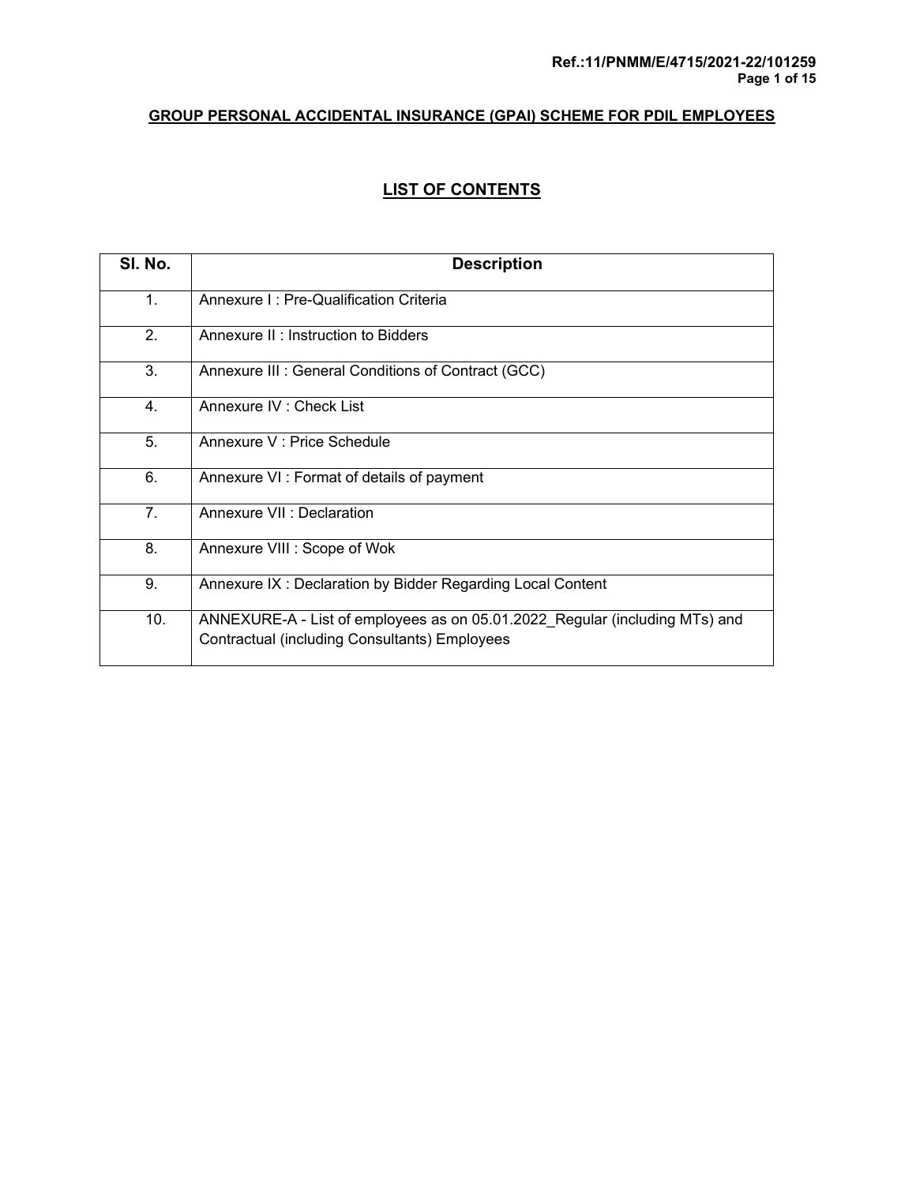**GROUP PERSONAL ACCIDENTAL INSURANCE (GPAI) SCHEME FOR PDIL EMPLOYEES**

## LIST OF CONTENTS

| Sl. No. | Description |
|---|---|
| 1. | Annexure I : Pre-Qualification Criteria |
| 2. | Annexure II : Instruction to Bidders |
| 3. | Annexure III : General Conditions of Contract (GCC) |
| 4. | Annexure IV : Check List |
| 5. | Annexure V : Price Schedule |
| 6. | Annexure VI : Format of details of payment |
| 7. | Annexure VII : Declaration |
| 8. | Annexure VIII : Scope of Wok |
| 9. | Annexure IX : Declaration by Bidder Regarding Local Content |
| 10. | ANNEXURE-A - List of employees as on 05.01.2022_Regular (including MTs) and Contractual (including Consultants) Employees |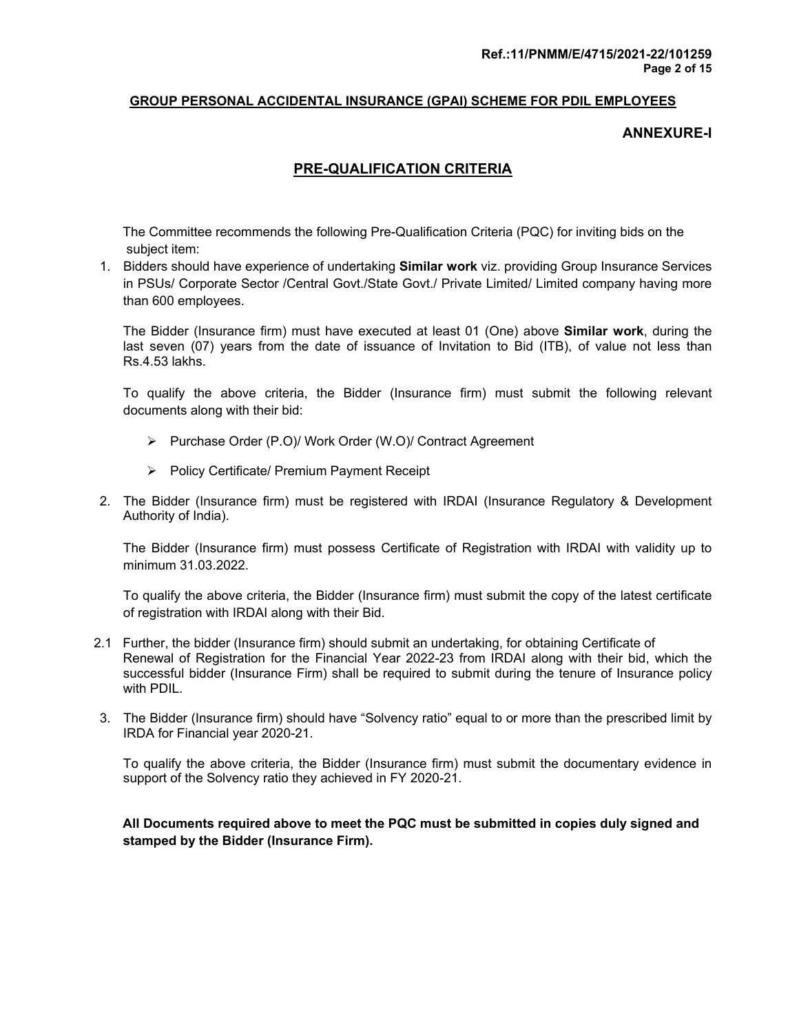**GROUP PERSONAL ACCIDENTAL INSURANCE (GPAI) SCHEME FOR PDIL EMPLOYEES**

**ANNEXURE-I**

## PRE-QUALIFICATION CRITERIA

The Committee recommends the following Pre-Qualification Criteria (PQC) for inviting bids on the subject item:

1. Bidders should have experience of undertaking **Similar work** viz. providing Group Insurance Services in PSUs/ Corporate Sector /Central Govt./State Govt./ Private Limited/ Limited company having more than 600 employees.

   The Bidder (Insurance firm) must have executed at least 01 (One) above **Similar work**, during the last seven (07) years from the date of issuance of Invitation to Bid (ITB), of value not less than Rs.4.53 lakhs.

   To qualify the above criteria, the Bidder (Insurance firm) must submit the following relevant documents along with their bid:

   - Purchase Order (P.O)/ Work Order (W.O)/ Contract Agreement
   - Policy Certificate/ Premium Payment Receipt

2. The Bidder (Insurance firm) must be registered with IRDAI (Insurance Regulatory & Development Authority of India).

   The Bidder (Insurance firm) must possess Certificate of Registration with IRDAI with validity up to minimum 31.03.2022.

   To qualify the above criteria, the Bidder (Insurance firm) must submit the copy of the latest certificate of registration with IRDAI along with their Bid.

2.1 Further, the bidder (Insurance firm) should submit an undertaking, for obtaining Certificate of Renewal of Registration for the Financial Year 2022-23 from IRDAI along with their bid, which the successful bidder (Insurance Firm) shall be required to submit during the tenure of Insurance policy with PDIL.

3. The Bidder (Insurance firm) should have "Solvency ratio" equal to or more than the prescribed limit by IRDA for Financial year 2020-21.

   To qualify the above criteria, the Bidder (Insurance firm) must submit the documentary evidence in support of the Solvency ratio they achieved in FY 2020-21.

**All Documents required above to meet the PQC must be submitted in copies duly signed and stamped by the Bidder (Insurance Firm).**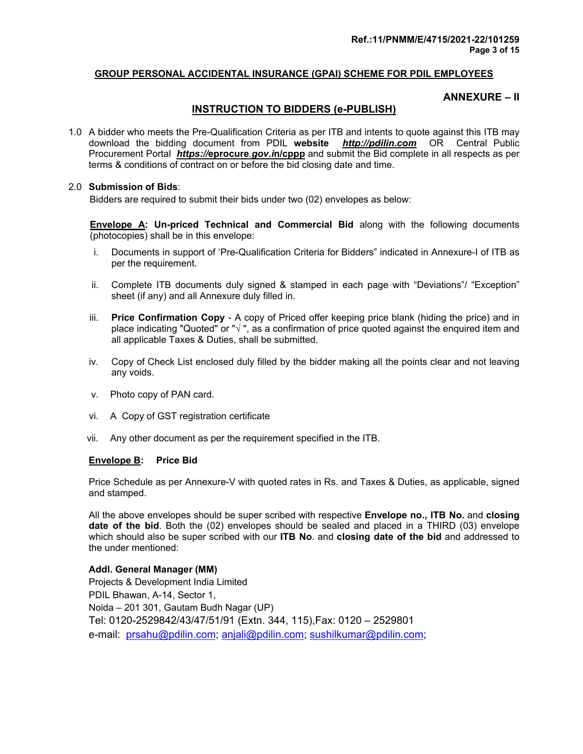## GROUP PERSONAL ACCIDENTAL INSURANCE (GPAI) SCHEME FOR PDIL EMPLOYEES

**ANNEXURE – II**

## INSTRUCTION TO BIDDERS (e-PUBLISH)

1.0 A bidder who meets the Pre-Qualification Criteria as per ITB and intents to quote against this ITB may download the bidding document from PDIL **website** ***http://pdilin.com*** OR Central Public Procurement Portal ***https://eprocure.gov.in/cppp*** and submit the Bid complete in all respects as per terms & conditions of contract on or before the bid closing date and time.

2.0 **Submission of Bids**:

Bidders are required to submit their bids under two (02) envelopes as below:

**Envelope A: Un-priced Technical and Commercial Bid** along with the following documents (photocopies) shall be in this envelope:

i. Documents in support of 'Pre-Qualification Criteria for Bidders" indicated in Annexure-I of ITB as per the requirement.

ii. Complete ITB documents duly signed & stamped in each page with "Deviations"/ "Exception" sheet (if any) and all Annexure duly filled in.

iii. **Price Confirmation Copy** - A copy of Priced offer keeping price blank (hiding the price) and in place indicating "Quoted" or "√ ", as a confirmation of price quoted against the enquired item and all applicable Taxes & Duties, shall be submitted.

iv. Copy of Check List enclosed duly filled by the bidder making all the points clear and not leaving any voids.

v. Photo copy of PAN card.

vi. A Copy of GST registration certificate

vii. Any other document as per the requirement specified in the ITB.

**Envelope B: Price Bid**

Price Schedule as per Annexure-V with quoted rates in Rs. and Taxes & Duties, as applicable, signed and stamped.

All the above envelopes should be super scribed with respective **Envelope no., ITB No.** and **closing date of the bid**. Both the (02) envelopes should be sealed and placed in a THIRD (03) envelope which should also be super scribed with our **ITB No**. and **closing date of the bid** and addressed to the under mentioned:

**Addl. General Manager (MM)**
Projects & Development India Limited
PDIL Bhawan, A-14, Sector 1,
Noida – 201 301, Gautam Budh Nagar (UP)
Tel: 0120-2529842/43/47/51/91 (Extn. 344, 115),Fax: 0120 – 2529801
e-mail: prsahu@pdilin.com; anjali@pdilin.com; sushilkumar@pdilin.com;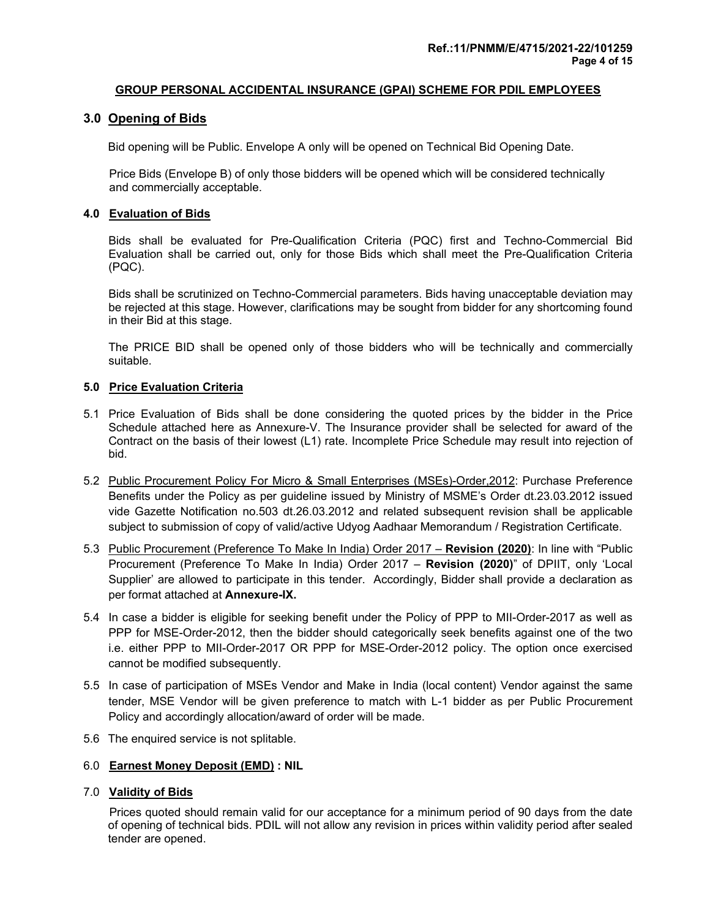**GROUP PERSONAL ACCIDENTAL INSURANCE (GPAI) SCHEME FOR PDIL EMPLOYEES**

## 3.0 Opening of Bids

Bid opening will be Public. Envelope A only will be opened on Technical Bid Opening Date.

Price Bids (Envelope B) of only those bidders will be opened which will be considered technically and commercially acceptable.

## 4.0 Evaluation of Bids

Bids shall be evaluated for Pre-Qualification Criteria (PQC) first and Techno-Commercial Bid Evaluation shall be carried out, only for those Bids which shall meet the Pre-Qualification Criteria (PQC).

Bids shall be scrutinized on Techno-Commercial parameters. Bids having unacceptable deviation may be rejected at this stage. However, clarifications may be sought from bidder for any shortcoming found in their Bid at this stage.

The PRICE BID shall be opened only of those bidders who will be technically and commercially suitable.

## 5.0 Price Evaluation Criteria

5.1 Price Evaluation of Bids shall be done considering the quoted prices by the bidder in the Price Schedule attached here as Annexure-V. The Insurance provider shall be selected for award of the Contract on the basis of their lowest (L1) rate. Incomplete Price Schedule may result into rejection of bid.

5.2 Public Procurement Policy For Micro & Small Enterprises (MSEs)-Order,2012: Purchase Preference Benefits under the Policy as per guideline issued by Ministry of MSME's Order dt.23.03.2012 issued vide Gazette Notification no.503 dt.26.03.2012 and related subsequent revision shall be applicable subject to submission of copy of valid/active Udyog Aadhaar Memorandum / Registration Certificate.

5.3 Public Procurement (Preference To Make In India) Order 2017 – **Revision (2020)**: In line with "Public Procurement (Preference To Make In India) Order 2017 – **Revision (2020)**" of DPIIT, only 'Local Supplier' are allowed to participate in this tender. Accordingly, Bidder shall provide a declaration as per format attached at **Annexure-IX.**

5.4 In case a bidder is eligible for seeking benefit under the Policy of PPP to MII-Order-2017 as well as PPP for MSE-Order-2012, then the bidder should categorically seek benefits against one of the two i.e. either PPP to MII-Order-2017 OR PPP for MSE-Order-2012 policy. The option once exercised cannot be modified subsequently.

5.5 In case of participation of MSEs Vendor and Make in India (local content) Vendor against the same tender, MSE Vendor will be given preference to match with L-1 bidder as per Public Procurement Policy and accordingly allocation/award of order will be made.

5.6 The enquired service is not splitable.

## 6.0 Earnest Money Deposit (EMD) : NIL

## 7.0 Validity of Bids

Prices quoted should remain valid for our acceptance for a minimum period of 90 days from the date of opening of technical bids. PDIL will not allow any revision in prices within validity period after sealed tender are opened.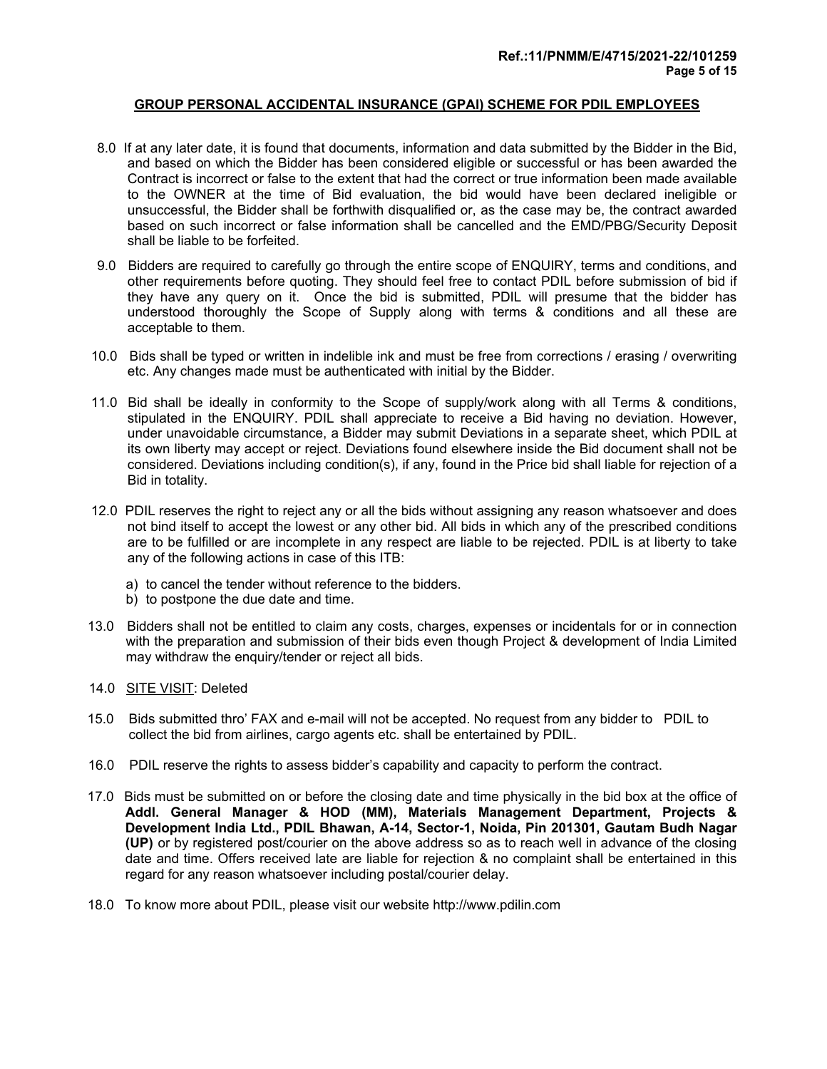## GROUP PERSONAL ACCIDENTAL INSURANCE (GPAI) SCHEME FOR PDIL EMPLOYEES

8.0 If at any later date, it is found that documents, information and data submitted by the Bidder in the Bid, and based on which the Bidder has been considered eligible or successful or has been awarded the Contract is incorrect or false to the extent that had the correct or true information been made available to the OWNER at the time of Bid evaluation, the bid would have been declared ineligible or unsuccessful, the Bidder shall be forthwith disqualified or, as the case may be, the contract awarded based on such incorrect or false information shall be cancelled and the EMD/PBG/Security Deposit shall be liable to be forfeited.

9.0 Bidders are required to carefully go through the entire scope of ENQUIRY, terms and conditions, and other requirements before quoting. They should feel free to contact PDIL before submission of bid if they have any query on it. Once the bid is submitted, PDIL will presume that the bidder has understood thoroughly the Scope of Supply along with terms & conditions and all these are acceptable to them.

10.0 Bids shall be typed or written in indelible ink and must be free from corrections / erasing / overwriting etc. Any changes made must be authenticated with initial by the Bidder.

11.0 Bid shall be ideally in conformity to the Scope of supply/work along with all Terms & conditions, stipulated in the ENQUIRY. PDIL shall appreciate to receive a Bid having no deviation. However, under unavoidable circumstance, a Bidder may submit Deviations in a separate sheet, which PDIL at its own liberty may accept or reject. Deviations found elsewhere inside the Bid document shall not be considered. Deviations including condition(s), if any, found in the Price bid shall liable for rejection of a Bid in totality.

12.0 PDIL reserves the right to reject any or all the bids without assigning any reason whatsoever and does not bind itself to accept the lowest or any other bid. All bids in which any of the prescribed conditions are to be fulfilled or are incomplete in any respect are liable to be rejected. PDIL is at liberty to take any of the following actions in case of this ITB:

a) to cancel the tender without reference to the bidders.
b) to postpone the due date and time.

13.0 Bidders shall not be entitled to claim any costs, charges, expenses or incidentals for or in connection with the preparation and submission of their bids even though Project & development of India Limited may withdraw the enquiry/tender or reject all bids.

14.0 SITE VISIT: Deleted

15.0 Bids submitted thro' FAX and e-mail will not be accepted. No request from any bidder to PDIL to collect the bid from airlines, cargo agents etc. shall be entertained by PDIL.

16.0 PDIL reserve the rights to assess bidder's capability and capacity to perform the contract.

17.0 Bids must be submitted on or before the closing date and time physically in the bid box at the office of **Addl. General Manager & HOD (MM), Materials Management Department, Projects & Development India Ltd., PDIL Bhawan, A-14, Sector-1, Noida, Pin 201301, Gautam Budh Nagar (UP)** or by registered post/courier on the above address so as to reach well in advance of the closing date and time. Offers received late are liable for rejection & no complaint shall be entertained in this regard for any reason whatsoever including postal/courier delay.

18.0 To know more about PDIL, please visit our website http://www.pdilin.com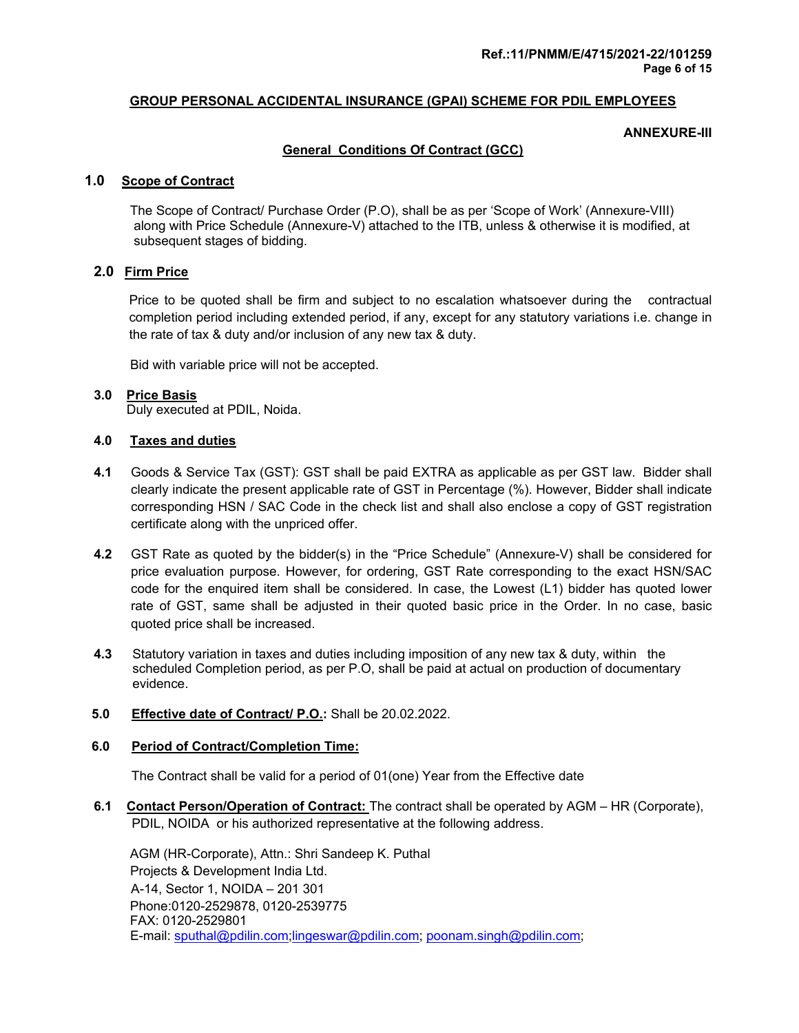## GROUP PERSONAL ACCIDENTAL INSURANCE (GPAI) SCHEME FOR PDIL EMPLOYEES

**ANNEXURE-III**

### General Conditions Of Contract (GCC)

**1.0 Scope of Contract**

The Scope of Contract/ Purchase Order (P.O), shall be as per 'Scope of Work' (Annexure-VIII) along with Price Schedule (Annexure-V) attached to the ITB, unless & otherwise it is modified, at subsequent stages of bidding.

**2.0 Firm Price**

Price to be quoted shall be firm and subject to no escalation whatsoever during the contractual completion period including extended period, if any, except for any statutory variations i.e. change in the rate of tax & duty and/or inclusion of any new tax & duty.

Bid with variable price will not be accepted.

**3.0 Price Basis**

Duly executed at PDIL, Noida.

**4.0 Taxes and duties**

**4.1** Goods & Service Tax (GST): GST shall be paid EXTRA as applicable as per GST law. Bidder shall clearly indicate the present applicable rate of GST in Percentage (%). However, Bidder shall indicate corresponding HSN / SAC Code in the check list and shall also enclose a copy of GST registration certificate along with the unpriced offer.

**4.2** GST Rate as quoted by the bidder(s) in the "Price Schedule" (Annexure-V) shall be considered for price evaluation purpose. However, for ordering, GST Rate corresponding to the exact HSN/SAC code for the enquired item shall be considered. In case, the Lowest (L1) bidder has quoted lower rate of GST, same shall be adjusted in their quoted basic price in the Order. In no case, basic quoted price shall be increased.

**4.3** Statutory variation in taxes and duties including imposition of any new tax & duty, within the scheduled Completion period, as per P.O, shall be paid at actual on production of documentary evidence.

**5.0 Effective date of Contract/ P.O.:** Shall be 20.02.2022.

**6.0 Period of Contract/Completion Time:**

The Contract shall be valid for a period of 01(one) Year from the Effective date

**6.1 Contact Person/Operation of Contract:** The contract shall be operated by AGM – HR (Corporate), PDIL, NOIDA or his authorized representative at the following address.

AGM (HR-Corporate), Attn.: Shri Sandeep K. Puthal
Projects & Development India Ltd.
A-14, Sector 1, NOIDA – 201 301
Phone:0120-2529878, 0120-2539775
FAX: 0120-2529801
E-mail: sputhal@pdilin.com;lingeswar@pdilin.com; poonam.singh@pdilin.com;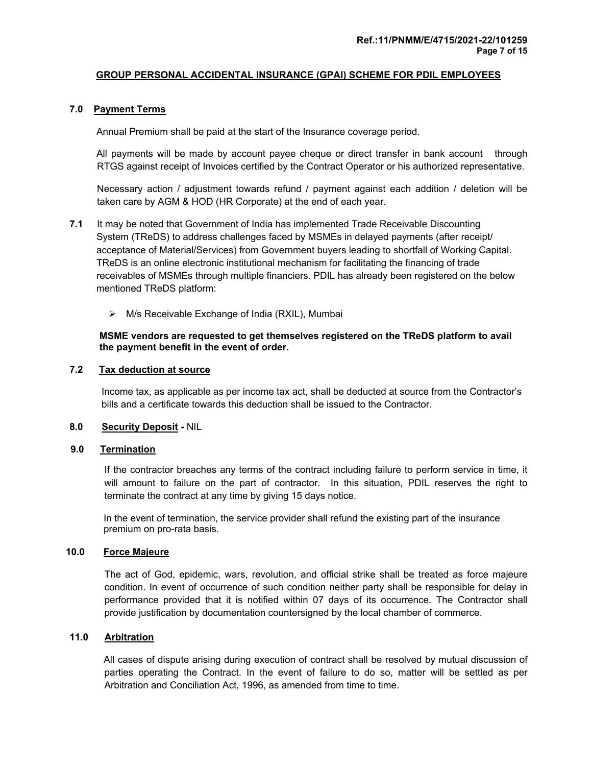**GROUP PERSONAL ACCIDENTAL INSURANCE (GPAI) SCHEME FOR PDIL EMPLOYEES**

## 7.0 Payment Terms

Annual Premium shall be paid at the start of the Insurance coverage period.

All payments will be made by account payee cheque or direct transfer in bank account through RTGS against receipt of Invoices certified by the Contract Operator or his authorized representative.

Necessary action / adjustment towards refund / payment against each addition / deletion will be taken care by AGM & HOD (HR Corporate) at the end of each year.

**7.1** It may be noted that Government of India has implemented Trade Receivable Discounting System (TReDS) to address challenges faced by MSMEs in delayed payments (after receipt/ acceptance of Material/Services) from Government buyers leading to shortfall of Working Capital. TReDS is an online electronic institutional mechanism for facilitating the financing of trade receivables of MSMEs through multiple financiers. PDIL has already been registered on the below mentioned TReDS platform:

- M/s Receivable Exchange of India (RXIL), Mumbai

**MSME vendors are requested to get themselves registered on the TReDS platform to avail the payment benefit in the event of order.**

### 7.2 Tax deduction at source

Income tax, as applicable as per income tax act, shall be deducted at source from the Contractor's bills and a certificate towards this deduction shall be issued to the Contractor.

## 8.0 Security Deposit - NIL

## 9.0 Termination

If the contractor breaches any terms of the contract including failure to perform service in time, it will amount to failure on the part of contractor. In this situation, PDIL reserves the right to terminate the contract at any time by giving 15 days notice.

In the event of termination, the service provider shall refund the existing part of the insurance premium on pro-rata basis.

## 10.0 Force Majeure

The act of God, epidemic, wars, revolution, and official strike shall be treated as force majeure condition. In event of occurrence of such condition neither party shall be responsible for delay in performance provided that it is notified within 07 days of its occurrence. The Contractor shall provide justification by documentation countersigned by the local chamber of commerce.

## 11.0 Arbitration

All cases of dispute arising during execution of contract shall be resolved by mutual discussion of parties operating the Contract. In the event of failure to do so, matter will be settled as per Arbitration and Conciliation Act, 1996, as amended from time to time.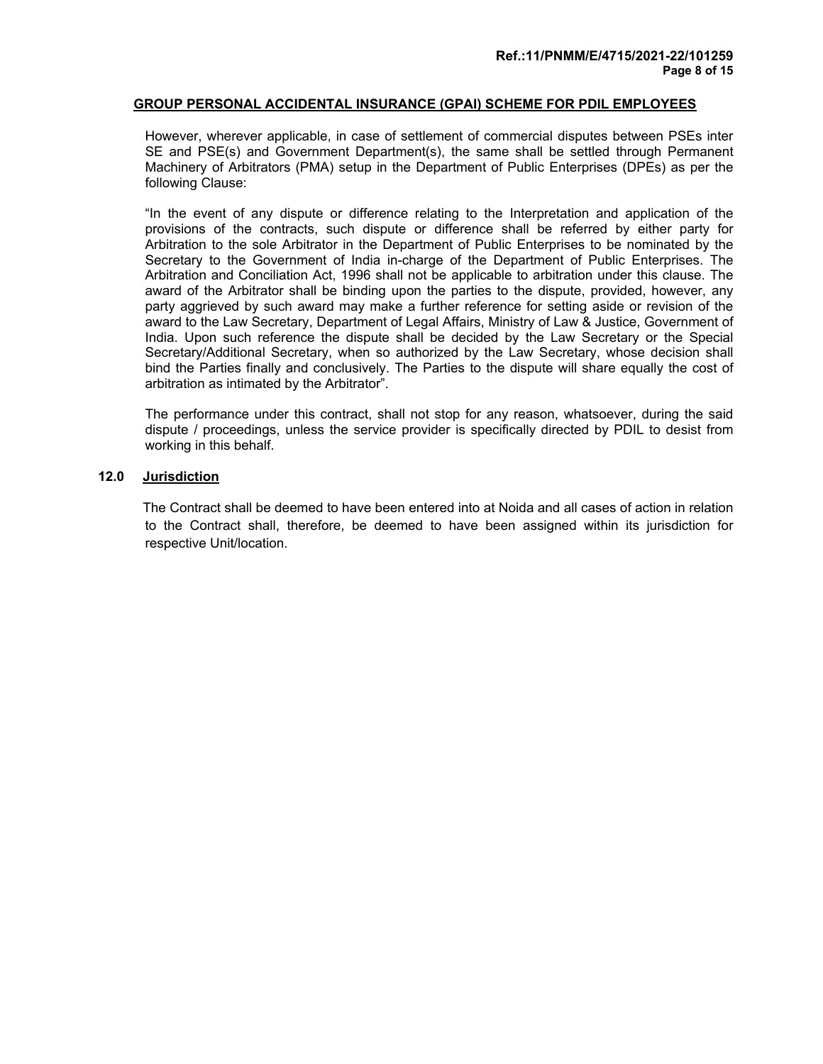However, wherever applicable, in case of settlement of commercial disputes between PSEs inter SE and PSE(s) and Government Department(s), the same shall be settled through Permanent Machinery of Arbitrators (PMA) setup in the Department of Public Enterprises (DPEs) as per the following Clause:

"In the event of any dispute or difference relating to the Interpretation and application of the provisions of the contracts, such dispute or difference shall be referred by either party for Arbitration to the sole Arbitrator in the Department of Public Enterprises to be nominated by the Secretary to the Government of India in-charge of the Department of Public Enterprises. The Arbitration and Conciliation Act, 1996 shall not be applicable to arbitration under this clause. The award of the Arbitrator shall be binding upon the parties to the dispute, provided, however, any party aggrieved by such award may make a further reference for setting aside or revision of the award to the Law Secretary, Department of Legal Affairs, Ministry of Law & Justice, Government of India. Upon such reference the dispute shall be decided by the Law Secretary or the Special Secretary/Additional Secretary, when so authorized by the Law Secretary, whose decision shall bind the Parties finally and conclusively. The Parties to the dispute will share equally the cost of arbitration as intimated by the Arbitrator".

The performance under this contract, shall not stop for any reason, whatsoever, during the said dispute / proceedings, unless the service provider is specifically directed by PDIL to desist from working in this behalf.

## 12.0 Jurisdiction

The Contract shall be deemed to have been entered into at Noida and all cases of action in relation to the Contract shall, therefore, be deemed to have been assigned within its jurisdiction for respective Unit/location.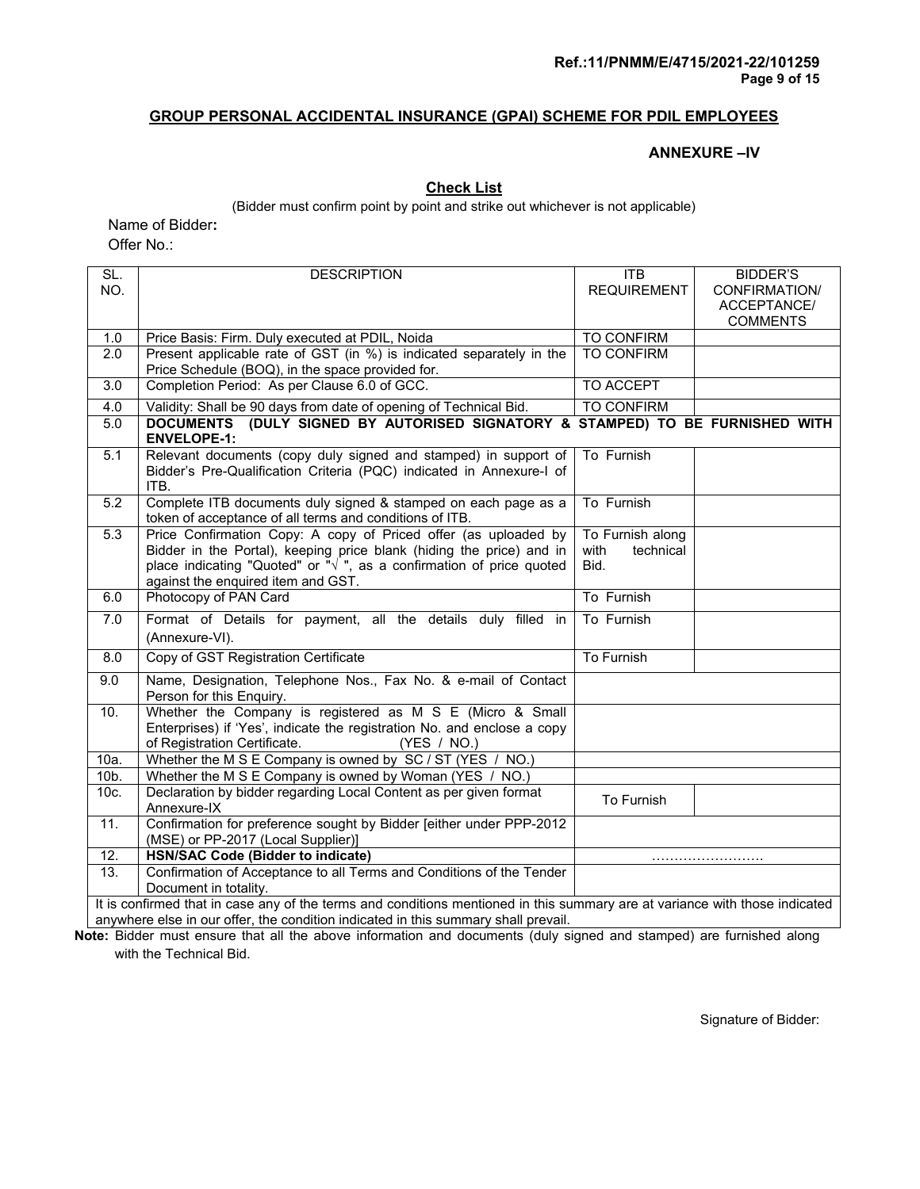**GROUP PERSONAL ACCIDENTAL INSURANCE (GPAI) SCHEME FOR PDIL EMPLOYEES**

**ANNEXURE –IV**

## Check List

(Bidder must confirm point by point and strike out whichever is not applicable)

Name of Bidder**:**

Offer No.:

| SL. NO. | DESCRIPTION | ITB REQUIREMENT | BIDDER'S CONFIRMATION/ ACCEPTANCE/ COMMENTS |
|---|---|---|---|
| 1.0 | Price Basis: Firm. Duly executed at PDIL, Noida | TO CONFIRM | |
| 2.0 | Present applicable rate of GST (in %) is indicated separately in the Price Schedule (BOQ), in the space provided for. | TO CONFIRM | |
| 3.0 | Completion Period: As per Clause 6.0 of GCC. | TO ACCEPT | |
| 4.0 | Validity: Shall be 90 days from date of opening of Technical Bid. | TO CONFIRM | |
| 5.0 | **DOCUMENTS (DULY SIGNED BY AUTORISED SIGNATORY & STAMPED) TO BE FURNISHED WITH ENVELOPE-1:** | | |
| 5.1 | Relevant documents (copy duly signed and stamped) in support of Bidder's Pre-Qualification Criteria (PQC) indicated in Annexure-I of ITB. | To Furnish | |
| 5.2 | Complete ITB documents duly signed & stamped on each page as a token of acceptance of all terms and conditions of ITB. | To Furnish | |
| 5.3 | Price Confirmation Copy: A copy of Priced offer (as uploaded by Bidder in the Portal), keeping price blank (hiding the price) and in place indicating "Quoted" or "√ ", as a confirmation of price quoted against the enquired item and GST. | To Furnish along with technical Bid. | |
| 6.0 | Photocopy of PAN Card | To Furnish | |
| 7.0 | Format of Details for payment, all the details duly filled in (Annexure-VI). | To Furnish | |
| 8.0 | Copy of GST Registration Certificate | To Furnish | |
| 9.0 | Name, Designation, Telephone Nos., Fax No. & e-mail of Contact Person for this Enquiry. | | |
| 10. | Whether the Company is registered as M S E (Micro & Small Enterprises) if 'Yes', indicate the registration No. and enclose a copy of Registration Certificate. (YES / NO.) | | |
| 10a. | Whether the M S E Company is owned by SC / ST (YES / NO.) | | |
| 10b. | Whether the M S E Company is owned by Woman (YES / NO.) | | |
| 10c. | Declaration by bidder regarding Local Content as per given format Annexure-IX | To Furnish | |
| 11. | Confirmation for preference sought by Bidder [either under PPP-2012 (MSE) or PP-2017 (Local Supplier)] | | |
| 12. | **HSN/SAC Code (Bidder to indicate)** | ……………………. | |
| 13. | Confirmation of Acceptance to all Terms and Conditions of the Tender Document in totality. | | |
| It is confirmed that in case any of the terms and conditions mentioned in this summary are at variance with those indicated anywhere else in our offer, the condition indicated in this summary shall prevail. | | | |

**Note:** Bidder must ensure that all the above information and documents (duly signed and stamped) are furnished along with the Technical Bid.

Signature of Bidder: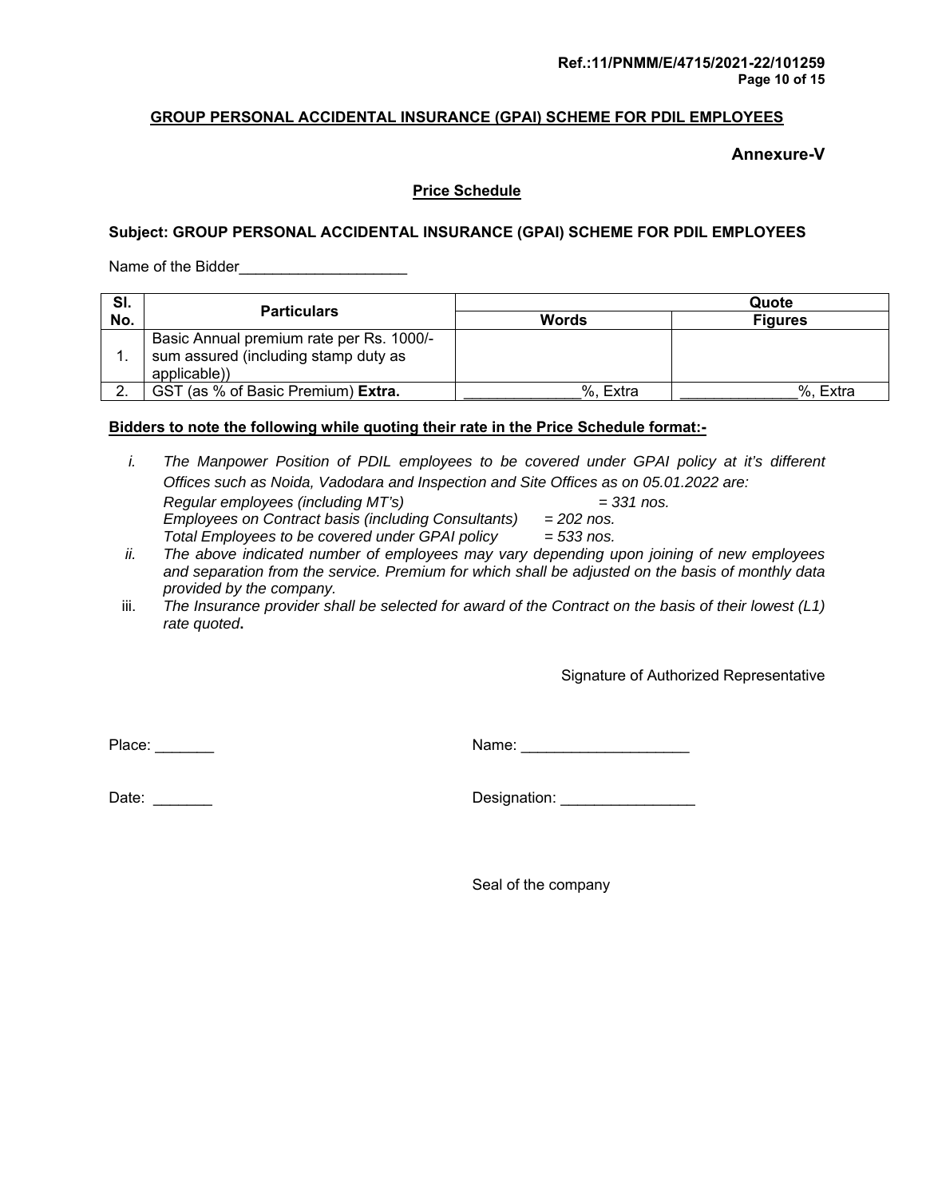## GROUP PERSONAL ACCIDENTAL INSURANCE (GPAI) SCHEME FOR PDIL EMPLOYEES

**Annexure-V**

**Price Schedule**

**Subject: GROUP PERSONAL ACCIDENTAL INSURANCE (GPAI) SCHEME FOR PDIL EMPLOYEES**

Name of the Bidder____________________

| Sl. No. | Particulars | Quote | |
|---|---|---|---|
| | | Words | Figures |
| 1. | Basic Annual premium rate per Rs. 1000/- sum assured (including stamp duty as applicable)) | | |
| 2. | GST (as % of Basic Premium) **Extra.** | _____________%, Extra | _____________%, Extra |

**Bidders to note the following while quoting their rate in the Price Schedule format:-**

i. *The Manpower Position of PDIL employees to be covered under GPAI policy at it's different Offices such as Noida, Vadodara and Inspection and Site Offices as on 05.01.2022 are:*
   *Regular employees (including MT's) = 331 nos.*
   *Employees on Contract basis (including Consultants) = 202 nos.*
   *Total Employees to be covered under GPAI policy = 533 nos.*

ii. *The above indicated number of employees may vary depending upon joining of new employees and separation from the service. Premium for which shall be adjusted on the basis of monthly data provided by the company.*

iii. *The Insurance provider shall be selected for award of the Contract on the basis of their lowest (L1) rate quoted*.

Signature of Authorized Representative

Place: _______

Name: ____________________

Date: _______

Designation: ________________

Seal of the company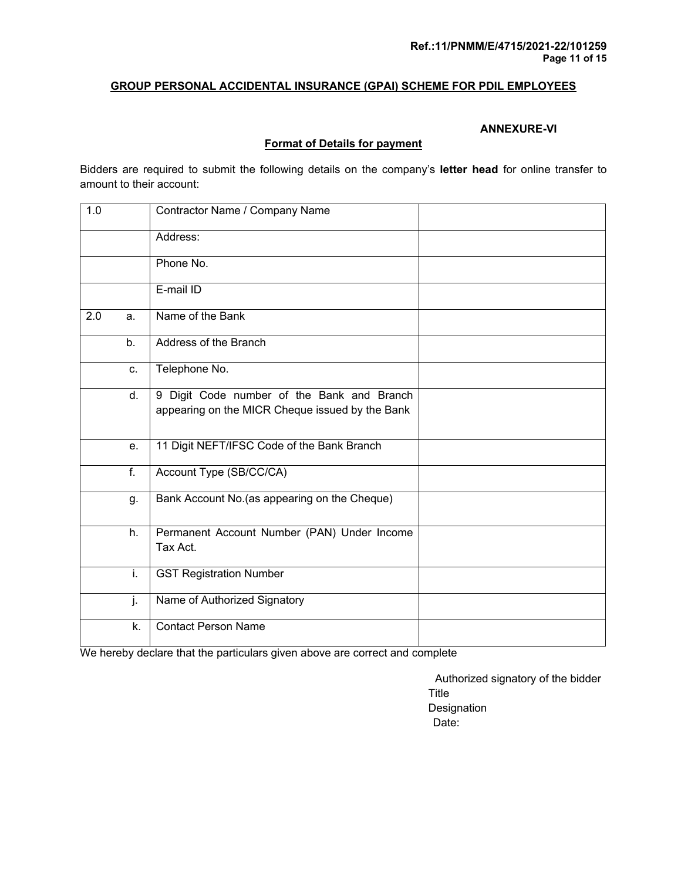## GROUP PERSONAL ACCIDENTAL INSURANCE (GPAI) SCHEME FOR PDIL EMPLOYEES

**ANNEXURE-VI**

**Format of Details for payment**

Bidders are required to submit the following details on the company's **letter head** for online transfer to amount to their account:

| | | |
|---|---|---|
| 1.0 | Contractor Name / Company Name | |
| | Address: | |
| | Phone No. | |
| | E-mail ID | |
| 2.0 a. | Name of the Bank | |
| b. | Address of the Branch | |
| c. | Telephone No. | |
| d. | 9 Digit Code number of the Bank and Branch appearing on the MICR Cheque issued by the Bank | |
| e. | 11 Digit NEFT/IFSC Code of the Bank Branch | |
| f. | Account Type (SB/CC/CA) | |
| g. | Bank Account No.(as appearing on the Cheque) | |
| h. | Permanent Account Number (PAN) Under Income Tax Act. | |
| i. | GST Registration Number | |
| j. | Name of Authorized Signatory | |
| k. | Contact Person Name | |

We hereby declare that the particulars given above are correct and complete

Authorized signatory of the bidder
Title
Designation
Date: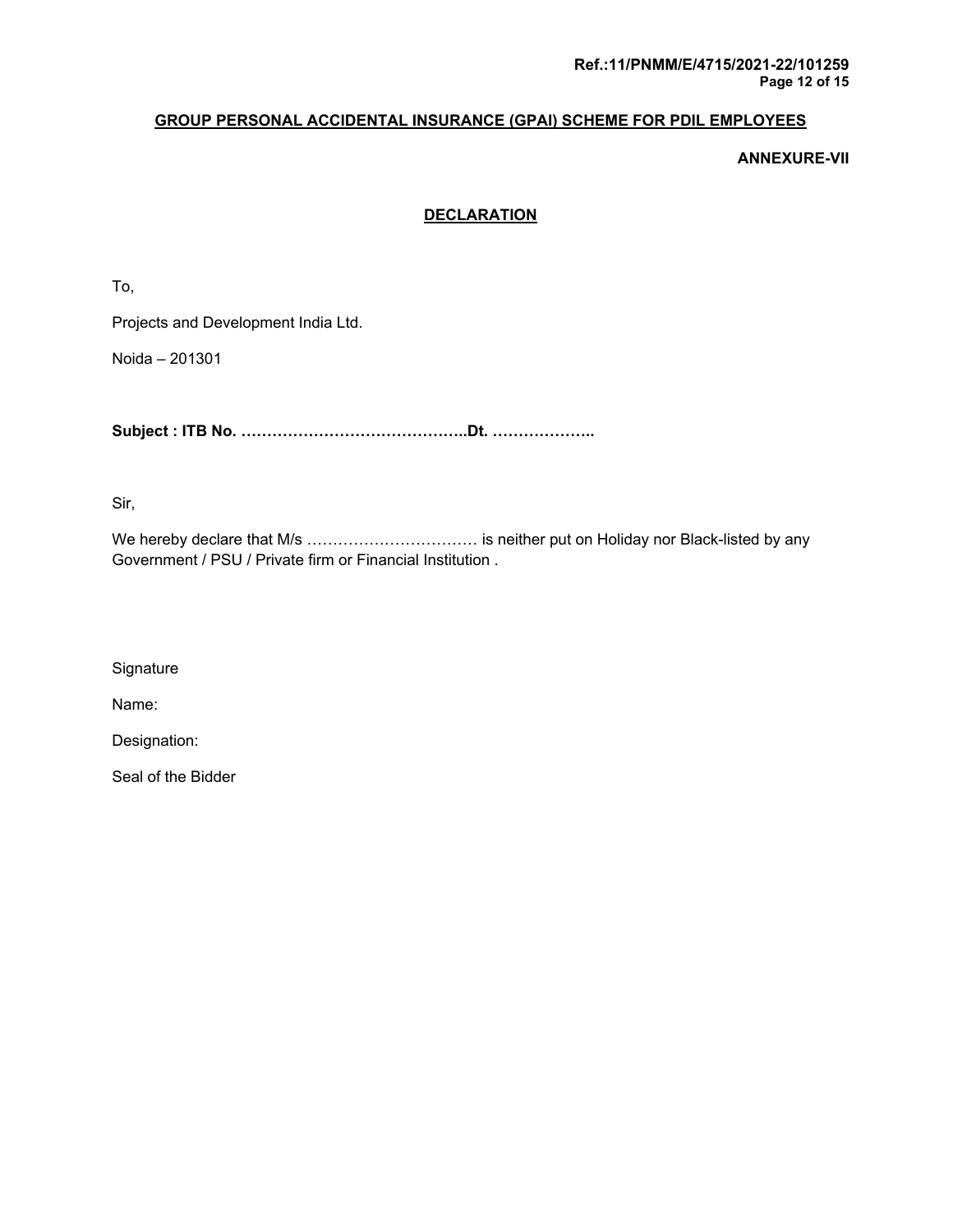## GROUP PERSONAL ACCIDENTAL INSURANCE (GPAI) SCHEME FOR PDIL EMPLOYEES

**ANNEXURE-VII**

### DECLARATION

To,

Projects and Development India Ltd.

Noida – 201301

**Subject : ITB No. ……………………………………..Dt. ………………..**

Sir,

We hereby declare that M/s …………………………… is neither put on Holiday nor Black-listed by any Government / PSU / Private firm or Financial Institution .

Signature

Name:

Designation:

Seal of the Bidder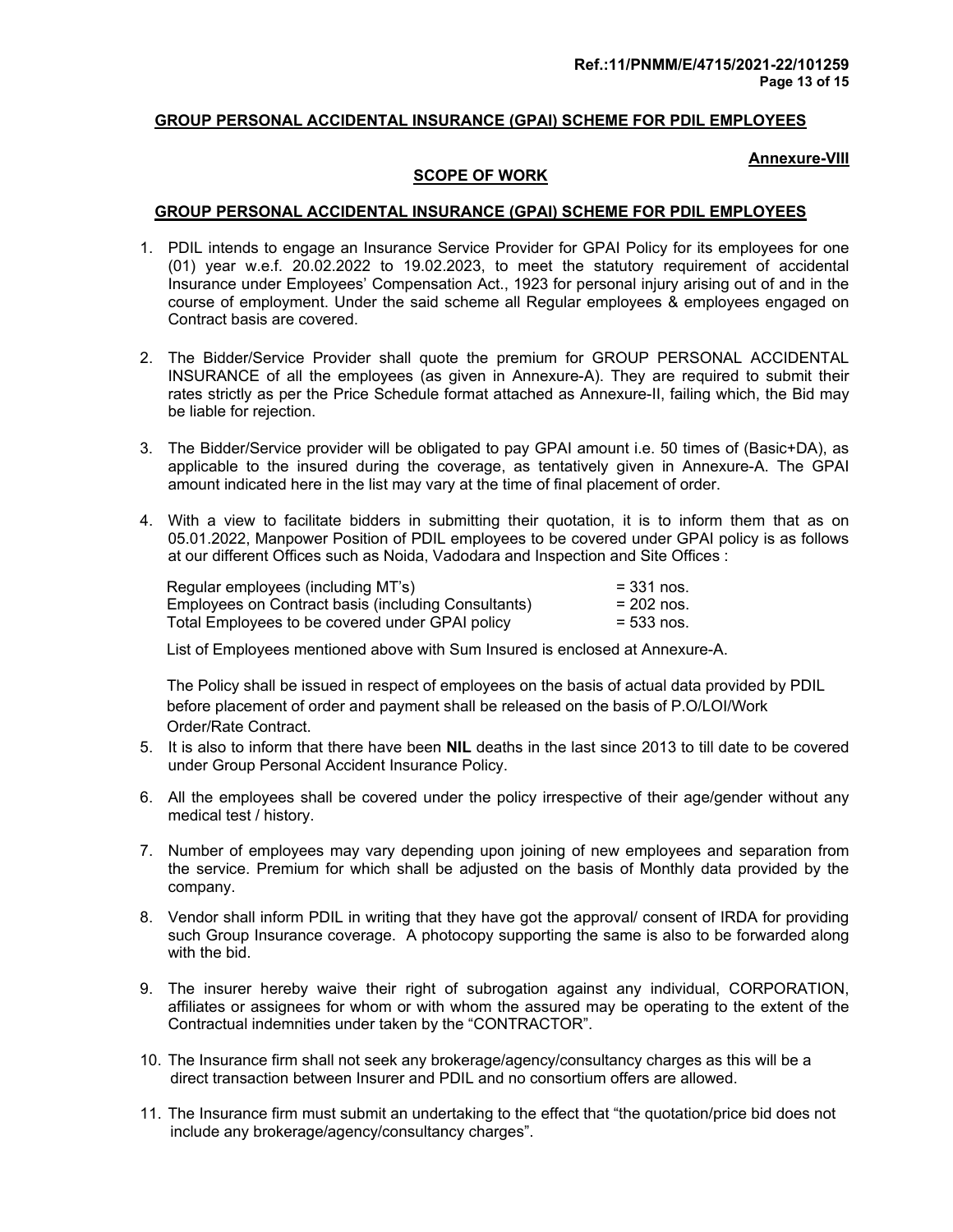**GROUP PERSONAL ACCIDENTAL INSURANCE (GPAI) SCHEME FOR PDIL EMPLOYEES**

**Annexure-VIII**

**SCOPE OF WORK**

**GROUP PERSONAL ACCIDENTAL INSURANCE (GPAI) SCHEME FOR PDIL EMPLOYEES**

1. PDIL intends to engage an Insurance Service Provider for GPAI Policy for its employees for one (01) year w.e.f. 20.02.2022 to 19.02.2023, to meet the statutory requirement of accidental Insurance under Employees' Compensation Act., 1923 for personal injury arising out of and in the course of employment. Under the said scheme all Regular employees & employees engaged on Contract basis are covered.

2. The Bidder/Service Provider shall quote the premium for GROUP PERSONAL ACCIDENTAL INSURANCE of all the employees (as given in Annexure-A). They are required to submit their rates strictly as per the Price Schedule format attached as Annexure-II, failing which, the Bid may be liable for rejection.

3. The Bidder/Service provider will be obligated to pay GPAI amount i.e. 50 times of (Basic+DA), as applicable to the insured during the coverage, as tentatively given in Annexure-A. The GPAI amount indicated here in the list may vary at the time of final placement of order.

4. With a view to facilitate bidders in submitting their quotation, it is to inform them that as on 05.01.2022, Manpower Position of PDIL employees to be covered under GPAI policy is as follows at our different Offices such as Noida, Vadodara and Inspection and Site Offices :

   | | |
   |---|---|
   | Regular employees (including MT's) | = 331 nos. |
   | Employees on Contract basis (including Consultants) | = 202 nos. |
   | Total Employees to be covered under GPAI policy | = 533 nos. |

   List of Employees mentioned above with Sum Insured is enclosed at Annexure-A.

   The Policy shall be issued in respect of employees on the basis of actual data provided by PDIL before placement of order and payment shall be released on the basis of P.O/LOI/Work Order/Rate Contract.

5. It is also to inform that there have been **NIL** deaths in the last since 2013 to till date to be covered under Group Personal Accident Insurance Policy.

6. All the employees shall be covered under the policy irrespective of their age/gender without any medical test / history.

7. Number of employees may vary depending upon joining of new employees and separation from the service. Premium for which shall be adjusted on the basis of Monthly data provided by the company.

8. Vendor shall inform PDIL in writing that they have got the approval/ consent of IRDA for providing such Group Insurance coverage. A photocopy supporting the same is also to be forwarded along with the bid.

9. The insurer hereby waive their right of subrogation against any individual, CORPORATION, affiliates or assignees for whom or with whom the assured may be operating to the extent of the Contractual indemnities under taken by the "CONTRACTOR".

10. The Insurance firm shall not seek any brokerage/agency/consultancy charges as this will be a direct transaction between Insurer and PDIL and no consortium offers are allowed.

11. The Insurance firm must submit an undertaking to the effect that "the quotation/price bid does not include any brokerage/agency/consultancy charges".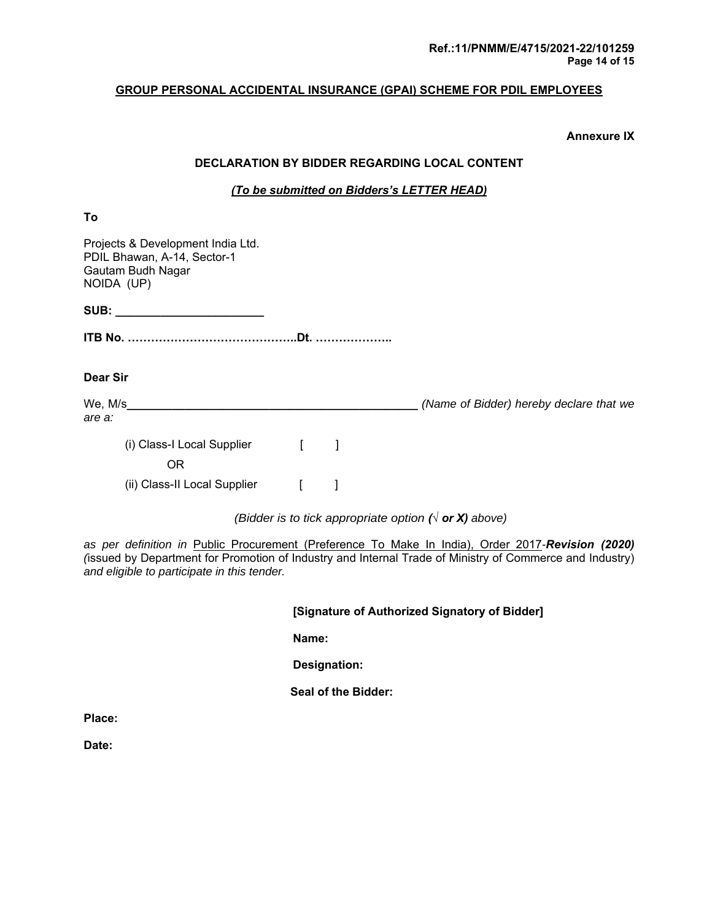**GROUP PERSONAL ACCIDENTAL INSURANCE (GPAI) SCHEME FOR PDIL EMPLOYEES**

**Annexure IX**

**DECLARATION BY BIDDER REGARDING LOCAL CONTENT**

***(To be submitted on Bidders's LETTER HEAD)***

**To**

Projects & Development India Ltd.
PDIL Bhawan, A-14, Sector-1
Gautam Budh Nagar
NOIDA (UP)

**SUB: ______________________**

**ITB No. ……………………………………..Dt. ………………..**

**Dear Sir**

We, M/s_____________________________________________ *(Name of Bidder) hereby declare that we are a:*

(i) Class-I Local Supplier [ ]

OR

(ii) Class-II Local Supplier [ ]

*(Bidder is to tick appropriate option (√ **or X**) above)*

*as per definition in* Public Procurement (Preference To Make In India), Order 2017-***Revision (2020)*** *(*issued by Department for Promotion of Industry and Internal Trade of Ministry of Commerce and Industry) *and eligible to participate in this tender.*

**[Signature of Authorized Signatory of Bidder]**

**Name:**

**Designation:**

**Seal of the Bidder:**

**Place:**

**Date:**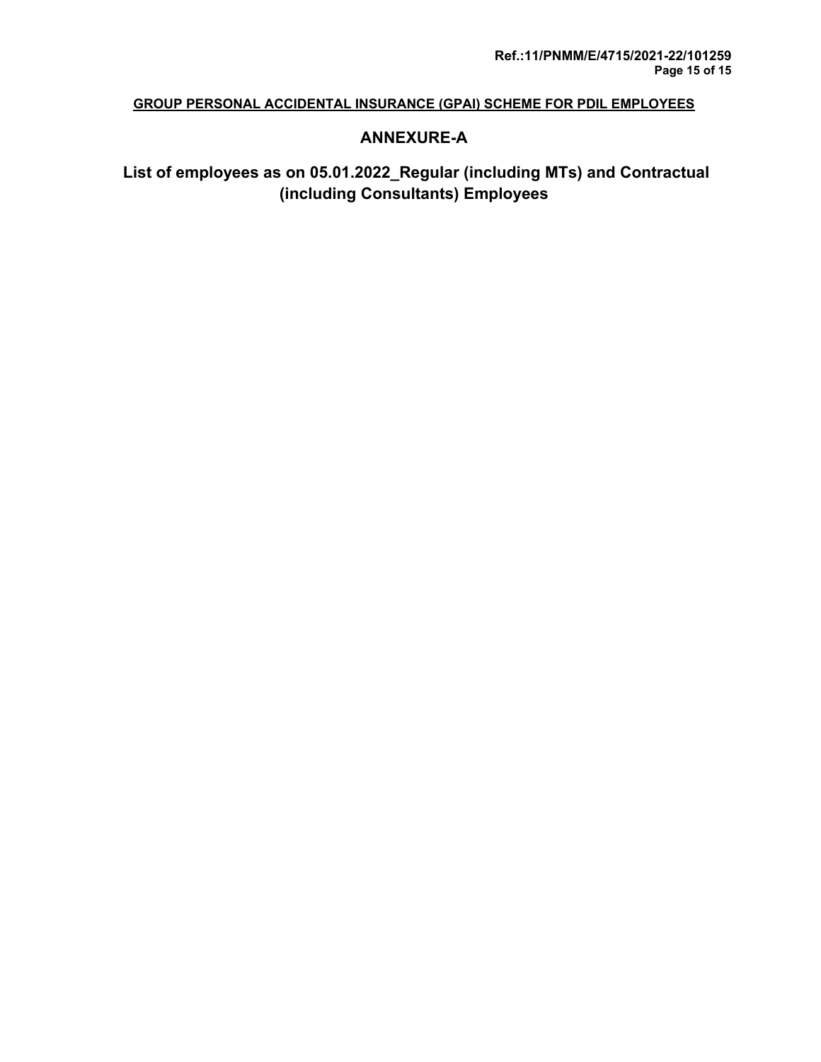**GROUP PERSONAL ACCIDENTAL INSURANCE (GPAI) SCHEME FOR PDIL EMPLOYEES**

## ANNEXURE-A

## List of employees as on 05.01.2022_Regular (including MTs) and Contractual (including Consultants) Employees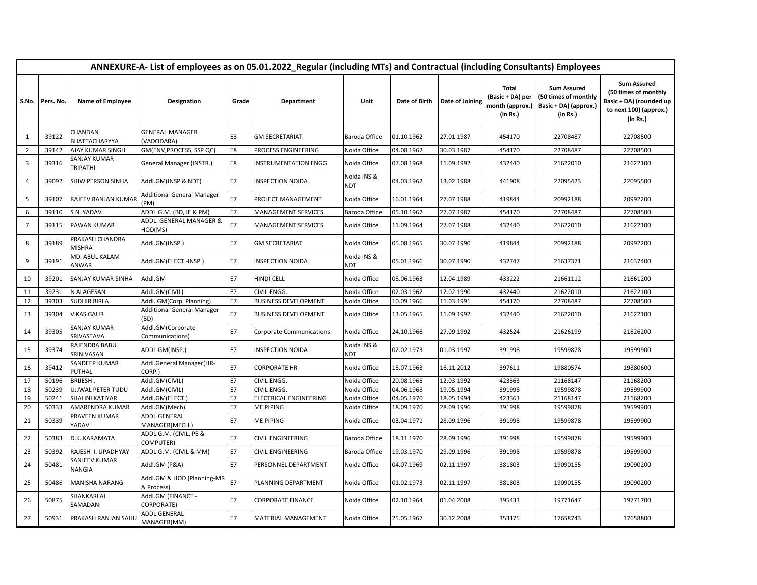| ANNEXURE-A- List of employees as on 05.01.2022_Regular (including MTs) and Contractual (including Consultants) Employees | | | | | | | | | | | |
|---|---|---|---|---|---|---|---|---|---|---|---|
| S.No. | Pers. No. | Name of Employee | Designation | Grade | Department | Unit | Date of Birth | Date of Joining | Total (Basic + DA) per month (approx.) (in Rs.) | Sum Assured (50 times of monthly Basic + DA) (approx.) (in Rs.) | Sum Assured (50 times of monthly Basic + DA) (rounded up to next 100) (approx.) (in Rs.) |
| 1 | 39122 | CHANDAN BHATTACHARYYA | GENERAL MANAGER (VADODARA) | E8 | GM SECRETARIAT | Baroda Office | 01.10.1962 | 27.01.1987 | 454170 | 22708487 | 22708500 |
| 2 | 39142 | AJAY KUMAR SINGH | GM(ENV,PROCESS, SSP QC) | E8 | PROCESS ENGINEERING | Noida Office | 04.08.1962 | 30.03.1987 | 454170 | 22708487 | 22708500 |
| 3 | 39316 | SANJAY KUMAR TRIPATHI | General Manager (INSTR.) | E8 | INSTRUMENTATION ENGG | Noida Office | 07.08.1968 | 11.09.1992 | 432440 | 21622010 | 21622100 |
| 4 | 39092 | SHIW PERSON SINHA | Addl.GM(INSP & NDT) | E7 | INSPECTION NOIDA | Noida INS & NDT | 04.03.1962 | 13.02.1988 | 441908 | 22095423 | 22095500 |
| 5 | 39107 | RAJEEV RANJAN KUMAR | Additional General Manager (PM) | E7 | PROJECT MANAGEMENT | Noida Office | 16.01.1964 | 27.07.1988 | 419844 | 20992188 | 20992200 |
| 6 | 39110 | S.N. YADAV | ADDL.G.M. (BD, IE & PM) | E7 | MANAGEMENT SERVICES | Baroda Office | 05.10.1962 | 27.07.1987 | 454170 | 22708487 | 22708500 |
| 7 | 39115 | PAWAN KUMAR | ADDL. GENERAL MANAGER & HOD(MS) | E7 | MANAGEMENT SERVICES | Noida Office | 11.09.1964 | 27.07.1988 | 432440 | 21622010 | 21622100 |
| 8 | 39189 | PRAKASH CHANDRA MISHRA | Addl.GM(INSP.) | E7 | GM SECRETARIAT | Noida Office | 05.08.1965 | 30.07.1990 | 419844 | 20992188 | 20992200 |
| 9 | 39191 | MD. ABUL KALAM ANWAR | Addl.GM(ELECT.-INSP.) | E7 | INSPECTION NOIDA | Noida INS & NDT | 05.01.1966 | 30.07.1990 | 432747 | 21637371 | 21637400 |
| 10 | 39201 | SANJAY KUMAR SINHA | Addl.GM | E7 | HINDI CELL | Noida Office | 05.06.1963 | 12.04.1989 | 433222 | 21661112 | 21661200 |
| 11 | 39231 | N ALAGESAN | Addl.GM(CIVIL) | E7 | CIVIL ENGG. | Noida Office | 02.03.1962 | 12.02.1990 | 432440 | 21622010 | 21622100 |
| 12 | 39303 | SUDHIR BIRLA | Addl. GM(Corp. Planning) | E7 | BUSINESS DEVELOPMENT | Noida Office | 10.09.1966 | 11.03.1991 | 454170 | 22708487 | 22708500 |
| 13 | 39304 | VIKAS GAUR | Additional General Manager (BD) | E7 | BUSINESS DEVELOPMENT | Noida Office | 13.05.1965 | 11.09.1992 | 432440 | 21622010 | 21622100 |
| 14 | 39305 | SANJAY KUMAR SRIVASTAVA | Addl.GM(Corporate Communications) | E7 | Corporate Communications | Noida Office | 24.10.1966 | 27.09.1992 | 432524 | 21626199 | 21626200 |
| 15 | 39374 | RAJENDRA BABU SRINIVASAN | ADDL.GM(INSP.) | E7 | INSPECTION NOIDA | Noida INS & NDT | 02.02.1973 | 01.03.1997 | 391998 | 19599878 | 19599900 |
| 16 | 39412 | SANDEEP KUMAR PUTHAL | Addl.General Manager(HR-CORP.) | E7 | CORPORATE HR | Noida Office | 15.07.1963 | 16.11.2012 | 397611 | 19880574 | 19880600 |
| 17 | 50196 | BRIJESH . | Addl.GM(CIVIL) | E7 | CIVIL ENGG. | Noida Office | 20.08.1965 | 12.03.1992 | 423363 | 21168147 | 21168200 |
| 18 | 50239 | UJJWAL PETER TUDU | Addl.GM(CIVIL) | E7 | CIVIL ENGG. | Noida Office | 04.06.1968 | 19.05.1994 | 391998 | 19599878 | 19599900 |
| 19 | 50241 | SHALINI KATIYAR | Addl.GM(ELECT.) | E7 | ELECTRICAL ENGINEERING | Noida Office | 04.05.1970 | 18.05.1994 | 423363 | 21168147 | 21168200 |
| 20 | 50333 | AMARENDRA KUMAR | Addl.GM(Mech) | E7 | ME PIPING | Noida Office | 18.09.1970 | 28.09.1996 | 391998 | 19599878 | 19599900 |
| 21 | 50339 | PRAVEEN KUMAR YADAV | ADDL.GENERAL MANAGER(MECH.) | E7 | ME PIPING | Noida Office | 03.04.1971 | 28.09.1996 | 391998 | 19599878 | 19599900 |
| 22 | 50383 | D.K. KARAMATA | ADDL.G.M. (CIVIL, PE & COMPUTER) | E7 | CIVIL ENGINEERING | Baroda Office | 18.11.1970 | 28.09.1996 | 391998 | 19599878 | 19599900 |
| 23 | 50392 | RAJESH I. UPADHYAY | ADDL.G.M. (CIVIL & MM) | E7 | CIVIL ENGINEERING | Baroda Office | 19.03.1970 | 29.09.1996 | 391998 | 19599878 | 19599900 |
| 24 | 50481 | SANJEEV KUMAR NANGIA | Addl.GM (P&A) | E7 | PERSONNEL DEPARTMENT | Noida Office | 04.07.1969 | 02.11.1997 | 381803 | 19090155 | 19090200 |
| 25 | 50486 | MANISHA NARANG | Addl.GM & HOD (Planning-MR & Process) | E7 | PLANNING DEPARTMENT | Noida Office | 01.02.1973 | 02.11.1997 | 381803 | 19090155 | 19090200 |
| 26 | 50875 | SHANKARLAL SAMADANI | Addl.GM (FINANCE - CORPORATE) | E7 | CORPORATE FINANCE | Noida Office | 02.10.1964 | 01.04.2008 | 395433 | 19771647 | 19771700 |
| 27 | 50931 | PRAKASH RANJAN SAHU | ADDL.GENERAL MANAGER(MM) | E7 | MATERIAL MANAGEMENT | Noida Office | 25.05.1967 | 30.12.2008 | 353175 | 17658743 | 17658800 |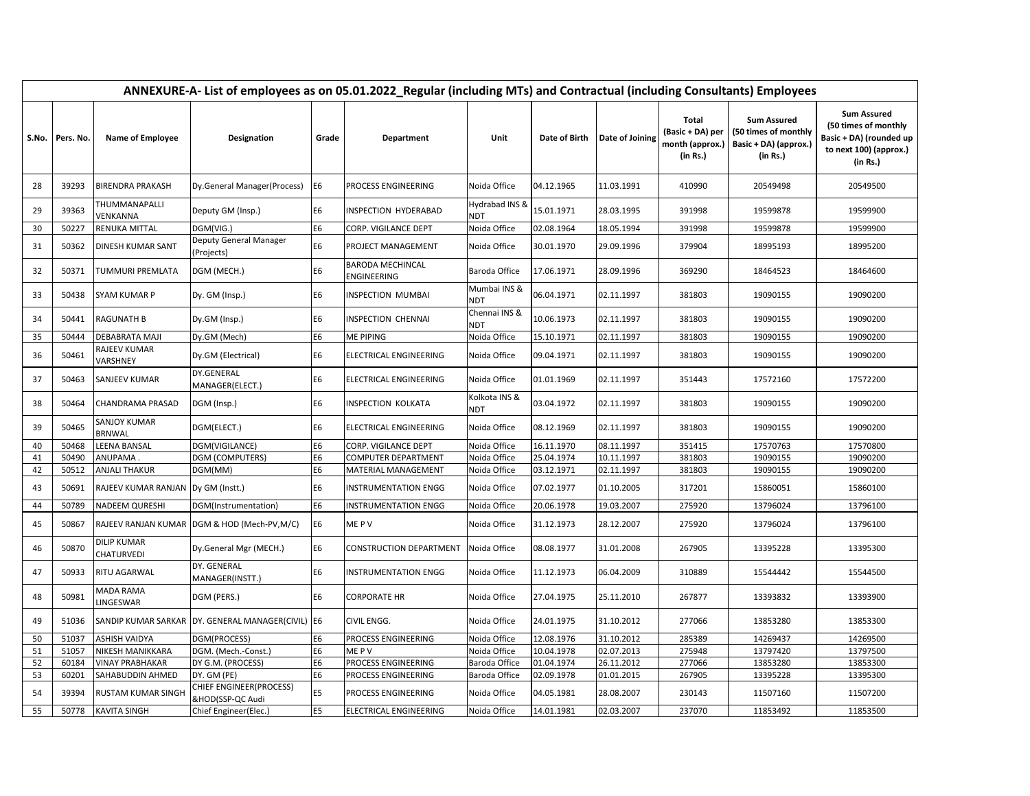| ANNEXURE-A- List of employees as on 05.01.2022_Regular (including MTs) and Contractual (including Consultants) Employees | | | | | | | | | | | |
|---|---|---|---|---|---|---|---|---|---|---|---|
| S.No. | Pers. No. | Name of Employee | Designation | Grade | Department | Unit | Date of Birth | Date of Joining | Total (Basic + DA) per month (approx.) (in Rs.) | Sum Assured (50 times of monthly Basic + DA) (approx.) (in Rs.) | Sum Assured (50 times of monthly Basic + DA) (rounded up to next 100) (approx.) (in Rs.) |
| 28 | 39293 | BIRENDRA PRAKASH | Dy.General Manager(Process) | E6 | PROCESS ENGINEERING | Noida Office | 04.12.1965 | 11.03.1991 | 410990 | 20549498 | 20549500 |
| 29 | 39363 | THUMMANAPALLI VENKANNA | Deputy GM (Insp.) | E6 | INSPECTION HYDERABAD | Hydrabad INS & NDT | 15.01.1971 | 28.03.1995 | 391998 | 19599878 | 19599900 |
| 30 | 50227 | RENUKA MITTAL | DGM(VIG.) | E6 | CORP. VIGILANCE DEPT | Noida Office | 02.08.1964 | 18.05.1994 | 391998 | 19599878 | 19599900 |
| 31 | 50362 | DINESH KUMAR SANT | Deputy General Manager (Projects) | E6 | PROJECT MANAGEMENT | Noida Office | 30.01.1970 | 29.09.1996 | 379904 | 18995193 | 18995200 |
| 32 | 50371 | TUMMURI PREMLATA | DGM (MECH.) | E6 | BARODA MECHINCAL ENGINEERING | Baroda Office | 17.06.1971 | 28.09.1996 | 369290 | 18464523 | 18464600 |
| 33 | 50438 | SYAM KUMAR P | Dy. GM (Insp.) | E6 | INSPECTION MUMBAI | Mumbai INS & NDT | 06.04.1971 | 02.11.1997 | 381803 | 19090155 | 19090200 |
| 34 | 50441 | RAGUNATH B | Dy.GM (Insp.) | E6 | INSPECTION CHENNAI | Chennai INS & NDT | 10.06.1973 | 02.11.1997 | 381803 | 19090155 | 19090200 |
| 35 | 50444 | DEBABRATA MAJI | Dy.GM (Mech) | E6 | ME PIPING | Noida Office | 15.10.1971 | 02.11.1997 | 381803 | 19090155 | 19090200 |
| 36 | 50461 | RAJEEV KUMAR VARSHNEY | Dy.GM (Electrical) | E6 | ELECTRICAL ENGINEERING | Noida Office | 09.04.1971 | 02.11.1997 | 381803 | 19090155 | 19090200 |
| 37 | 50463 | SANJEEV KUMAR | DY.GENERAL MANAGER(ELECT.) | E6 | ELECTRICAL ENGINEERING | Noida Office | 01.01.1969 | 02.11.1997 | 351443 | 17572160 | 17572200 |
| 38 | 50464 | CHANDRAMA PRASAD | DGM (Insp.) | E6 | INSPECTION KOLKATA | Kolkota INS & NDT | 03.04.1972 | 02.11.1997 | 381803 | 19090155 | 19090200 |
| 39 | 50465 | SANJOY KUMAR BRNWAL | DGM(ELECT.) | E6 | ELECTRICAL ENGINEERING | Noida Office | 08.12.1969 | 02.11.1997 | 381803 | 19090155 | 19090200 |
| 40 | 50468 | LEENA BANSAL | DGM(VIGILANCE) | E6 | CORP. VIGILANCE DEPT | Noida Office | 16.11.1970 | 08.11.1997 | 351415 | 17570763 | 17570800 |
| 41 | 50490 | ANUPAMA . | DGM (COMPUTERS) | E6 | COMPUTER DEPARTMENT | Noida Office | 25.04.1974 | 10.11.1997 | 381803 | 19090155 | 19090200 |
| 42 | 50512 | ANJALI THAKUR | DGM(MM) | E6 | MATERIAL MANAGEMENT | Noida Office | 03.12.1971 | 02.11.1997 | 381803 | 19090155 | 19090200 |
| 43 | 50691 | RAJEEV KUMAR RANJAN | Dy GM (Instt.) | E6 | INSTRUMENTATION ENGG | Noida Office | 07.02.1977 | 01.10.2005 | 317201 | 15860051 | 15860100 |
| 44 | 50789 | NADEEM QURESHI | DGM(Instrumentation) | E6 | INSTRUMENTATION ENGG | Noida Office | 20.06.1978 | 19.03.2007 | 275920 | 13796024 | 13796100 |
| 45 | 50867 | RAJEEV RANJAN KUMAR | DGM & HOD (Mech-PV,M/C) | E6 | ME P V | Noida Office | 31.12.1973 | 28.12.2007 | 275920 | 13796024 | 13796100 |
| 46 | 50870 | DILIP KUMAR CHATURVEDI | Dy.General Mgr (MECH.) | E6 | CONSTRUCTION DEPARTMENT | Noida Office | 08.08.1977 | 31.01.2008 | 267905 | 13395228 | 13395300 |
| 47 | 50933 | RITU AGARWAL | DY. GENERAL MANAGER(INSTT.) | E6 | INSTRUMENTATION ENGG | Noida Office | 11.12.1973 | 06.04.2009 | 310889 | 15544442 | 15544500 |
| 48 | 50981 | MADA RAMA LINGESWAR | DGM (PERS.) | E6 | CORPORATE HR | Noida Office | 27.04.1975 | 25.11.2010 | 267877 | 13393832 | 13393900 |
| 49 | 51036 | SANDIP KUMAR SARKAR | DY. GENERAL MANAGER(CIVIL) | E6 | CIVIL ENGG. | Noida Office | 24.01.1975 | 31.10.2012 | 277066 | 13853280 | 13853300 |
| 50 | 51037 | ASHISH VAIDYA | DGM(PROCESS) | E6 | PROCESS ENGINEERING | Noida Office | 12.08.1976 | 31.10.2012 | 285389 | 14269437 | 14269500 |
| 51 | 51057 | NIKESH MANIKKARA | DGM. (Mech.-Const.) | E6 | ME P V | Noida Office | 10.04.1978 | 02.07.2013 | 275948 | 13797420 | 13797500 |
| 52 | 60184 | VINAY PRABHAKAR | DY G.M. (PROCESS) | E6 | PROCESS ENGINEERING | Baroda Office | 01.04.1974 | 26.11.2012 | 277066 | 13853280 | 13853300 |
| 53 | 60201 | SAHABUDDIN AHMED | DY. GM (PE) | E6 | PROCESS ENGINEERING | Baroda Office | 02.09.1978 | 01.01.2015 | 267905 | 13395228 | 13395300 |
| 54 | 39394 | RUSTAM KUMAR SINGH | CHIEF ENGINEER(PROCESS) &HOD(SSP-QC Audi | E5 | PROCESS ENGINEERING | Noida Office | 04.05.1981 | 28.08.2007 | 230143 | 11507160 | 11507200 |
| 55 | 50778 | KAVITA SINGH | Chief Engineer(Elec.) | E5 | ELECTRICAL ENGINEERING | Noida Office | 14.01.1981 | 02.03.2007 | 237070 | 11853492 | 11853500 |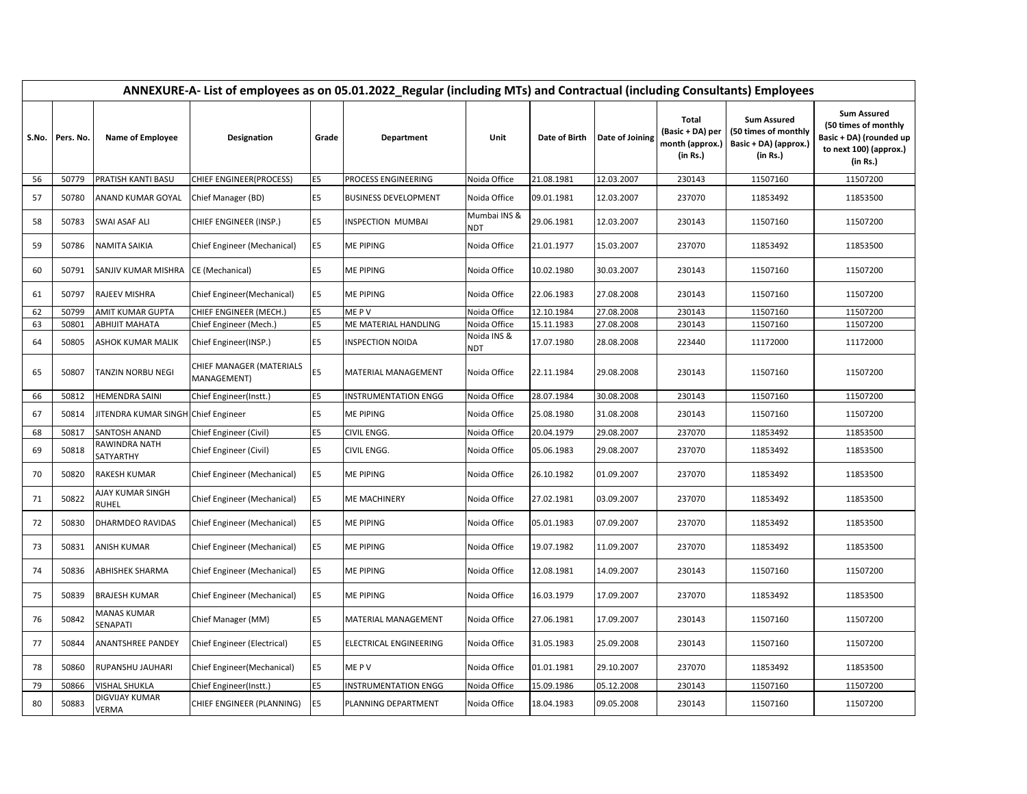| ANNEXURE-A- List of employees as on 05.01.2022_Regular (including MTs) and Contractual (including Consultants) Employees | | | | | | | | | | | |
|---|---|---|---|---|---|---|---|---|---|---|---|
| S.No. | Pers. No. | Name of Employee | Designation | Grade | Department | Unit | Date of Birth | Date of Joining | Total (Basic + DA) per month (approx.) (in Rs.) | Sum Assured (50 times of monthly Basic + DA) (approx.) (in Rs.) | Sum Assured (50 times of monthly Basic + DA) (rounded up to next 100) (approx.) (in Rs.) |
| 56 | 50779 | PRATISH KANTI BASU | CHIEF ENGINEER(PROCESS) | E5 | PROCESS ENGINEERING | Noida Office | 21.08.1981 | 12.03.2007 | 230143 | 11507160 | 11507200 |
| 57 | 50780 | ANAND KUMAR GOYAL | Chief Manager (BD) | E5 | BUSINESS DEVELOPMENT | Noida Office | 09.01.1981 | 12.03.2007 | 237070 | 11853492 | 11853500 |
| 58 | 50783 | SWAI ASAF ALI | CHIEF ENGINEER (INSP.) | E5 | INSPECTION MUMBAI | Mumbai INS & NDT | 29.06.1981 | 12.03.2007 | 230143 | 11507160 | 11507200 |
| 59 | 50786 | NAMITA SAIKIA | Chief Engineer (Mechanical) | E5 | ME PIPING | Noida Office | 21.01.1977 | 15.03.2007 | 237070 | 11853492 | 11853500 |
| 60 | 50791 | SANJIV KUMAR MISHRA | CE (Mechanical) | E5 | ME PIPING | Noida Office | 10.02.1980 | 30.03.2007 | 230143 | 11507160 | 11507200 |
| 61 | 50797 | RAJEEV MISHRA | Chief Engineer(Mechanical) | E5 | ME PIPING | Noida Office | 22.06.1983 | 27.08.2008 | 230143 | 11507160 | 11507200 |
| 62 | 50799 | AMIT KUMAR GUPTA | CHIEF ENGINEER (MECH.) | E5 | ME P V | Noida Office | 12.10.1984 | 27.08.2008 | 230143 | 11507160 | 11507200 |
| 63 | 50801 | ABHIJIT MAHATA | Chief Engineer (Mech.) | E5 | ME MATERIAL HANDLING | Noida Office | 15.11.1983 | 27.08.2008 | 230143 | 11507160 | 11507200 |
| 64 | 50805 | ASHOK KUMAR MALIK | Chief Engineer(INSP.) | E5 | INSPECTION NOIDA | Noida INS & NDT | 17.07.1980 | 28.08.2008 | 223440 | 11172000 | 11172000 |
| 65 | 50807 | TANZIN NORBU NEGI | CHIEF MANAGER (MATERIALS MANAGEMENT) | E5 | MATERIAL MANAGEMENT | Noida Office | 22.11.1984 | 29.08.2008 | 230143 | 11507160 | 11507200 |
| 66 | 50812 | HEMENDRA SAINI | Chief Engineer(Instt.) | E5 | INSTRUMENTATION ENGG | Noida Office | 28.07.1984 | 30.08.2008 | 230143 | 11507160 | 11507200 |
| 67 | 50814 | JITENDRA KUMAR SINGH | Chief Engineer | E5 | ME PIPING | Noida Office | 25.08.1980 | 31.08.2008 | 230143 | 11507160 | 11507200 |
| 68 | 50817 | SANTOSH ANAND | Chief Engineer (Civil) | E5 | CIVIL ENGG. | Noida Office | 20.04.1979 | 29.08.2007 | 237070 | 11853492 | 11853500 |
| 69 | 50818 | RAWINDRA NATH SATYARTHY | Chief Engineer (Civil) | E5 | CIVIL ENGG. | Noida Office | 05.06.1983 | 29.08.2007 | 237070 | 11853492 | 11853500 |
| 70 | 50820 | RAKESH KUMAR | Chief Engineer (Mechanical) | E5 | ME PIPING | Noida Office | 26.10.1982 | 01.09.2007 | 237070 | 11853492 | 11853500 |
| 71 | 50822 | AJAY KUMAR SINGH RUHEL | Chief Engineer (Mechanical) | E5 | ME MACHINERY | Noida Office | 27.02.1981 | 03.09.2007 | 237070 | 11853492 | 11853500 |
| 72 | 50830 | DHARMDEO RAVIDAS | Chief Engineer (Mechanical) | E5 | ME PIPING | Noida Office | 05.01.1983 | 07.09.2007 | 237070 | 11853492 | 11853500 |
| 73 | 50831 | ANISH KUMAR | Chief Engineer (Mechanical) | E5 | ME PIPING | Noida Office | 19.07.1982 | 11.09.2007 | 237070 | 11853492 | 11853500 |
| 74 | 50836 | ABHISHEK SHARMA | Chief Engineer (Mechanical) | E5 | ME PIPING | Noida Office | 12.08.1981 | 14.09.2007 | 230143 | 11507160 | 11507200 |
| 75 | 50839 | BRAJESH KUMAR | Chief Engineer (Mechanical) | E5 | ME PIPING | Noida Office | 16.03.1979 | 17.09.2007 | 237070 | 11853492 | 11853500 |
| 76 | 50842 | MANAS KUMAR SENAPATI | Chief Manager (MM) | E5 | MATERIAL MANAGEMENT | Noida Office | 27.06.1981 | 17.09.2007 | 230143 | 11507160 | 11507200 |
| 77 | 50844 | ANANTSHREE PANDEY | Chief Engineer (Electrical) | E5 | ELECTRICAL ENGINEERING | Noida Office | 31.05.1983 | 25.09.2008 | 230143 | 11507160 | 11507200 |
| 78 | 50860 | RUPANSHU JAUHARI | Chief Engineer(Mechanical) | E5 | ME P V | Noida Office | 01.01.1981 | 29.10.2007 | 237070 | 11853492 | 11853500 |
| 79 | 50866 | VISHAL SHUKLA | Chief Engineer(Instt.) | E5 | INSTRUMENTATION ENGG | Noida Office | 15.09.1986 | 05.12.2008 | 230143 | 11507160 | 11507200 |
| 80 | 50883 | DIGVIJAY KUMAR VERMA | CHIEF ENGINEER (PLANNING) | E5 | PLANNING DEPARTMENT | Noida Office | 18.04.1983 | 09.05.2008 | 230143 | 11507160 | 11507200 |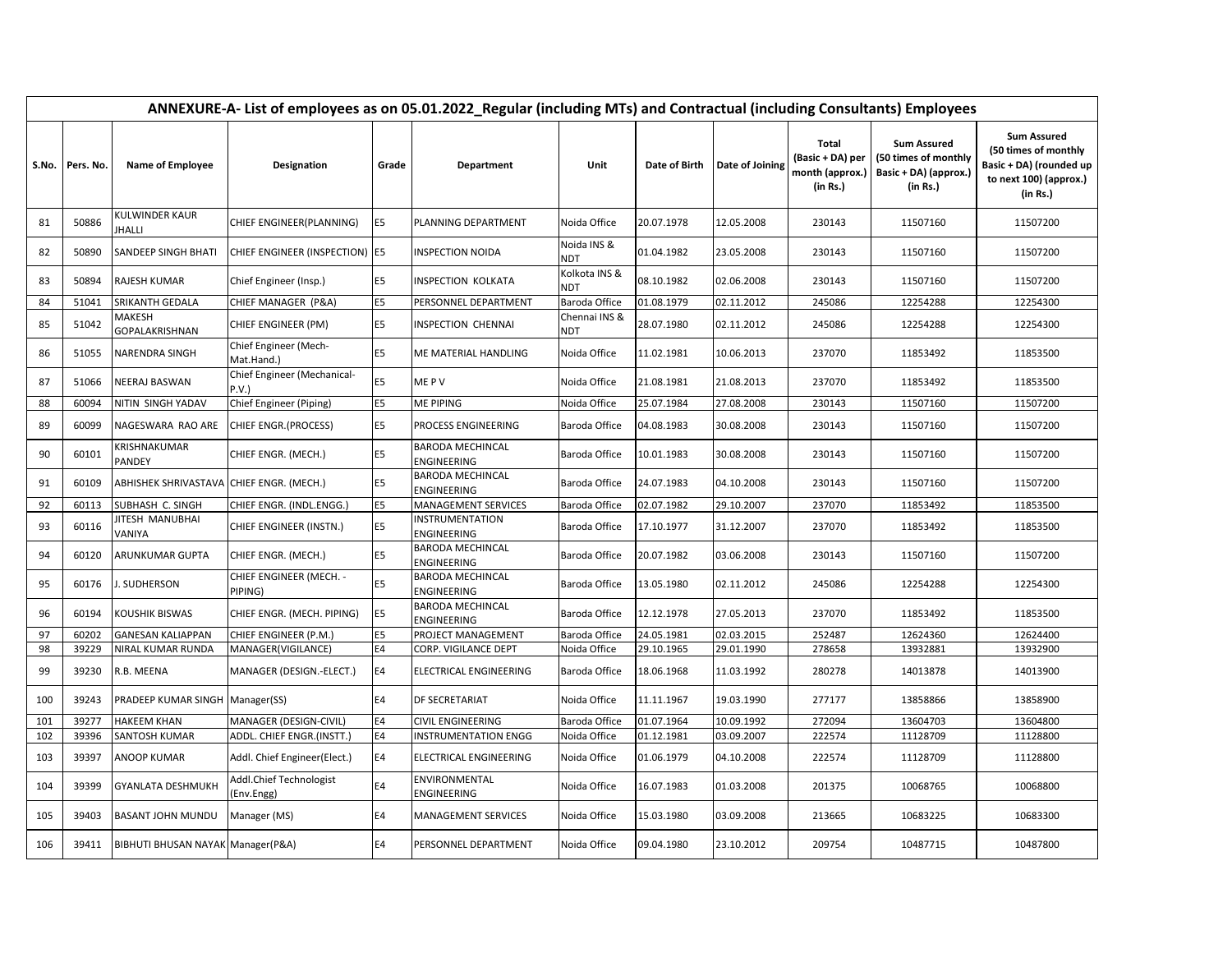| ANNEXURE-A- List of employees as on 05.01.2022_Regular (including MTs) and Contractual (including Consultants) Employees | | | | | | | | | | | |
|---|---|---|---|---|---|---|---|---|---|---|---|
| S.No. | Pers. No. | Name of Employee | Designation | Grade | Department | Unit | Date of Birth | Date of Joining | Total (Basic + DA) per month (approx.) (in Rs.) | Sum Assured (50 times of monthly Basic + DA) (approx.) (in Rs.) | Sum Assured (50 times of monthly Basic + DA) (rounded up to next 100) (approx.) (in Rs.) |
| 81 | 50886 | KULWINDER KAUR JHALLI | CHIEF ENGINEER(PLANNING) | E5 | PLANNING DEPARTMENT | Noida Office | 20.07.1978 | 12.05.2008 | 230143 | 11507160 | 11507200 |
| 82 | 50890 | SANDEEP SINGH BHATI | CHIEF ENGINEER (INSPECTION) | E5 | INSPECTION NOIDA | Noida INS & NDT | 01.04.1982 | 23.05.2008 | 230143 | 11507160 | 11507200 |
| 83 | 50894 | RAJESH KUMAR | Chief Engineer (Insp.) | E5 | INSPECTION KOLKATA | Kolkota INS & NDT | 08.10.1982 | 02.06.2008 | 230143 | 11507160 | 11507200 |
| 84 | 51041 | SRIKANTH GEDALA | CHIEF MANAGER (P&A) | E5 | PERSONNEL DEPARTMENT | Baroda Office | 01.08.1979 | 02.11.2012 | 245086 | 12254288 | 12254300 |
| 85 | 51042 | MAKESH GOPALAKRISHNAN | CHIEF ENGINEER (PM) | E5 | INSPECTION CHENNAI | Chennai INS & NDT | 28.07.1980 | 02.11.2012 | 245086 | 12254288 | 12254300 |
| 86 | 51055 | NARENDRA SINGH | Chief Engineer (Mech-Mat.Hand.) | E5 | ME MATERIAL HANDLING | Noida Office | 11.02.1981 | 10.06.2013 | 237070 | 11853492 | 11853500 |
| 87 | 51066 | NEERAJ BASWAN | Chief Engineer (Mechanical-P.V.) | E5 | ME P V | Noida Office | 21.08.1981 | 21.08.2013 | 237070 | 11853492 | 11853500 |
| 88 | 60094 | NITIN SINGH YADAV | Chief Engineer (Piping) | E5 | ME PIPING | Noida Office | 25.07.1984 | 27.08.2008 | 230143 | 11507160 | 11507200 |
| 89 | 60099 | NAGESWARA RAO ARE | CHIEF ENGR.(PROCESS) | E5 | PROCESS ENGINEERING | Baroda Office | 04.08.1983 | 30.08.2008 | 230143 | 11507160 | 11507200 |
| 90 | 60101 | KRISHNAKUMAR PANDEY | CHIEF ENGR. (MECH.) | E5 | BARODA MECHINCAL ENGINEERING | Baroda Office | 10.01.1983 | 30.08.2008 | 230143 | 11507160 | 11507200 |
| 91 | 60109 | ABHISHEK SHRIVASTAVA | CHIEF ENGR. (MECH.) | E5 | BARODA MECHINCAL ENGINEERING | Baroda Office | 24.07.1983 | 04.10.2008 | 230143 | 11507160 | 11507200 |
| 92 | 60113 | SUBHASH C. SINGH | CHIEF ENGR. (INDL.ENGG.) | E5 | MANAGEMENT SERVICES | Baroda Office | 02.07.1982 | 29.10.2007 | 237070 | 11853492 | 11853500 |
| 93 | 60116 | JITESH MANUBHAI VANIYA | CHIEF ENGINEER (INSTN.) | E5 | INSTRUMENTATION ENGINEERING | Baroda Office | 17.10.1977 | 31.12.2007 | 237070 | 11853492 | 11853500 |
| 94 | 60120 | ARUNKUMAR GUPTA | CHIEF ENGR. (MECH.) | E5 | BARODA MECHINCAL ENGINEERING | Baroda Office | 20.07.1982 | 03.06.2008 | 230143 | 11507160 | 11507200 |
| 95 | 60176 | J. SUDHERSON | CHIEF ENGINEER (MECH. - PIPING) | E5 | BARODA MECHINCAL ENGINEERING | Baroda Office | 13.05.1980 | 02.11.2012 | 245086 | 12254288 | 12254300 |
| 96 | 60194 | KOUSHIK BISWAS | CHIEF ENGR. (MECH. PIPING) | E5 | BARODA MECHINCAL ENGINEERING | Baroda Office | 12.12.1978 | 27.05.2013 | 237070 | 11853492 | 11853500 |
| 97 | 60202 | GANESAN KALIAPPAN | CHIEF ENGINEER (P.M.) | E5 | PROJECT MANAGEMENT | Baroda Office | 24.05.1981 | 02.03.2015 | 252487 | 12624360 | 12624400 |
| 98 | 39229 | NIRAL KUMAR RUNDA | MANAGER(VIGILANCE) | E4 | CORP. VIGILANCE DEPT | Noida Office | 29.10.1965 | 29.01.1990 | 278658 | 13932881 | 13932900 |
| 99 | 39230 | R.B. MEENA | MANAGER (DESIGN.-ELECT.) | E4 | ELECTRICAL ENGINEERING | Baroda Office | 18.06.1968 | 11.03.1992 | 280278 | 14013878 | 14013900 |
| 100 | 39243 | PRADEEP KUMAR SINGH | Manager(SS) | E4 | DF SECRETARIAT | Noida Office | 11.11.1967 | 19.03.1990 | 277177 | 13858866 | 13858900 |
| 101 | 39277 | HAKEEM KHAN | MANAGER (DESIGN-CIVIL) | E4 | CIVIL ENGINEERING | Baroda Office | 01.07.1964 | 10.09.1992 | 272094 | 13604703 | 13604800 |
| 102 | 39396 | SANTOSH KUMAR | ADDL. CHIEF ENGR.(INSTT.) | E4 | INSTRUMENTATION ENGG | Noida Office | 01.12.1981 | 03.09.2007 | 222574 | 11128709 | 11128800 |
| 103 | 39397 | ANOOP KUMAR | Addl. Chief Engineer(Elect.) | E4 | ELECTRICAL ENGINEERING | Noida Office | 01.06.1979 | 04.10.2008 | 222574 | 11128709 | 11128800 |
| 104 | 39399 | GYANLATA DESHMUKH | Addl.Chief Technologist (Env.Engg) | E4 | ENVIRONMENTAL ENGINEERING | Noida Office | 16.07.1983 | 01.03.2008 | 201375 | 10068765 | 10068800 |
| 105 | 39403 | BASANT JOHN MUNDU | Manager (MS) | E4 | MANAGEMENT SERVICES | Noida Office | 15.03.1980 | 03.09.2008 | 213665 | 10683225 | 10683300 |
| 106 | 39411 | BIBHUTI BHUSAN NAYAK | Manager(P&A) | E4 | PERSONNEL DEPARTMENT | Noida Office | 09.04.1980 | 23.10.2012 | 209754 | 10487715 | 10487800 |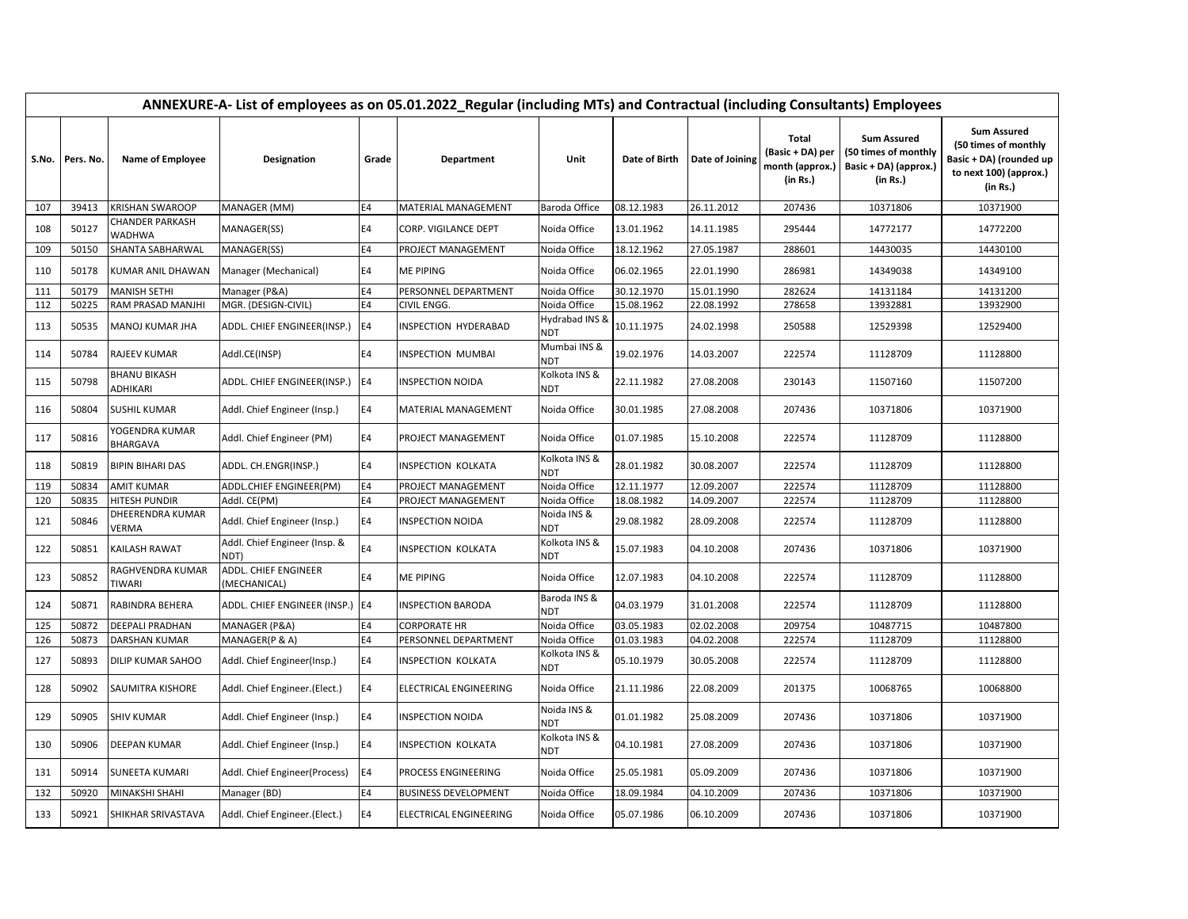| ANNEXURE-A- List of employees as on 05.01.2022_Regular (including MTs) and Contractual (including Consultants) Employees | | | | | | | | | | | |
|---|---|---|---|---|---|---|---|---|---|---|---|
| S.No. | Pers. No. | Name of Employee | Designation | Grade | Department | Unit | Date of Birth | Date of Joining | Total (Basic + DA) per month (approx.) (in Rs.) | Sum Assured (50 times of monthly Basic + DA) (approx.) (in Rs.) | Sum Assured (50 times of monthly Basic + DA) (rounded up to next 100) (approx.) (in Rs.) |
| 107 | 39413 | KRISHAN SWAROOP | MANAGER (MM) | E4 | MATERIAL MANAGEMENT | Baroda Office | 08.12.1983 | 26.11.2012 | 207436 | 10371806 | 10371900 |
| 108 | 50127 | CHANDER PARKASH WADHWA | MANAGER(SS) | E4 | CORP. VIGILANCE DEPT | Noida Office | 13.01.1962 | 14.11.1985 | 295444 | 14772177 | 14772200 |
| 109 | 50150 | SHANTA SABHARWAL | MANAGER(SS) | E4 | PROJECT MANAGEMENT | Noida Office | 18.12.1962 | 27.05.1987 | 288601 | 14430035 | 14430100 |
| 110 | 50178 | KUMAR ANIL DHAWAN | Manager (Mechanical) | E4 | ME PIPING | Noida Office | 06.02.1965 | 22.01.1990 | 286981 | 14349038 | 14349100 |
| 111 | 50179 | MANISH SETHI | Manager (P&A) | E4 | PERSONNEL DEPARTMENT | Noida Office | 30.12.1970 | 15.01.1990 | 282624 | 14131184 | 14131200 |
| 112 | 50225 | RAM PRASAD MANJHI | MGR. (DESIGN-CIVIL) | E4 | CIVIL ENGG. | Noida Office | 15.08.1962 | 22.08.1992 | 278658 | 13932881 | 13932900 |
| 113 | 50535 | MANOJ KUMAR JHA | ADDL. CHIEF ENGINEER(INSP.) | E4 | INSPECTION HYDERABAD | Hydrabad INS & NDT | 10.11.1975 | 24.02.1998 | 250588 | 12529398 | 12529400 |
| 114 | 50784 | RAJEEV KUMAR | Addl.CE(INSP) | E4 | INSPECTION MUMBAI | Mumbai INS & NDT | 19.02.1976 | 14.03.2007 | 222574 | 11128709 | 11128800 |
| 115 | 50798 | BHANU BIKASH ADHIKARI | ADDL. CHIEF ENGINEER(INSP.) | E4 | INSPECTION NOIDA | Kolkota INS & NDT | 22.11.1982 | 27.08.2008 | 230143 | 11507160 | 11507200 |
| 116 | 50804 | SUSHIL KUMAR | Addl. Chief Engineer (Insp.) | E4 | MATERIAL MANAGEMENT | Noida Office | 30.01.1985 | 27.08.2008 | 207436 | 10371806 | 10371900 |
| 117 | 50816 | YOGENDRA KUMAR BHARGAVA | Addl. Chief Engineer (PM) | E4 | PROJECT MANAGEMENT | Noida Office | 01.07.1985 | 15.10.2008 | 222574 | 11128709 | 11128800 |
| 118 | 50819 | BIPIN BIHARI DAS | ADDL. CH.ENGR(INSP.) | E4 | INSPECTION KOLKATA | Kolkota INS & NDT | 28.01.1982 | 30.08.2007 | 222574 | 11128709 | 11128800 |
| 119 | 50834 | AMIT KUMAR | ADDL.CHIEF ENGINEER(PM) | E4 | PROJECT MANAGEMENT | Noida Office | 12.11.1977 | 12.09.2007 | 222574 | 11128709 | 11128800 |
| 120 | 50835 | HITESH PUNDIR | Addl. CE(PM) | E4 | PROJECT MANAGEMENT | Noida Office | 18.08.1982 | 14.09.2007 | 222574 | 11128709 | 11128800 |
| 121 | 50846 | DHEERENDRA KUMAR VERMA | Addl. Chief Engineer (Insp.) | E4 | INSPECTION NOIDA | Noida INS & NDT | 29.08.1982 | 28.09.2008 | 222574 | 11128709 | 11128800 |
| 122 | 50851 | KAILASH RAWAT | Addl. Chief Engineer (Insp. & NDT) | E4 | INSPECTION KOLKATA | Kolkota INS & NDT | 15.07.1983 | 04.10.2008 | 207436 | 10371806 | 10371900 |
| 123 | 50852 | RAGHVENDRA KUMAR TIWARI | ADDL. CHIEF ENGINEER (MECHANICAL) | E4 | ME PIPING | Noida Office | 12.07.1983 | 04.10.2008 | 222574 | 11128709 | 11128800 |
| 124 | 50871 | RABINDRA BEHERA | ADDL. CHIEF ENGINEER (INSP.) | E4 | INSPECTION BARODA | Baroda INS & NDT | 04.03.1979 | 31.01.2008 | 222574 | 11128709 | 11128800 |
| 125 | 50872 | DEEPALI PRADHAN | MANAGER (P&A) | E4 | CORPORATE HR | Noida Office | 03.05.1983 | 02.02.2008 | 209754 | 10487715 | 10487800 |
| 126 | 50873 | DARSHAN KUMAR | MANAGER(P & A) | E4 | PERSONNEL DEPARTMENT | Noida Office | 01.03.1983 | 04.02.2008 | 222574 | 11128709 | 11128800 |
| 127 | 50893 | DILIP KUMAR SAHOO | Addl. Chief Engineer(Insp.) | E4 | INSPECTION KOLKATA | Kolkota INS & NDT | 05.10.1979 | 30.05.2008 | 222574 | 11128709 | 11128800 |
| 128 | 50902 | SAUMITRA KISHORE | Addl. Chief Engineer.(Elect.) | E4 | ELECTRICAL ENGINEERING | Noida Office | 21.11.1986 | 22.08.2009 | 201375 | 10068765 | 10068800 |
| 129 | 50905 | SHIV KUMAR | Addl. Chief Engineer (Insp.) | E4 | INSPECTION NOIDA | Noida INS & NDT | 01.01.1982 | 25.08.2009 | 207436 | 10371806 | 10371900 |
| 130 | 50906 | DEEPAN KUMAR | Addl. Chief Engineer (Insp.) | E4 | INSPECTION KOLKATA | Kolkota INS & NDT | 04.10.1981 | 27.08.2009 | 207436 | 10371806 | 10371900 |
| 131 | 50914 | SUNEETA KUMARI | Addl. Chief Engineer(Process) | E4 | PROCESS ENGINEERING | Noida Office | 25.05.1981 | 05.09.2009 | 207436 | 10371806 | 10371900 |
| 132 | 50920 | MINAKSHI SHAHI | Manager (BD) | E4 | BUSINESS DEVELOPMENT | Noida Office | 18.09.1984 | 04.10.2009 | 207436 | 10371806 | 10371900 |
| 133 | 50921 | SHIKHAR SRIVASTAVA | Addl. Chief Engineer.(Elect.) | E4 | ELECTRICAL ENGINEERING | Noida Office | 05.07.1986 | 06.10.2009 | 207436 | 10371806 | 10371900 |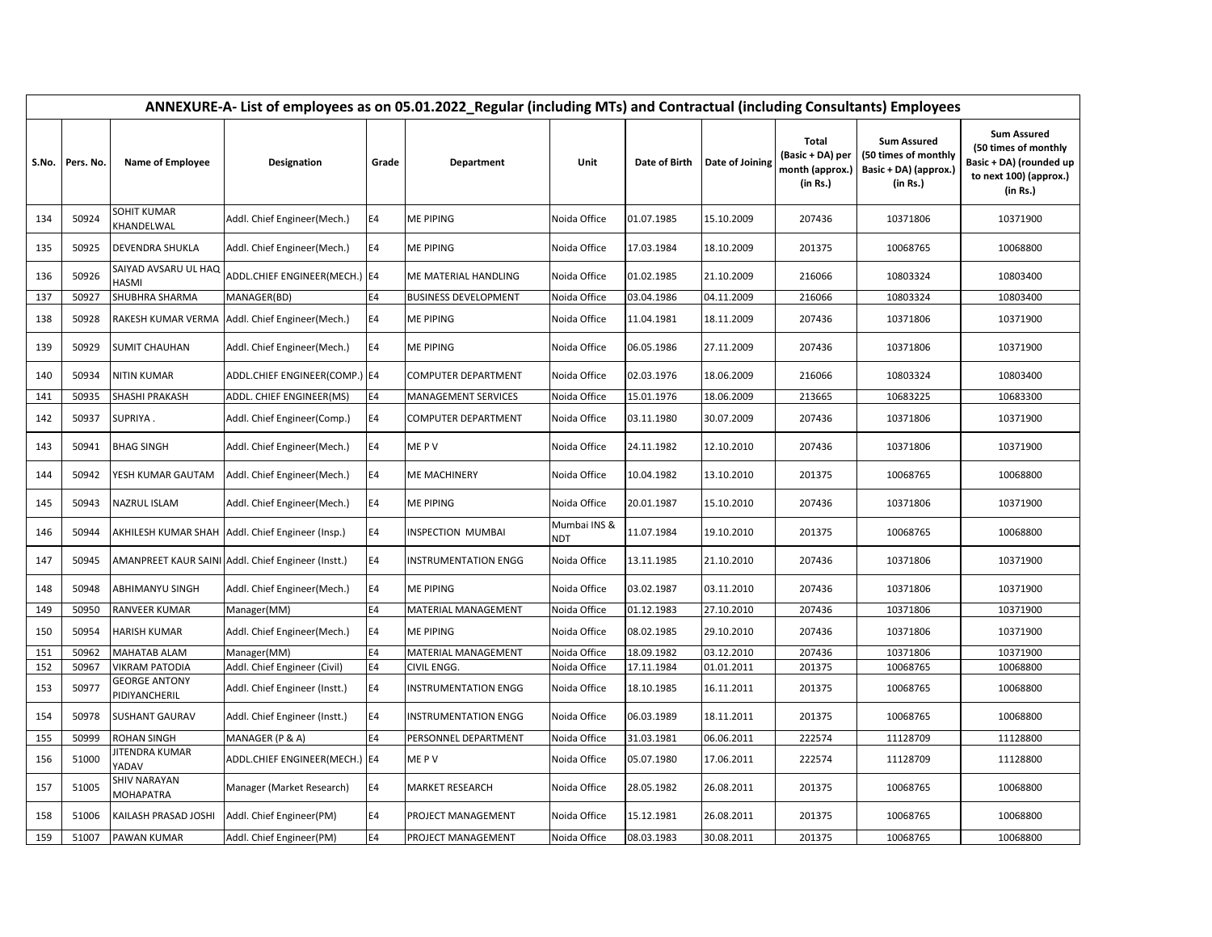| ANNEXURE-A- List of employees as on 05.01.2022_Regular (including MTs) and Contractual (including Consultants) Employees | | | | | | | | | | | |
|---|---|---|---|---|---|---|---|---|---|---|---|
| S.No. | Pers. No. | Name of Employee | Designation | Grade | Department | Unit | Date of Birth | Date of Joining | Total (Basic + DA) per month (approx.) (in Rs.) | Sum Assured (50 times of monthly Basic + DA) (approx.) (in Rs.) | Sum Assured (50 times of monthly Basic + DA) (rounded up to next 100) (approx.) (in Rs.) |
| 134 | 50924 | SOHIT KUMAR KHANDELWAL | Addl. Chief Engineer(Mech.) | E4 | ME PIPING | Noida Office | 01.07.1985 | 15.10.2009 | 207436 | 10371806 | 10371900 |
| 135 | 50925 | DEVENDRA SHUKLA | Addl. Chief Engineer(Mech.) | E4 | ME PIPING | Noida Office | 17.03.1984 | 18.10.2009 | 201375 | 10068765 | 10068800 |
| 136 | 50926 | SAIYAD AVSARU UL HAQ HASMI | ADDL.CHIEF ENGINEER(MECH.) | E4 | ME MATERIAL HANDLING | Noida Office | 01.02.1985 | 21.10.2009 | 216066 | 10803324 | 10803400 |
| 137 | 50927 | SHUBHRA SHARMA | MANAGER(BD) | E4 | BUSINESS DEVELOPMENT | Noida Office | 03.04.1986 | 04.11.2009 | 216066 | 10803324 | 10803400 |
| 138 | 50928 | RAKESH KUMAR VERMA | Addl. Chief Engineer(Mech.) | E4 | ME PIPING | Noida Office | 11.04.1981 | 18.11.2009 | 207436 | 10371806 | 10371900 |
| 139 | 50929 | SUMIT CHAUHAN | Addl. Chief Engineer(Mech.) | E4 | ME PIPING | Noida Office | 06.05.1986 | 27.11.2009 | 207436 | 10371806 | 10371900 |
| 140 | 50934 | NITIN KUMAR | ADDL.CHIEF ENGINEER(COMP.) | E4 | COMPUTER DEPARTMENT | Noida Office | 02.03.1976 | 18.06.2009 | 216066 | 10803324 | 10803400 |
| 141 | 50935 | SHASHI PRAKASH | ADDL. CHIEF ENGINEER(MS) | E4 | MANAGEMENT SERVICES | Noida Office | 15.01.1976 | 18.06.2009 | 213665 | 10683225 | 10683300 |
| 142 | 50937 | SUPRIYA . | Addl. Chief Engineer(Comp.) | E4 | COMPUTER DEPARTMENT | Noida Office | 03.11.1980 | 30.07.2009 | 207436 | 10371806 | 10371900 |
| 143 | 50941 | BHAG SINGH | Addl. Chief Engineer(Mech.) | E4 | ME P V | Noida Office | 24.11.1982 | 12.10.2010 | 207436 | 10371806 | 10371900 |
| 144 | 50942 | YESH KUMAR GAUTAM | Addl. Chief Engineer(Mech.) | E4 | ME MACHINERY | Noida Office | 10.04.1982 | 13.10.2010 | 201375 | 10068765 | 10068800 |
| 145 | 50943 | NAZRUL ISLAM | Addl. Chief Engineer(Mech.) | E4 | ME PIPING | Noida Office | 20.01.1987 | 15.10.2010 | 207436 | 10371806 | 10371900 |
| 146 | 50944 | AKHILESH KUMAR SHAH | Addl. Chief Engineer (Insp.) | E4 | INSPECTION MUMBAI | Mumbai INS & NDT | 11.07.1984 | 19.10.2010 | 201375 | 10068765 | 10068800 |
| 147 | 50945 | AMANPREET KAUR SAINI | Addl. Chief Engineer (Instt.) | E4 | INSTRUMENTATION ENGG | Noida Office | 13.11.1985 | 21.10.2010 | 207436 | 10371806 | 10371900 |
| 148 | 50948 | ABHIMANYU SINGH | Addl. Chief Engineer(Mech.) | E4 | ME PIPING | Noida Office | 03.02.1987 | 03.11.2010 | 207436 | 10371806 | 10371900 |
| 149 | 50950 | RANVEER KUMAR | Manager(MM) | E4 | MATERIAL MANAGEMENT | Noida Office | 01.12.1983 | 27.10.2010 | 207436 | 10371806 | 10371900 |
| 150 | 50954 | HARISH KUMAR | Addl. Chief Engineer(Mech.) | E4 | ME PIPING | Noida Office | 08.02.1985 | 29.10.2010 | 207436 | 10371806 | 10371900 |
| 151 | 50962 | MAHATAB ALAM | Manager(MM) | E4 | MATERIAL MANAGEMENT | Noida Office | 18.09.1982 | 03.12.2010 | 207436 | 10371806 | 10371900 |
| 152 | 50967 | VIKRAM PATODIA | Addl. Chief Engineer (Civil) | E4 | CIVIL ENGG. | Noida Office | 17.11.1984 | 01.01.2011 | 201375 | 10068765 | 10068800 |
| 153 | 50977 | GEORGE ANTONY PIDIYANCHERIL | Addl. Chief Engineer (Instt.) | E4 | INSTRUMENTATION ENGG | Noida Office | 18.10.1985 | 16.11.2011 | 201375 | 10068765 | 10068800 |
| 154 | 50978 | SUSHANT GAURAV | Addl. Chief Engineer (Instt.) | E4 | INSTRUMENTATION ENGG | Noida Office | 06.03.1989 | 18.11.2011 | 201375 | 10068765 | 10068800 |
| 155 | 50999 | ROHAN SINGH | MANAGER (P & A) | E4 | PERSONNEL DEPARTMENT | Noida Office | 31.03.1981 | 06.06.2011 | 222574 | 11128709 | 11128800 |
| 156 | 51000 | JITENDRA KUMAR YADAV | ADDL.CHIEF ENGINEER(MECH.) | E4 | ME P V | Noida Office | 05.07.1980 | 17.06.2011 | 222574 | 11128709 | 11128800 |
| 157 | 51005 | SHIV NARAYAN MOHAPATRA | Manager (Market Research) | E4 | MARKET RESEARCH | Noida Office | 28.05.1982 | 26.08.2011 | 201375 | 10068765 | 10068800 |
| 158 | 51006 | KAILASH PRASAD JOSHI | Addl. Chief Engineer(PM) | E4 | PROJECT MANAGEMENT | Noida Office | 15.12.1981 | 26.08.2011 | 201375 | 10068765 | 10068800 |
| 159 | 51007 | PAWAN KUMAR | Addl. Chief Engineer(PM) | E4 | PROJECT MANAGEMENT | Noida Office | 08.03.1983 | 30.08.2011 | 201375 | 10068765 | 10068800 |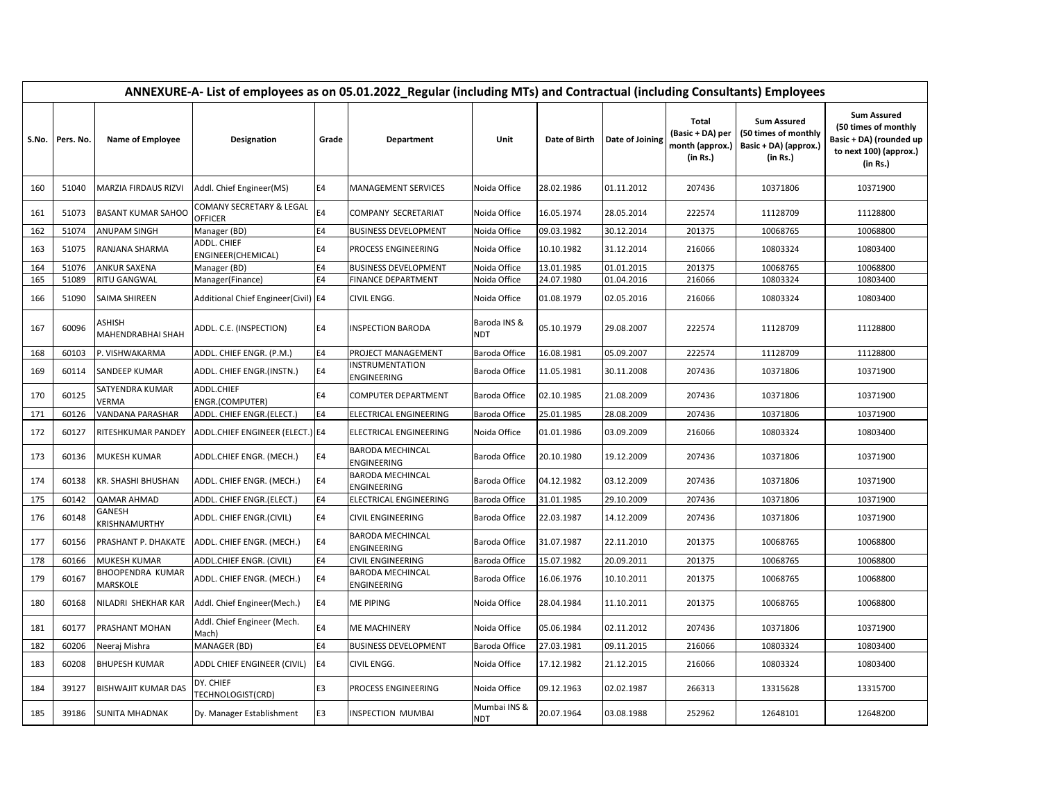| ANNEXURE-A- List of employees as on 05.01.2022_Regular (including MTs) and Contractual (including Consultants) Employees | | | | | | | | | | | |
|---|---|---|---|---|---|---|---|---|---|---|---|
| S.No. | Pers. No. | Name of Employee | Designation | Grade | Department | Unit | Date of Birth | Date of Joining | Total (Basic + DA) per month (approx.) (in Rs.) | Sum Assured (50 times of monthly Basic + DA) (approx.) (in Rs.) | Sum Assured (50 times of monthly Basic + DA) (rounded up to next 100) (approx.) (in Rs.) |
| 160 | 51040 | MARZIA FIRDAUS RIZVI | Addl. Chief Engineer(MS) | E4 | MANAGEMENT SERVICES | Noida Office | 28.02.1986 | 01.11.2012 | 207436 | 10371806 | 10371900 |
| 161 | 51073 | BASANT KUMAR SAHOO | COMANY SECRETARY & LEGAL OFFICER | E4 | COMPANY SECRETARIAT | Noida Office | 16.05.1974 | 28.05.2014 | 222574 | 11128709 | 11128800 |
| 162 | 51074 | ANUPAM SINGH | Manager (BD) | E4 | BUSINESS DEVELOPMENT | Noida Office | 09.03.1982 | 30.12.2014 | 201375 | 10068765 | 10068800 |
| 163 | 51075 | RANJANA SHARMA | ADDL. CHIEF ENGINEER(CHEMICAL) | E4 | PROCESS ENGINEERING | Noida Office | 10.10.1982 | 31.12.2014 | 216066 | 10803324 | 10803400 |
| 164 | 51076 | ANKUR SAXENA | Manager (BD) | E4 | BUSINESS DEVELOPMENT | Noida Office | 13.01.1985 | 01.01.2015 | 201375 | 10068765 | 10068800 |
| 165 | 51089 | RITU GANGWAL | Manager(Finance) | E4 | FINANCE DEPARTMENT | Noida Office | 24.07.1980 | 01.04.2016 | 216066 | 10803324 | 10803400 |
| 166 | 51090 | SAIMA SHIREEN | Additional Chief Engineer(Civil) | E4 | CIVIL ENGG. | Noida Office | 01.08.1979 | 02.05.2016 | 216066 | 10803324 | 10803400 |
| 167 | 60096 | ASHISH MAHENDRABHAI SHAH | ADDL. C.E. (INSPECTION) | E4 | INSPECTION BARODA | Baroda INS & NDT | 05.10.1979 | 29.08.2007 | 222574 | 11128709 | 11128800 |
| 168 | 60103 | P. VISHWAKARMA | ADDL. CHIEF ENGR. (P.M.) | E4 | PROJECT MANAGEMENT | Baroda Office | 16.08.1981 | 05.09.2007 | 222574 | 11128709 | 11128800 |
| 169 | 60114 | SANDEEP KUMAR | ADDL. CHIEF ENGR.(INSTN.) | E4 | INSTRUMENTATION ENGINEERING | Baroda Office | 11.05.1981 | 30.11.2008 | 207436 | 10371806 | 10371900 |
| 170 | 60125 | SATYENDRA KUMAR VERMA | ADDL.CHIEF ENGR.(COMPUTER) | E4 | COMPUTER DEPARTMENT | Baroda Office | 02.10.1985 | 21.08.2009 | 207436 | 10371806 | 10371900 |
| 171 | 60126 | VANDANA PARASHAR | ADDL. CHIEF ENGR.(ELECT.) | E4 | ELECTRICAL ENGINEERING | Baroda Office | 25.01.1985 | 28.08.2009 | 207436 | 10371806 | 10371900 |
| 172 | 60127 | RITESHKUMAR PANDEY | ADDL.CHIEF ENGINEER (ELECT.) | E4 | ELECTRICAL ENGINEERING | Noida Office | 01.01.1986 | 03.09.2009 | 216066 | 10803324 | 10803400 |
| 173 | 60136 | MUKESH KUMAR | ADDL.CHIEF ENGR. (MECH.) | E4 | BARODA MECHINCAL ENGINEERING | Baroda Office | 20.10.1980 | 19.12.2009 | 207436 | 10371806 | 10371900 |
| 174 | 60138 | KR. SHASHI BHUSHAN | ADDL. CHIEF ENGR. (MECH.) | E4 | BARODA MECHINCAL ENGINEERING | Baroda Office | 04.12.1982 | 03.12.2009 | 207436 | 10371806 | 10371900 |
| 175 | 60142 | QAMAR AHMAD | ADDL. CHIEF ENGR.(ELECT.) | E4 | ELECTRICAL ENGINEERING | Baroda Office | 31.01.1985 | 29.10.2009 | 207436 | 10371806 | 10371900 |
| 176 | 60148 | GANESH KRISHNAMURTHY | ADDL. CHIEF ENGR.(CIVIL) | E4 | CIVIL ENGINEERING | Baroda Office | 22.03.1987 | 14.12.2009 | 207436 | 10371806 | 10371900 |
| 177 | 60156 | PRASHANT P. DHAKATE | ADDL. CHIEF ENGR. (MECH.) | E4 | BARODA MECHINCAL ENGINEERING | Baroda Office | 31.07.1987 | 22.11.2010 | 201375 | 10068765 | 10068800 |
| 178 | 60166 | MUKESH KUMAR | ADDL.CHIEF ENGR. (CIVIL) | E4 | CIVIL ENGINEERING | Baroda Office | 15.07.1982 | 20.09.2011 | 201375 | 10068765 | 10068800 |
| 179 | 60167 | BHOOPENDRA KUMAR MARSKOLE | ADDL. CHIEF ENGR. (MECH.) | E4 | BARODA MECHINCAL ENGINEERING | Baroda Office | 16.06.1976 | 10.10.2011 | 201375 | 10068765 | 10068800 |
| 180 | 60168 | NILADRI SHEKHAR KAR | Addl. Chief Engineer(Mech.) | E4 | ME PIPING | Noida Office | 28.04.1984 | 11.10.2011 | 201375 | 10068765 | 10068800 |
| 181 | 60177 | PRASHANT MOHAN | Addl. Chief Engineer (Mech. Mach) | E4 | ME MACHINERY | Noida Office | 05.06.1984 | 02.11.2012 | 207436 | 10371806 | 10371900 |
| 182 | 60206 | Neeraj Mishra | MANAGER (BD) | E4 | BUSINESS DEVELOPMENT | Baroda Office | 27.03.1981 | 09.11.2015 | 216066 | 10803324 | 10803400 |
| 183 | 60208 | BHUPESH KUMAR | ADDL CHIEF ENGINEER (CIVIL) | E4 | CIVIL ENGG. | Noida Office | 17.12.1982 | 21.12.2015 | 216066 | 10803324 | 10803400 |
| 184 | 39127 | BISHWAJIT KUMAR DAS | DY. CHIEF TECHNOLOGIST(CRD) | E3 | PROCESS ENGINEERING | Noida Office | 09.12.1963 | 02.02.1987 | 266313 | 13315628 | 13315700 |
| 185 | 39186 | SUNITA MHADNAK | Dy. Manager Establishment | E3 | INSPECTION MUMBAI | Mumbai INS & NDT | 20.07.1964 | 03.08.1988 | 252962 | 12648101 | 12648200 |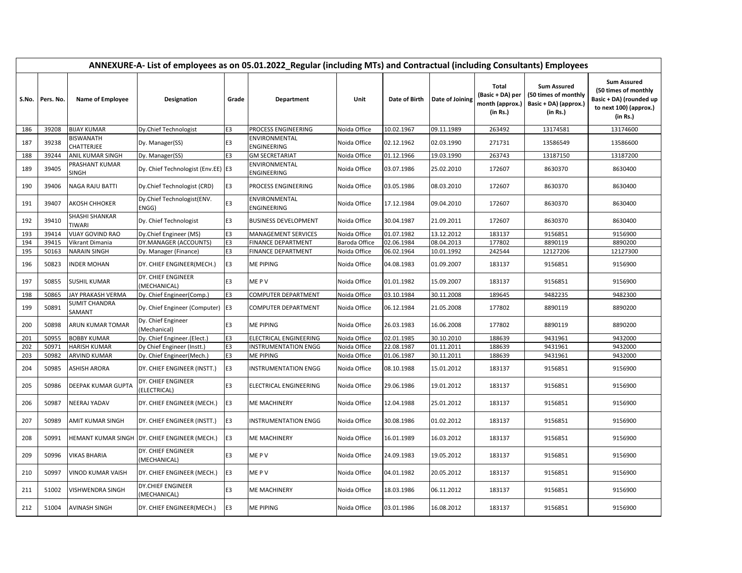**ANNEXURE-A- List of employees as on 05.01.2022_Regular (including MTs) and Contractual (including Consultants) Employees**

| S.No. | Pers. No. | Name of Employee | Designation | Grade | Department | Unit | Date of Birth | Date of Joining | Total (Basic + DA) per month (approx.) (in Rs.) | Sum Assured (50 times of monthly Basic + DA) (approx.) (in Rs.) | Sum Assured (50 times of monthly Basic + DA) (rounded up to next 100) (approx.) (in Rs.) |
|---|---|---|---|---|---|---|---|---|---|---|---|
| 186 | 39208 | BIJAY KUMAR | Dy.Chief Technologist | E3 | PROCESS ENGINEERING | Noida Office | 10.02.1967 | 09.11.1989 | 263492 | 13174581 | 13174600 |
| 187 | 39238 | BISWANATH CHATTERJEE | Dy. Manager(SS) | E3 | ENVIRONMENTAL ENGINEERING | Noida Office | 02.12.1962 | 02.03.1990 | 271731 | 13586549 | 13586600 |
| 188 | 39244 | ANIL KUMAR SINGH | Dy. Manager(SS) | E3 | GM SECRETARIAT | Noida Office | 01.12.1966 | 19.03.1990 | 263743 | 13187150 | 13187200 |
| 189 | 39405 | PRASHANT KUMAR SINGH | Dy. Chief Technologist (Env.EE) | E3 | ENVIRONMENTAL ENGINEERING | Noida Office | 03.07.1986 | 25.02.2010 | 172607 | 8630370 | 8630400 |
| 190 | 39406 | NAGA RAJU BATTI | Dy.Chief Technologist (CRD) | E3 | PROCESS ENGINEERING | Noida Office | 03.05.1986 | 08.03.2010 | 172607 | 8630370 | 8630400 |
| 191 | 39407 | AKOSH CHHOKER | Dy.Chief Technologist(ENV. ENGG) | E3 | ENVIRONMENTAL ENGINEERING | Noida Office | 17.12.1984 | 09.04.2010 | 172607 | 8630370 | 8630400 |
| 192 | 39410 | SHASHI SHANKAR TIWARI | Dy. Chief Technologist | E3 | BUSINESS DEVELOPMENT | Noida Office | 30.04.1987 | 21.09.2011 | 172607 | 8630370 | 8630400 |
| 193 | 39414 | VIJAY GOVIND RAO | Dy.Chief Engineer (MS) | E3 | MANAGEMENT SERVICES | Noida Office | 01.07.1982 | 13.12.2012 | 183137 | 9156851 | 9156900 |
| 194 | 39415 | Vikrant Dimania | DY.MANAGER (ACCOUNTS) | E3 | FINANCE DEPARTMENT | Baroda Office | 02.06.1984 | 08.04.2013 | 177802 | 8890119 | 8890200 |
| 195 | 50163 | NARAIN SINGH | Dy. Manager (Finance) | E3 | FINANCE DEPARTMENT | Noida Office | 06.02.1964 | 10.01.1992 | 242544 | 12127206 | 12127300 |
| 196 | 50823 | INDER MOHAN | DY. CHIEF ENGINEER(MECH.) | E3 | ME PIPING | Noida Office | 04.08.1983 | 01.09.2007 | 183137 | 9156851 | 9156900 |
| 197 | 50855 | SUSHIL KUMAR | DY. CHIEF ENGINEER (MECHANICAL) | E3 | ME P V | Noida Office | 01.01.1982 | 15.09.2007 | 183137 | 9156851 | 9156900 |
| 198 | 50865 | JAY PRAKASH VERMA | Dy. Chief Engineer(Comp.) | E3 | COMPUTER DEPARTMENT | Noida Office | 03.10.1984 | 30.11.2008 | 189645 | 9482235 | 9482300 |
| 199 | 50891 | SUMIT CHANDRA SAMANT | Dy. Chief Engineer (Computer) | E3 | COMPUTER DEPARTMENT | Noida Office | 06.12.1984 | 21.05.2008 | 177802 | 8890119 | 8890200 |
| 200 | 50898 | ARUN KUMAR TOMAR | Dy. Chief Engineer (Mechanical) | E3 | ME PIPING | Noida Office | 26.03.1983 | 16.06.2008 | 177802 | 8890119 | 8890200 |
| 201 | 50955 | BOBBY KUMAR | Dy. Chief Engineer.(Elect.) | E3 | ELECTRICAL ENGINEERING | Noida Office | 02.01.1985 | 30.10.2010 | 188639 | 9431961 | 9432000 |
| 202 | 50971 | HARISH KUMAR | Dy Chief Engineer (Instt.) | E3 | INSTRUMENTATION ENGG | Noida Office | 22.08.1987 | 01.11.2011 | 188639 | 9431961 | 9432000 |
| 203 | 50982 | ARVIND KUMAR | Dy. Chief Engineer(Mech.) | E3 | ME PIPING | Noida Office | 01.06.1987 | 30.11.2011 | 188639 | 9431961 | 9432000 |
| 204 | 50985 | ASHISH ARORA | DY. CHIEF ENGINEER (INSTT.) | E3 | INSTRUMENTATION ENGG | Noida Office | 08.10.1988 | 15.01.2012 | 183137 | 9156851 | 9156900 |
| 205 | 50986 | DEEPAK KUMAR GUPTA | DY. CHIEF ENGINEER (ELECTRICAL) | E3 | ELECTRICAL ENGINEERING | Noida Office | 29.06.1986 | 19.01.2012 | 183137 | 9156851 | 9156900 |
| 206 | 50987 | NEERAJ YADAV | DY. CHIEF ENGINEER (MECH.) | E3 | ME MACHINERY | Noida Office | 12.04.1988 | 25.01.2012 | 183137 | 9156851 | 9156900 |
| 207 | 50989 | AMIT KUMAR SINGH | DY. CHIEF ENGINEER (INSTT.) | E3 | INSTRUMENTATION ENGG | Noida Office | 30.08.1986 | 01.02.2012 | 183137 | 9156851 | 9156900 |
| 208 | 50991 | HEMANT KUMAR SINGH | DY. CHIEF ENGINEER (MECH.) | E3 | ME MACHINERY | Noida Office | 16.01.1989 | 16.03.2012 | 183137 | 9156851 | 9156900 |
| 209 | 50996 | VIKAS BHARIA | DY. CHIEF ENGINEER (MECHANICAL) | E3 | ME P V | Noida Office | 24.09.1983 | 19.05.2012 | 183137 | 9156851 | 9156900 |
| 210 | 50997 | VINOD KUMAR VAISH | DY. CHIEF ENGINEER (MECH.) | E3 | ME P V | Noida Office | 04.01.1982 | 20.05.2012 | 183137 | 9156851 | 9156900 |
| 211 | 51002 | VISHWENDRA SINGH | DY.CHIEF ENGINEER (MECHANICAL) | E3 | ME MACHINERY | Noida Office | 18.03.1986 | 06.11.2012 | 183137 | 9156851 | 9156900 |
| 212 | 51004 | AVINASH SINGH | DY. CHIEF ENGINEER(MECH.) | E3 | ME PIPING | Noida Office | 03.01.1986 | 16.08.2012 | 183137 | 9156851 | 9156900 |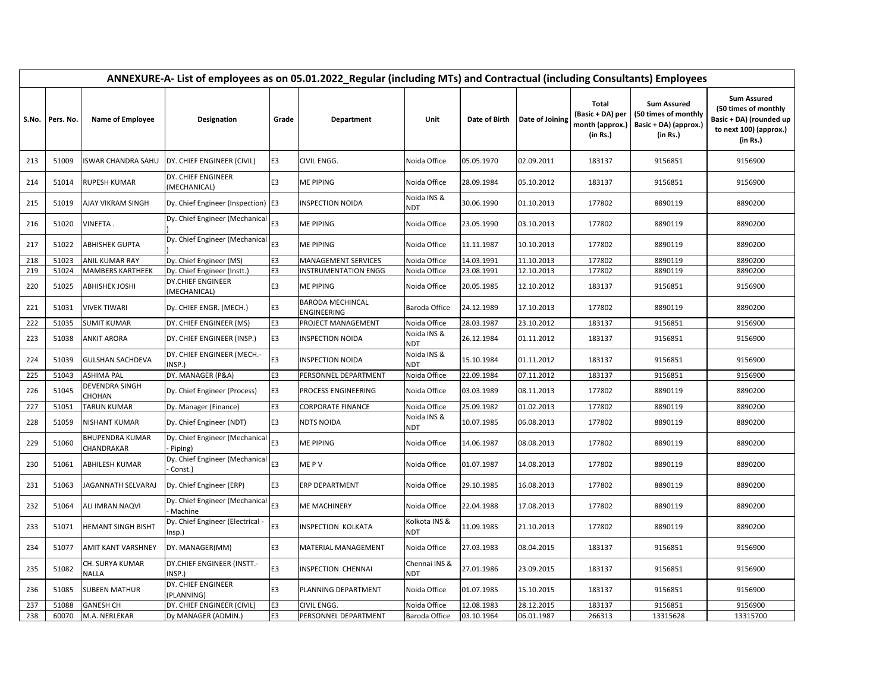| ANNEXURE-A- List of employees as on 05.01.2022_Regular (including MTs) and Contractual (including Consultants) Employees | | | | | | | | | | | |
|---|---|---|---|---|---|---|---|---|---|---|---|
| S.No. | Pers. No. | Name of Employee | Designation | Grade | Department | Unit | Date of Birth | Date of Joining | Total (Basic + DA) per month (approx.) (in Rs.) | Sum Assured (50 times of monthly Basic + DA) (approx.) (in Rs.) | Sum Assured (50 times of monthly Basic + DA) (rounded up to next 100) (approx.) (in Rs.) |
| 213 | 51009 | ISWAR CHANDRA SAHU | DY. CHIEF ENGINEER (CIVIL) | E3 | CIVIL ENGG. | Noida Office | 05.05.1970 | 02.09.2011 | 183137 | 9156851 | 9156900 |
| 214 | 51014 | RUPESH KUMAR | DY. CHIEF ENGINEER (MECHANICAL) | E3 | ME PIPING | Noida Office | 28.09.1984 | 05.10.2012 | 183137 | 9156851 | 9156900 |
| 215 | 51019 | AJAY VIKRAM SINGH | Dy. Chief Engineer (Inspection) | E3 | INSPECTION NOIDA | Noida INS & NDT | 30.06.1990 | 01.10.2013 | 177802 | 8890119 | 8890200 |
| 216 | 51020 | VINEETA . | Dy. Chief Engineer (Mechanical ) | E3 | ME PIPING | Noida Office | 23.05.1990 | 03.10.2013 | 177802 | 8890119 | 8890200 |
| 217 | 51022 | ABHISHEK GUPTA | Dy. Chief Engineer (Mechanical ) | E3 | ME PIPING | Noida Office | 11.11.1987 | 10.10.2013 | 177802 | 8890119 | 8890200 |
| 218 | 51023 | ANIL KUMAR RAY | Dy. Chief Engineer (MS) | E3 | MANAGEMENT SERVICES | Noida Office | 14.03.1991 | 11.10.2013 | 177802 | 8890119 | 8890200 |
| 219 | 51024 | MAMBERS KARTHEEK | Dy. Chief Engineer (Instt.) | E3 | INSTRUMENTATION ENGG | Noida Office | 23.08.1991 | 12.10.2013 | 177802 | 8890119 | 8890200 |
| 220 | 51025 | ABHISHEK JOSHI | DY.CHIEF ENGINEER (MECHANICAL) | E3 | ME PIPING | Noida Office | 20.05.1985 | 12.10.2012 | 183137 | 9156851 | 9156900 |
| 221 | 51031 | VIVEK TIWARI | Dy. CHIEF ENGR. (MECH.) | E3 | BARODA MECHINCAL ENGINEERING | Baroda Office | 24.12.1989 | 17.10.2013 | 177802 | 8890119 | 8890200 |
| 222 | 51035 | SUMIT KUMAR | DY. CHIEF ENGINEER (MS) | E3 | PROJECT MANAGEMENT | Noida Office | 28.03.1987 | 23.10.2012 | 183137 | 9156851 | 9156900 |
| 223 | 51038 | ANKIT ARORA | DY. CHIEF ENGINEER (INSP.) | E3 | INSPECTION NOIDA | Noida INS & NDT | 26.12.1984 | 01.11.2012 | 183137 | 9156851 | 9156900 |
| 224 | 51039 | GULSHAN SACHDEVA | DY. CHIEF ENGINEER (MECH.-INSP.) | E3 | INSPECTION NOIDA | Noida INS & NDT | 15.10.1984 | 01.11.2012 | 183137 | 9156851 | 9156900 |
| 225 | 51043 | ASHIMA PAL | DY. MANAGER (P&A) | E3 | PERSONNEL DEPARTMENT | Noida Office | 22.09.1984 | 07.11.2012 | 183137 | 9156851 | 9156900 |
| 226 | 51045 | DEVENDRA SINGH CHOHAN | Dy. Chief Engineer (Process) | E3 | PROCESS ENGINEERING | Noida Office | 03.03.1989 | 08.11.2013 | 177802 | 8890119 | 8890200 |
| 227 | 51051 | TARUN KUMAR | Dy. Manager (Finance) | E3 | CORPORATE FINANCE | Noida Office | 25.09.1982 | 01.02.2013 | 177802 | 8890119 | 8890200 |
| 228 | 51059 | NISHANT KUMAR | Dy. Chief Engineer (NDT) | E3 | NDTS NOIDA | Noida INS & NDT | 10.07.1985 | 06.08.2013 | 177802 | 8890119 | 8890200 |
| 229 | 51060 | BHUPENDRA KUMAR CHANDRAKAR | Dy. Chief Engineer (Mechanical - Piping) | E3 | ME PIPING | Noida Office | 14.06.1987 | 08.08.2013 | 177802 | 8890119 | 8890200 |
| 230 | 51061 | ABHILESH KUMAR | Dy. Chief Engineer (Mechanical - Const.) | E3 | ME P V | Noida Office | 01.07.1987 | 14.08.2013 | 177802 | 8890119 | 8890200 |
| 231 | 51063 | JAGANNATH SELVARAJ | Dy. Chief Engineer (ERP) | E3 | ERP DEPARTMENT | Noida Office | 29.10.1985 | 16.08.2013 | 177802 | 8890119 | 8890200 |
| 232 | 51064 | ALI IMRAN NAQVI | Dy. Chief Engineer (Mechanical - Machine | E3 | ME MACHINERY | Noida Office | 22.04.1988 | 17.08.2013 | 177802 | 8890119 | 8890200 |
| 233 | 51071 | HEMANT SINGH BISHT | Dy. Chief Engineer (Electrical - Insp.) | E3 | INSPECTION KOLKATA | Kolkota INS & NDT | 11.09.1985 | 21.10.2013 | 177802 | 8890119 | 8890200 |
| 234 | 51077 | AMIT KANT VARSHNEY | DY. MANAGER(MM) | E3 | MATERIAL MANAGEMENT | Noida Office | 27.03.1983 | 08.04.2015 | 183137 | 9156851 | 9156900 |
| 235 | 51082 | CH. SURYA KUMAR NALLA | DY.CHIEF ENGINEER (INSTT.-INSP.) | E3 | INSPECTION CHENNAI | Chennai INS & NDT | 27.01.1986 | 23.09.2015 | 183137 | 9156851 | 9156900 |
| 236 | 51085 | SUBEEN MATHUR | DY. CHIEF ENGINEER (PLANNING) | E3 | PLANNING DEPARTMENT | Noida Office | 01.07.1985 | 15.10.2015 | 183137 | 9156851 | 9156900 |
| 237 | 51088 | GANESH CH | DY. CHIEF ENGINEER (CIVIL) | E3 | CIVIL ENGG. | Noida Office | 12.08.1983 | 28.12.2015 | 183137 | 9156851 | 9156900 |
| 238 | 60070 | M.A. NERLEKAR | Dy MANAGER (ADMIN.) | E3 | PERSONNEL DEPARTMENT | Baroda Office | 03.10.1964 | 06.01.1987 | 266313 | 13315628 | 13315700 |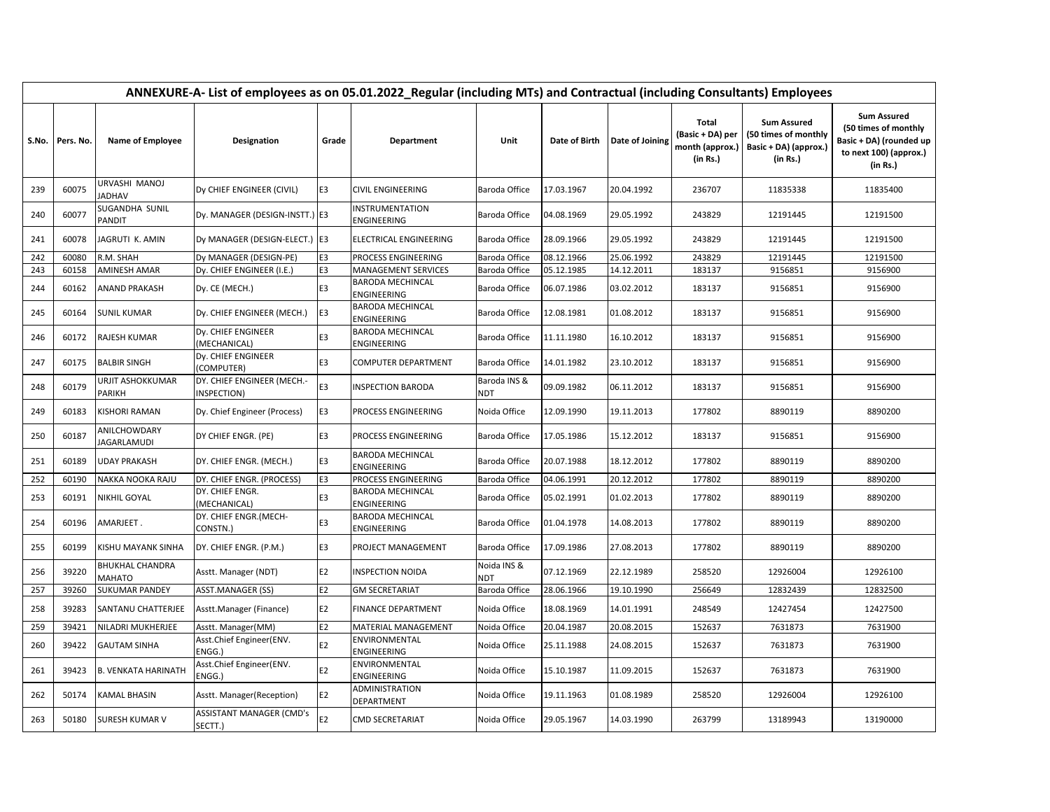| ANNEXURE-A- List of employees as on 05.01.2022_Regular (including MTs) and Contractual (including Consultants) Employees | | | | | | | | | | | |
|---|---|---|---|---|---|---|---|---|---|---|---|
| S.No. | Pers. No. | Name of Employee | Designation | Grade | Department | Unit | Date of Birth | Date of Joining | Total (Basic + DA) per month (approx.) (in Rs.) | Sum Assured (50 times of monthly Basic + DA) (approx.) (in Rs.) | Sum Assured (50 times of monthly Basic + DA) (rounded up to next 100) (approx.) (in Rs.) |
| 239 | 60075 | URVASHI MANOJ JADHAV | Dy CHIEF ENGINEER (CIVIL) | E3 | CIVIL ENGINEERING | Baroda Office | 17.03.1967 | 20.04.1992 | 236707 | 11835338 | 11835400 |
| 240 | 60077 | SUGANDHA SUNIL PANDIT | Dy. MANAGER (DESIGN-INSTT.) | E3 | INSTRUMENTATION ENGINEERING | Baroda Office | 04.08.1969 | 29.05.1992 | 243829 | 12191445 | 12191500 |
| 241 | 60078 | JAGRUTI K. AMIN | Dy MANAGER (DESIGN-ELECT.) | E3 | ELECTRICAL ENGINEERING | Baroda Office | 28.09.1966 | 29.05.1992 | 243829 | 12191445 | 12191500 |
| 242 | 60080 | R.M. SHAH | Dy MANAGER (DESIGN-PE) | E3 | PROCESS ENGINEERING | Baroda Office | 08.12.1966 | 25.06.1992 | 243829 | 12191445 | 12191500 |
| 243 | 60158 | AMINESH AMAR | Dy. CHIEF ENGINEER (I.E.) | E3 | MANAGEMENT SERVICES | Baroda Office | 05.12.1985 | 14.12.2011 | 183137 | 9156851 | 9156900 |
| 244 | 60162 | ANAND PRAKASH | Dy. CE (MECH.) | E3 | BARODA MECHINCAL ENGINEERING | Baroda Office | 06.07.1986 | 03.02.2012 | 183137 | 9156851 | 9156900 |
| 245 | 60164 | SUNIL KUMAR | Dy. CHIEF ENGINEER (MECH.) | E3 | BARODA MECHINCAL ENGINEERING | Baroda Office | 12.08.1981 | 01.08.2012 | 183137 | 9156851 | 9156900 |
| 246 | 60172 | RAJESH KUMAR | Dy. CHIEF ENGINEER (MECHANICAL) | E3 | BARODA MECHINCAL ENGINEERING | Baroda Office | 11.11.1980 | 16.10.2012 | 183137 | 9156851 | 9156900 |
| 247 | 60175 | BALBIR SINGH | Dy. CHIEF ENGINEER (COMPUTER) | E3 | COMPUTER DEPARTMENT | Baroda Office | 14.01.1982 | 23.10.2012 | 183137 | 9156851 | 9156900 |
| 248 | 60179 | URJIT ASHOKKUMAR PARIKH | DY. CHIEF ENGINEER (MECH.-INSPECTION) | E3 | INSPECTION BARODA | Baroda INS & NDT | 09.09.1982 | 06.11.2012 | 183137 | 9156851 | 9156900 |
| 249 | 60183 | KISHORI RAMAN | Dy. Chief Engineer (Process) | E3 | PROCESS ENGINEERING | Noida Office | 12.09.1990 | 19.11.2013 | 177802 | 8890119 | 8890200 |
| 250 | 60187 | ANILCHOWDARY JAGARLAMUDI | DY CHIEF ENGR. (PE) | E3 | PROCESS ENGINEERING | Baroda Office | 17.05.1986 | 15.12.2012 | 183137 | 9156851 | 9156900 |
| 251 | 60189 | UDAY PRAKASH | DY. CHIEF ENGR. (MECH.) | E3 | BARODA MECHINCAL ENGINEERING | Baroda Office | 20.07.1988 | 18.12.2012 | 177802 | 8890119 | 8890200 |
| 252 | 60190 | NAKKA NOOKA RAJU | DY. CHIEF ENGR. (PROCESS) | E3 | PROCESS ENGINEERING | Baroda Office | 04.06.1991 | 20.12.2012 | 177802 | 8890119 | 8890200 |
| 253 | 60191 | NIKHIL GOYAL | DY. CHIEF ENGR. (MECHANICAL) | E3 | BARODA MECHINCAL ENGINEERING | Baroda Office | 05.02.1991 | 01.02.2013 | 177802 | 8890119 | 8890200 |
| 254 | 60196 | AMARJEET . | DY. CHIEF ENGR.(MECH-CONSTN.) | E3 | BARODA MECHINCAL ENGINEERING | Baroda Office | 01.04.1978 | 14.08.2013 | 177802 | 8890119 | 8890200 |
| 255 | 60199 | KISHU MAYANK SINHA | DY. CHIEF ENGR. (P.M.) | E3 | PROJECT MANAGEMENT | Baroda Office | 17.09.1986 | 27.08.2013 | 177802 | 8890119 | 8890200 |
| 256 | 39220 | BHUKHAL CHANDRA MAHATO | Asstt. Manager (NDT) | E2 | INSPECTION NOIDA | Noida INS & NDT | 07.12.1969 | 22.12.1989 | 258520 | 12926004 | 12926100 |
| 257 | 39260 | SUKUMAR PANDEY | ASST.MANAGER (SS) | E2 | GM SECRETARIAT | Baroda Office | 28.06.1966 | 19.10.1990 | 256649 | 12832439 | 12832500 |
| 258 | 39283 | SANTANU CHATTERJEE | Asstt.Manager (Finance) | E2 | FINANCE DEPARTMENT | Noida Office | 18.08.1969 | 14.01.1991 | 248549 | 12427454 | 12427500 |
| 259 | 39421 | NILADRI MUKHERJEE | Asstt. Manager(MM) | E2 | MATERIAL MANAGEMENT | Noida Office | 20.04.1987 | 20.08.2015 | 152637 | 7631873 | 7631900 |
| 260 | 39422 | GAUTAM SINHA | Asst.Chief Engineer(ENV. ENGG.) | E2 | ENVIRONMENTAL ENGINEERING | Noida Office | 25.11.1988 | 24.08.2015 | 152637 | 7631873 | 7631900 |
| 261 | 39423 | B. VENKATA HARINATH | Asst.Chief Engineer(ENV. ENGG.) | E2 | ENVIRONMENTAL ENGINEERING | Noida Office | 15.10.1987 | 11.09.2015 | 152637 | 7631873 | 7631900 |
| 262 | 50174 | KAMAL BHASIN | Asstt. Manager(Reception) | E2 | ADMINISTRATION DEPARTMENT | Noida Office | 19.11.1963 | 01.08.1989 | 258520 | 12926004 | 12926100 |
| 263 | 50180 | SURESH KUMAR V | ASSISTANT MANAGER (CMD's SECTT.) | E2 | CMD SECRETARIAT | Noida Office | 29.05.1967 | 14.03.1990 | 263799 | 13189943 | 13190000 |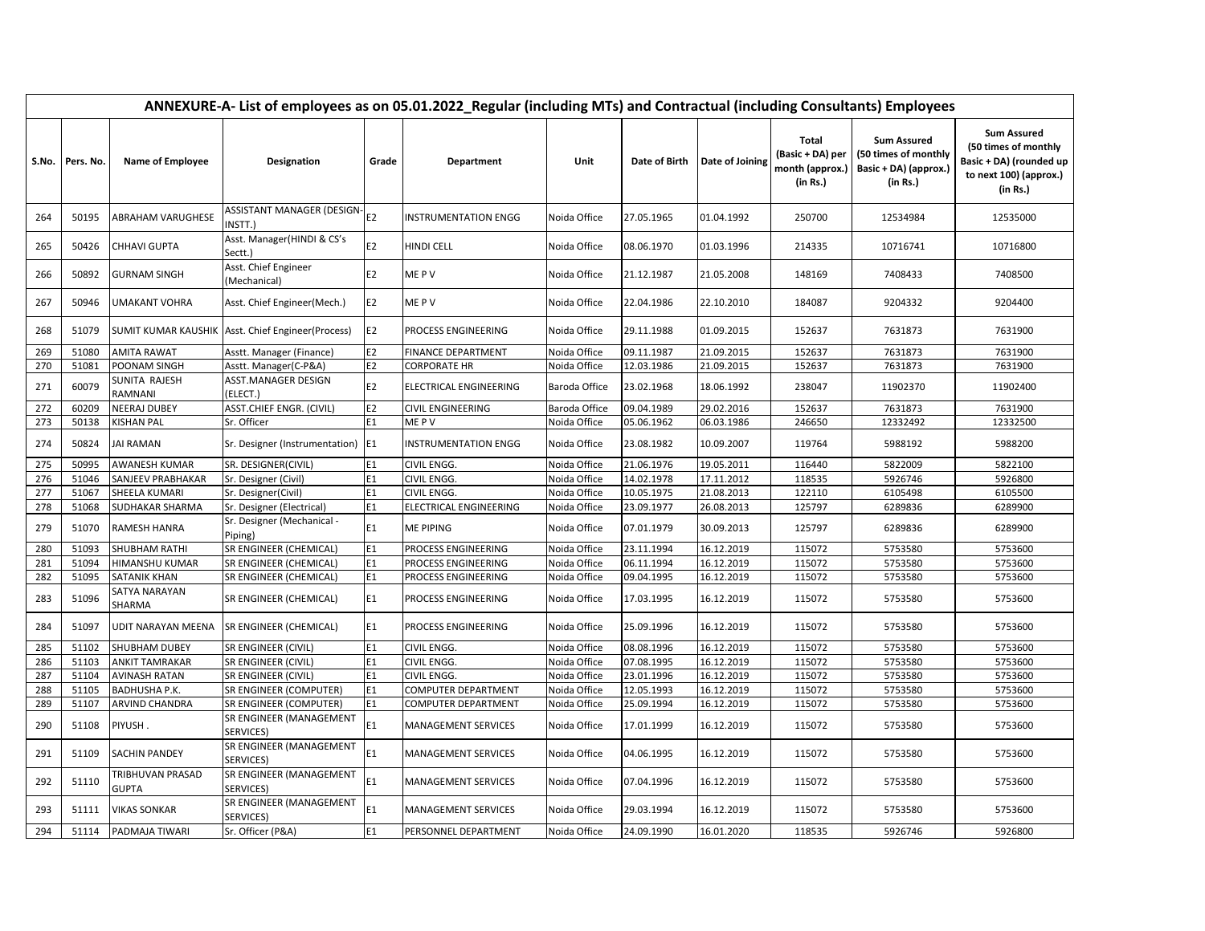| ANNEXURE-A- List of employees as on 05.01.2022_Regular (including MTs) and Contractual (including Consultants) Employees | | | | | | | | | | | |
|---|---|---|---|---|---|---|---|---|---|---|---|
| S.No. | Pers. No. | Name of Employee | Designation | Grade | Department | Unit | Date of Birth | Date of Joining | Total (Basic + DA) per month (approx.) (in Rs.) | Sum Assured (50 times of monthly Basic + DA) (approx.) (in Rs.) | Sum Assured (50 times of monthly Basic + DA) (rounded up to next 100) (approx.) (in Rs.) |
| 264 | 50195 | ABRAHAM VARUGHESE | ASSISTANT MANAGER (DESIGN-INSTT.) | E2 | INSTRUMENTATION ENGG | Noida Office | 27.05.1965 | 01.04.1992 | 250700 | 12534984 | 12535000 |
| 265 | 50426 | CHHAVI GUPTA | Asst. Manager(HINDI & CS's Sectt.) | E2 | HINDI CELL | Noida Office | 08.06.1970 | 01.03.1996 | 214335 | 10716741 | 10716800 |
| 266 | 50892 | GURNAM SINGH | Asst. Chief Engineer (Mechanical) | E2 | ME P V | Noida Office | 21.12.1987 | 21.05.2008 | 148169 | 7408433 | 7408500 |
| 267 | 50946 | UMAKANT VOHRA | Asst. Chief Engineer(Mech.) | E2 | ME P V | Noida Office | 22.04.1986 | 22.10.2010 | 184087 | 9204332 | 9204400 |
| 268 | 51079 | SUMIT KUMAR KAUSHIK | Asst. Chief Engineer(Process) | E2 | PROCESS ENGINEERING | Noida Office | 29.11.1988 | 01.09.2015 | 152637 | 7631873 | 7631900 |
| 269 | 51080 | AMITA RAWAT | Asstt. Manager (Finance) | E2 | FINANCE DEPARTMENT | Noida Office | 09.11.1987 | 21.09.2015 | 152637 | 7631873 | 7631900 |
| 270 | 51081 | POONAM SINGH | Asstt. Manager(C-P&A) | E2 | CORPORATE HR | Noida Office | 12.03.1986 | 21.09.2015 | 152637 | 7631873 | 7631900 |
| 271 | 60079 | SUNITA RAJESH RAMNANI | ASST.MANAGER DESIGN (ELECT.) | E2 | ELECTRICAL ENGINEERING | Baroda Office | 23.02.1968 | 18.06.1992 | 238047 | 11902370 | 11902400 |
| 272 | 60209 | NEERAJ DUBEY | ASST.CHIEF ENGR. (CIVIL) | E2 | CIVIL ENGINEERING | Baroda Office | 09.04.1989 | 29.02.2016 | 152637 | 7631873 | 7631900 |
| 273 | 50138 | KISHAN PAL | Sr. Officer | E1 | ME P V | Noida Office | 05.06.1962 | 06.03.1986 | 246650 | 12332492 | 12332500 |
| 274 | 50824 | JAI RAMAN | Sr. Designer (Instrumentation) | E1 | INSTRUMENTATION ENGG | Noida Office | 23.08.1982 | 10.09.2007 | 119764 | 5988192 | 5988200 |
| 275 | 50995 | AWANESH KUMAR | SR. DESIGNER(CIVIL) | E1 | CIVIL ENGG. | Noida Office | 21.06.1976 | 19.05.2011 | 116440 | 5822009 | 5822100 |
| 276 | 51046 | SANJEEV PRABHAKAR | Sr. Designer (Civil) | E1 | CIVIL ENGG. | Noida Office | 14.02.1978 | 17.11.2012 | 118535 | 5926746 | 5926800 |
| 277 | 51067 | SHEELA KUMARI | Sr. Designer(Civil) | E1 | CIVIL ENGG. | Noida Office | 10.05.1975 | 21.08.2013 | 122110 | 6105498 | 6105500 |
| 278 | 51068 | SUDHAKAR SHARMA | Sr. Designer (Electrical) | E1 | ELECTRICAL ENGINEERING | Noida Office | 23.09.1977 | 26.08.2013 | 125797 | 6289836 | 6289900 |
| 279 | 51070 | RAMESH HANRA | Sr. Designer (Mechanical - Piping) | E1 | ME PIPING | Noida Office | 07.01.1979 | 30.09.2013 | 125797 | 6289836 | 6289900 |
| 280 | 51093 | SHUBHAM RATHI | SR ENGINEER (CHEMICAL) | E1 | PROCESS ENGINEERING | Noida Office | 23.11.1994 | 16.12.2019 | 115072 | 5753580 | 5753600 |
| 281 | 51094 | HIMANSHU KUMAR | SR ENGINEER (CHEMICAL) | E1 | PROCESS ENGINEERING | Noida Office | 06.11.1994 | 16.12.2019 | 115072 | 5753580 | 5753600 |
| 282 | 51095 | SATANIK KHAN | SR ENGINEER (CHEMICAL) | E1 | PROCESS ENGINEERING | Noida Office | 09.04.1995 | 16.12.2019 | 115072 | 5753580 | 5753600 |
| 283 | 51096 | SATYA NARAYAN SHARMA | SR ENGINEER (CHEMICAL) | E1 | PROCESS ENGINEERING | Noida Office | 17.03.1995 | 16.12.2019 | 115072 | 5753580 | 5753600 |
| 284 | 51097 | UDIT NARAYAN MEENA | SR ENGINEER (CHEMICAL) | E1 | PROCESS ENGINEERING | Noida Office | 25.09.1996 | 16.12.2019 | 115072 | 5753580 | 5753600 |
| 285 | 51102 | SHUBHAM DUBEY | SR ENGINEER (CIVIL) | E1 | CIVIL ENGG. | Noida Office | 08.08.1996 | 16.12.2019 | 115072 | 5753580 | 5753600 |
| 286 | 51103 | ANKIT TAMRAKAR | SR ENGINEER (CIVIL) | E1 | CIVIL ENGG. | Noida Office | 07.08.1995 | 16.12.2019 | 115072 | 5753580 | 5753600 |
| 287 | 51104 | AVINASH RATAN | SR ENGINEER (CIVIL) | E1 | CIVIL ENGG. | Noida Office | 23.01.1996 | 16.12.2019 | 115072 | 5753580 | 5753600 |
| 288 | 51105 | BADHUSHA P.K. | SR ENGINEER (COMPUTER) | E1 | COMPUTER DEPARTMENT | Noida Office | 12.05.1993 | 16.12.2019 | 115072 | 5753580 | 5753600 |
| 289 | 51107 | ARVIND CHANDRA | SR ENGINEER (COMPUTER) | E1 | COMPUTER DEPARTMENT | Noida Office | 25.09.1994 | 16.12.2019 | 115072 | 5753580 | 5753600 |
| 290 | 51108 | PIYUSH . | SR ENGINEER (MANAGEMENT SERVICES) | E1 | MANAGEMENT SERVICES | Noida Office | 17.01.1999 | 16.12.2019 | 115072 | 5753580 | 5753600 |
| 291 | 51109 | SACHIN PANDEY | SR ENGINEER (MANAGEMENT SERVICES) | E1 | MANAGEMENT SERVICES | Noida Office | 04.06.1995 | 16.12.2019 | 115072 | 5753580 | 5753600 |
| 292 | 51110 | TRIBHUVAN PRASAD GUPTA | SR ENGINEER (MANAGEMENT SERVICES) | E1 | MANAGEMENT SERVICES | Noida Office | 07.04.1996 | 16.12.2019 | 115072 | 5753580 | 5753600 |
| 293 | 51111 | VIKAS SONKAR | SR ENGINEER (MANAGEMENT SERVICES) | E1 | MANAGEMENT SERVICES | Noida Office | 29.03.1994 | 16.12.2019 | 115072 | 5753580 | 5753600 |
| 294 | 51114 | PADMAJA TIWARI | Sr. Officer (P&A) | E1 | PERSONNEL DEPARTMENT | Noida Office | 24.09.1990 | 16.01.2020 | 118535 | 5926746 | 5926800 |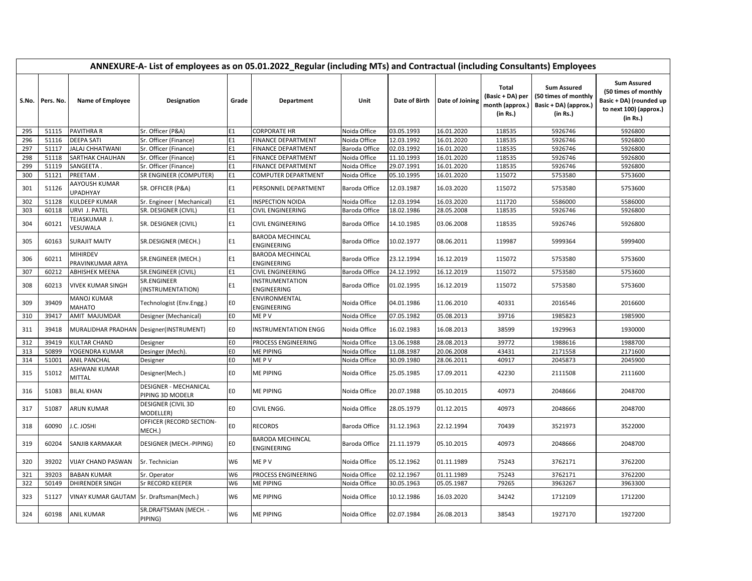| ANNEXURE-A- List of employees as on 05.01.2022_Regular (including MTs) and Contractual (including Consultants) Employees | | | | | | | | | | | |
|---|---|---|---|---|---|---|---|---|---|---|---|
| S.No. | Pers. No. | Name of Employee | Designation | Grade | Department | Unit | Date of Birth | Date of Joining | Total (Basic + DA) per month (approx.) (in Rs.) | Sum Assured (50 times of monthly Basic + DA) (approx.) (in Rs.) | Sum Assured (50 times of monthly Basic + DA) (rounded up to next 100) (approx.) (in Rs.) |
| 295 | 51115 | PAVITHRA R | Sr. Officer (P&A) | E1 | CORPORATE HR | Noida Office | 03.05.1993 | 16.01.2020 | 118535 | 5926746 | 5926800 |
| 296 | 51116 | DEEPA SATI | Sr. Officer (Finance) | E1 | FINANCE DEPARTMENT | Noida Office | 12.03.1992 | 16.01.2020 | 118535 | 5926746 | 5926800 |
| 297 | 51117 | JALAJ CHHATWANI | Sr. Officer (Finance) | E1 | FINANCE DEPARTMENT | Baroda Office | 02.03.1992 | 16.01.2020 | 118535 | 5926746 | 5926800 |
| 298 | 51118 | SARTHAK CHAUHAN | Sr. Officer (Finance) | E1 | FINANCE DEPARTMENT | Noida Office | 11.10.1993 | 16.01.2020 | 118535 | 5926746 | 5926800 |
| 299 | 51119 | SANGEETA . | Sr. Officer (Finance) | E1 | FINANCE DEPARTMENT | Noida Office | 29.07.1991 | 16.01.2020 | 118535 | 5926746 | 5926800 |
| 300 | 51121 | PREETAM . | SR ENGINEER (COMPUTER) | E1 | COMPUTER DEPARTMENT | Noida Office | 05.10.1995 | 16.01.2020 | 115072 | 5753580 | 5753600 |
| 301 | 51126 | AAYOUSH KUMAR UPADHYAY | SR. OFFICER (P&A) | E1 | PERSONNEL DEPARTMENT | Baroda Office | 12.03.1987 | 16.03.2020 | 115072 | 5753580 | 5753600 |
| 302 | 51128 | KULDEEP KUMAR | Sr. Engineer ( Mechanical) | E1 | INSPECTION NOIDA | Noida Office | 12.03.1994 | 16.03.2020 | 111720 | 5586000 | 5586000 |
| 303 | 60118 | URVI J. PATEL | SR. DESIGNER (CIVIL) | E1 | CIVIL ENGINEERING | Baroda Office | 18.02.1986 | 28.05.2008 | 118535 | 5926746 | 5926800 |
| 304 | 60121 | TEJASKUMAR J. VESUWALA | SR. DESIGNER (CIVIL) | E1 | CIVIL ENGINEERING | Baroda Office | 14.10.1985 | 03.06.2008 | 118535 | 5926746 | 5926800 |
| 305 | 60163 | SURAJIT MAITY | SR.DESIGNER (MECH.) | E1 | BARODA MECHINCAL ENGINEERING | Baroda Office | 10.02.1977 | 08.06.2011 | 119987 | 5999364 | 5999400 |
| 306 | 60211 | MIHIRDEV PRAVINKUMAR ARYA | SR.ENGINEER (MECH.) | E1 | BARODA MECHINCAL ENGINEERING | Baroda Office | 23.12.1994 | 16.12.2019 | 115072 | 5753580 | 5753600 |
| 307 | 60212 | ABHISHEK MEENA | SR.ENGINEER (CIVIL) | E1 | CIVIL ENGINEERING | Baroda Office | 24.12.1992 | 16.12.2019 | 115072 | 5753580 | 5753600 |
| 308 | 60213 | VIVEK KUMAR SINGH | SR.ENGINEER (INSTRUMENTATION) | E1 | INSTRUMENTATION ENGINEERING | Baroda Office | 01.02.1995 | 16.12.2019 | 115072 | 5753580 | 5753600 |
| 309 | 39409 | MANOJ KUMAR MAHATO | Technologist (Env.Engg.) | E0 | ENVIRONMENTAL ENGINEERING | Noida Office | 04.01.1986 | 11.06.2010 | 40331 | 2016546 | 2016600 |
| 310 | 39417 | AMIT MAJUMDAR | Designer (Mechanical) | E0 | ME P V | Noida Office | 07.05.1982 | 05.08.2013 | 39716 | 1985823 | 1985900 |
| 311 | 39418 | MURALIDHAR PRADHAN | Designer(INSTRUMENT) | E0 | INSTRUMENTATION ENGG | Noida Office | 16.02.1983 | 16.08.2013 | 38599 | 1929963 | 1930000 |
| 312 | 39419 | KULTAR CHAND | Designer | E0 | PROCESS ENGINEERING | Noida Office | 13.06.1988 | 28.08.2013 | 39772 | 1988616 | 1988700 |
| 313 | 50899 | YOGENDRA KUMAR | Desinger (Mech). | E0 | ME PIPING | Noida Office | 11.08.1987 | 20.06.2008 | 43431 | 2171558 | 2171600 |
| 314 | 51001 | ANIL PANCHAL | Designer | E0 | ME P V | Noida Office | 30.09.1980 | 28.06.2011 | 40917 | 2045873 | 2045900 |
| 315 | 51012 | ASHWANI KUMAR MITTAL | Designer(Mech.) | E0 | ME PIPING | Noida Office | 25.05.1985 | 17.09.2011 | 42230 | 2111508 | 2111600 |
| 316 | 51083 | BILAL KHAN | DESIGNER - MECHANICAL PIPING 3D MODELR | E0 | ME PIPING | Noida Office | 20.07.1988 | 05.10.2015 | 40973 | 2048666 | 2048700 |
| 317 | 51087 | ARUN KUMAR | DESIGNER (CIVIL 3D MODELLER) | E0 | CIVIL ENGG. | Noida Office | 28.05.1979 | 01.12.2015 | 40973 | 2048666 | 2048700 |
| 318 | 60090 | J.C. JOSHI | OFFICER (RECORD SECTION-MECH.) | E0 | RECORDS | Baroda Office | 31.12.1963 | 22.12.1994 | 70439 | 3521973 | 3522000 |
| 319 | 60204 | SANJIB KARMAKAR | DESIGNER (MECH.-PIPING) | E0 | BARODA MECHINCAL ENGINEERING | Baroda Office | 21.11.1979 | 05.10.2015 | 40973 | 2048666 | 2048700 |
| 320 | 39202 | VIJAY CHAND PASWAN | Sr. Technician | W6 | ME P V | Noida Office | 05.12.1962 | 01.11.1989 | 75243 | 3762171 | 3762200 |
| 321 | 39203 | BABAN KUMAR | Sr. Operator | W6 | PROCESS ENGINEERING | Noida Office | 02.12.1967 | 01.11.1989 | 75243 | 3762171 | 3762200 |
| 322 | 50149 | DHIRENDER SINGH | Sr RECORD KEEPER | W6 | ME PIPING | Noida Office | 30.05.1963 | 05.05.1987 | 79265 | 3963267 | 3963300 |
| 323 | 51127 | VINAY KUMAR GAUTAM | Sr. Draftsman(Mech.) | W6 | ME PIPING | Noida Office | 10.12.1986 | 16.03.2020 | 34242 | 1712109 | 1712200 |
| 324 | 60198 | ANIL KUMAR | SR.DRAFTSMAN (MECH. - PIPING) | W6 | ME PIPING | Noida Office | 02.07.1984 | 26.08.2013 | 38543 | 1927170 | 1927200 |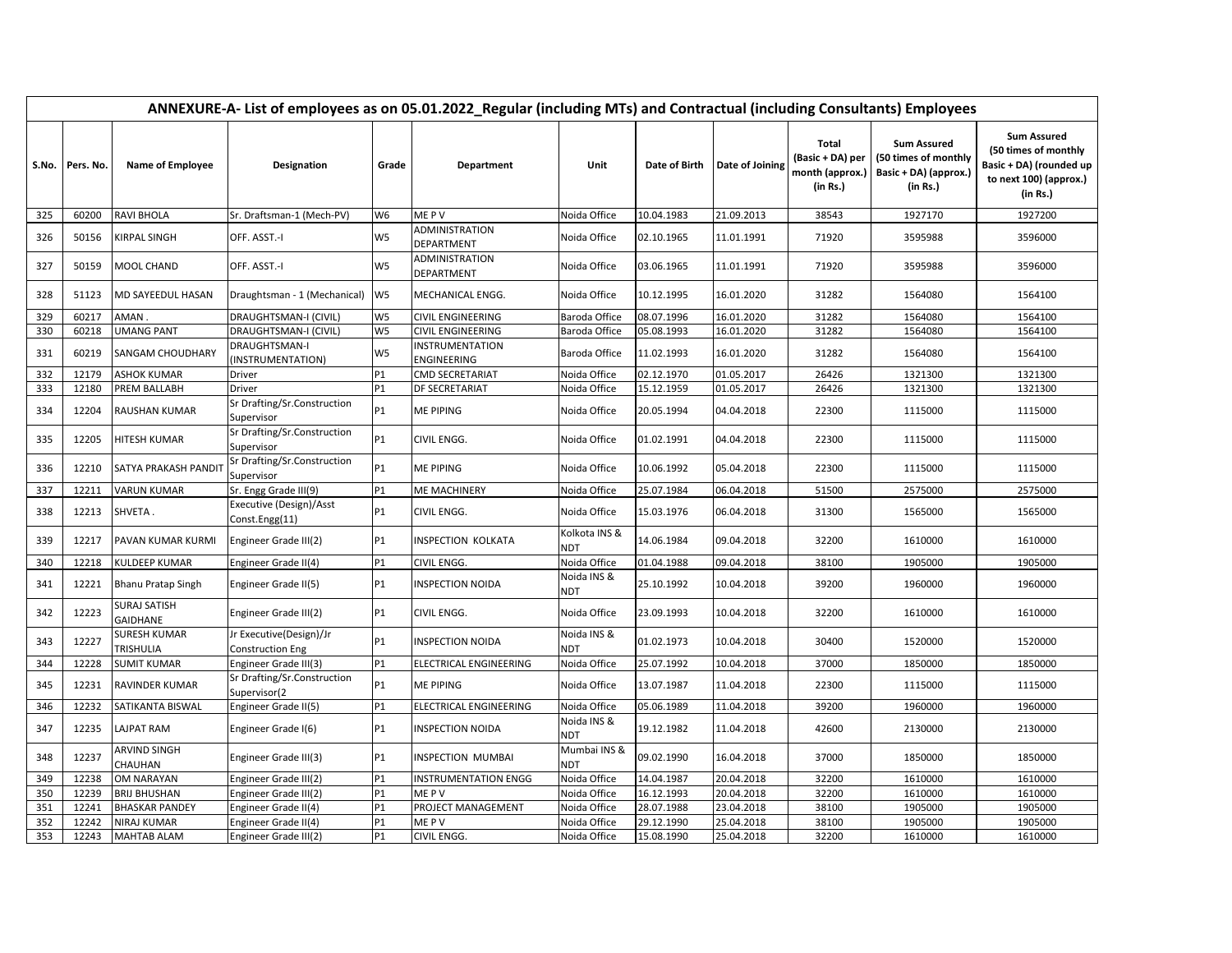| ANNEXURE-A- List of employees as on 05.01.2022_Regular (including MTs) and Contractual (including Consultants) Employees | | | | | | | | | | | |
|---|---|---|---|---|---|---|---|---|---|---|---|
| S.No. | Pers. No. | Name of Employee | Designation | Grade | Department | Unit | Date of Birth | Date of Joining | Total (Basic + DA) per month (approx.) (in Rs.) | Sum Assured (50 times of monthly Basic + DA) (approx.) (in Rs.) | Sum Assured (50 times of monthly Basic + DA) (rounded up to next 100) (approx.) (in Rs.) |
| 325 | 60200 | RAVI BHOLA | Sr. Draftsman-1 (Mech-PV) | W6 | ME P V | Noida Office | 10.04.1983 | 21.09.2013 | 38543 | 1927170 | 1927200 |
| 326 | 50156 | KIRPAL SINGH | OFF. ASST.-I | W5 | ADMINISTRATION DEPARTMENT | Noida Office | 02.10.1965 | 11.01.1991 | 71920 | 3595988 | 3596000 |
| 327 | 50159 | MOOL CHAND | OFF. ASST.-I | W5 | ADMINISTRATION DEPARTMENT | Noida Office | 03.06.1965 | 11.01.1991 | 71920 | 3595988 | 3596000 |
| 328 | 51123 | MD SAYEEDUL HASAN | Draughtsman - 1 (Mechanical) | W5 | MECHANICAL ENGG. | Noida Office | 10.12.1995 | 16.01.2020 | 31282 | 1564080 | 1564100 |
| 329 | 60217 | AMAN . | DRAUGHTSMAN-I (CIVIL) | W5 | CIVIL ENGINEERING | Baroda Office | 08.07.1996 | 16.01.2020 | 31282 | 1564080 | 1564100 |
| 330 | 60218 | UMANG PANT | DRAUGHTSMAN-I (CIVIL) | W5 | CIVIL ENGINEERING | Baroda Office | 05.08.1993 | 16.01.2020 | 31282 | 1564080 | 1564100 |
| 331 | 60219 | SANGAM CHOUDHARY | DRAUGHTSMAN-I (INSTRUMENTATION) | W5 | INSTRUMENTATION ENGINEERING | Baroda Office | 11.02.1993 | 16.01.2020 | 31282 | 1564080 | 1564100 |
| 332 | 12179 | ASHOK KUMAR | Driver | P1 | CMD SECRETARIAT | Noida Office | 02.12.1970 | 01.05.2017 | 26426 | 1321300 | 1321300 |
| 333 | 12180 | PREM BALLABH | Driver | P1 | DF SECRETARIAT | Noida Office | 15.12.1959 | 01.05.2017 | 26426 | 1321300 | 1321300 |
| 334 | 12204 | RAUSHAN KUMAR | Sr Drafting/Sr.Construction Supervisor | P1 | ME PIPING | Noida Office | 20.05.1994 | 04.04.2018 | 22300 | 1115000 | 1115000 |
| 335 | 12205 | HITESH KUMAR | Sr Drafting/Sr.Construction Supervisor | P1 | CIVIL ENGG. | Noida Office | 01.02.1991 | 04.04.2018 | 22300 | 1115000 | 1115000 |
| 336 | 12210 | SATYA PRAKASH PANDIT | Sr Drafting/Sr.Construction Supervisor | P1 | ME PIPING | Noida Office | 10.06.1992 | 05.04.2018 | 22300 | 1115000 | 1115000 |
| 337 | 12211 | VARUN KUMAR | Sr. Engg Grade III(9) | P1 | ME MACHINERY | Noida Office | 25.07.1984 | 06.04.2018 | 51500 | 2575000 | 2575000 |
| 338 | 12213 | SHVETA . | Executive (Design)/Asst Const.Engg(11) | P1 | CIVIL ENGG. | Noida Office | 15.03.1976 | 06.04.2018 | 31300 | 1565000 | 1565000 |
| 339 | 12217 | PAVAN KUMAR KURMI | Engineer Grade III(2) | P1 | INSPECTION KOLKATA | Kolkota INS & NDT | 14.06.1984 | 09.04.2018 | 32200 | 1610000 | 1610000 |
| 340 | 12218 | KULDEEP KUMAR | Engineer Grade II(4) | P1 | CIVIL ENGG. | Noida Office | 01.04.1988 | 09.04.2018 | 38100 | 1905000 | 1905000 |
| 341 | 12221 | Bhanu Pratap Singh | Engineer Grade II(5) | P1 | INSPECTION NOIDA | Noida INS & NDT | 25.10.1992 | 10.04.2018 | 39200 | 1960000 | 1960000 |
| 342 | 12223 | SURAJ SATISH GAIDHANE | Engineer Grade III(2) | P1 | CIVIL ENGG. | Noida Office | 23.09.1993 | 10.04.2018 | 32200 | 1610000 | 1610000 |
| 343 | 12227 | SURESH KUMAR TRISHULIA | Jr Executive(Design)/Jr Construction Eng | P1 | INSPECTION NOIDA | Noida INS & NDT | 01.02.1973 | 10.04.2018 | 30400 | 1520000 | 1520000 |
| 344 | 12228 | SUMIT KUMAR | Engineer Grade III(3) | P1 | ELECTRICAL ENGINEERING | Noida Office | 25.07.1992 | 10.04.2018 | 37000 | 1850000 | 1850000 |
| 345 | 12231 | RAVINDER KUMAR | Sr Drafting/Sr.Construction Supervisor(2 | P1 | ME PIPING | Noida Office | 13.07.1987 | 11.04.2018 | 22300 | 1115000 | 1115000 |
| 346 | 12232 | SATIKANTA BISWAL | Engineer Grade II(5) | P1 | ELECTRICAL ENGINEERING | Noida Office | 05.06.1989 | 11.04.2018 | 39200 | 1960000 | 1960000 |
| 347 | 12235 | LAJPAT RAM | Engineer Grade I(6) | P1 | INSPECTION NOIDA | Noida INS & NDT | 19.12.1982 | 11.04.2018 | 42600 | 2130000 | 2130000 |
| 348 | 12237 | ARVIND SINGH CHAUHAN | Engineer Grade III(3) | P1 | INSPECTION MUMBAI | Mumbai INS & NDT | 09.02.1990 | 16.04.2018 | 37000 | 1850000 | 1850000 |
| 349 | 12238 | OM NARAYAN | Engineer Grade III(2) | P1 | INSTRUMENTATION ENGG | Noida Office | 14.04.1987 | 20.04.2018 | 32200 | 1610000 | 1610000 |
| 350 | 12239 | BRIJ BHUSHAN | Engineer Grade III(2) | P1 | ME P V | Noida Office | 16.12.1993 | 20.04.2018 | 32200 | 1610000 | 1610000 |
| 351 | 12241 | BHASKAR PANDEY | Engineer Grade II(4) | P1 | PROJECT MANAGEMENT | Noida Office | 28.07.1988 | 23.04.2018 | 38100 | 1905000 | 1905000 |
| 352 | 12242 | NIRAJ KUMAR | Engineer Grade II(4) | P1 | ME P V | Noida Office | 29.12.1990 | 25.04.2018 | 38100 | 1905000 | 1905000 |
| 353 | 12243 | MAHTAB ALAM | Engineer Grade III(2) | P1 | CIVIL ENGG. | Noida Office | 15.08.1990 | 25.04.2018 | 32200 | 1610000 | 1610000 |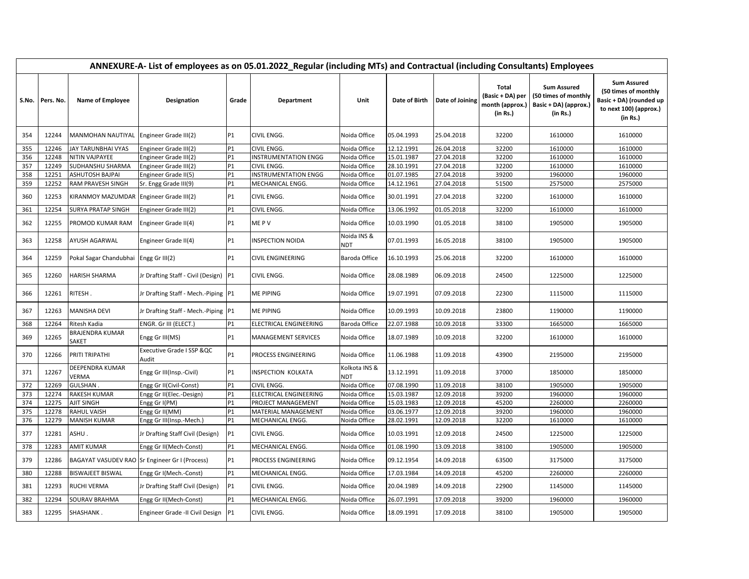| ANNEXURE-A- List of employees as on 05.01.2022_Regular (including MTs) and Contractual (including Consultants) Employees | | | | | | | | | | | |
|---|---|---|---|---|---|---|---|---|---|---|---|
| S.No. | Pers. No. | Name of Employee | Designation | Grade | Department | Unit | Date of Birth | Date of Joining | Total (Basic + DA) per month (approx.) (in Rs.) | Sum Assured (50 times of monthly Basic + DA) (approx.) (in Rs.) | Sum Assured (50 times of monthly Basic + DA) (rounded up to next 100) (approx.) (in Rs.) |
| 354 | 12244 | MANMOHAN NAUTIYAL | Engineer Grade III(2) | P1 | CIVIL ENGG. | Noida Office | 05.04.1993 | 25.04.2018 | 32200 | 1610000 | 1610000 |
| 355 | 12246 | JAY TARUNBHAI VYAS | Engineer Grade III(2) | P1 | CIVIL ENGG. | Noida Office | 12.12.1991 | 26.04.2018 | 32200 | 1610000 | 1610000 |
| 356 | 12248 | NITIN VAJPAYEE | Engineer Grade III(2) | P1 | INSTRUMENTATION ENGG | Noida Office | 15.01.1987 | 27.04.2018 | 32200 | 1610000 | 1610000 |
| 357 | 12249 | SUDHANSHU SHARMA | Engineer Grade III(2) | P1 | CIVIL ENGG. | Noida Office | 28.10.1991 | 27.04.2018 | 32200 | 1610000 | 1610000 |
| 358 | 12251 | ASHUTOSH BAJPAI | Engineer Grade II(5) | P1 | INSTRUMENTATION ENGG | Noida Office | 01.07.1985 | 27.04.2018 | 39200 | 1960000 | 1960000 |
| 359 | 12252 | RAM PRAVESH SINGH | Sr. Engg Grade III(9) | P1 | MECHANICAL ENGG. | Noida Office | 14.12.1961 | 27.04.2018 | 51500 | 2575000 | 2575000 |
| 360 | 12253 | KIRANMOY MAZUMDAR | Engineer Grade III(2) | P1 | CIVIL ENGG. | Noida Office | 30.01.1991 | 27.04.2018 | 32200 | 1610000 | 1610000 |
| 361 | 12254 | SURYA PRATAP SINGH | Engineer Grade III(2) | P1 | CIVIL ENGG. | Noida Office | 13.06.1992 | 01.05.2018 | 32200 | 1610000 | 1610000 |
| 362 | 12255 | PROMOD KUMAR RAM | Engineer Grade II(4) | P1 | ME P V | Noida Office | 10.03.1990 | 01.05.2018 | 38100 | 1905000 | 1905000 |
| 363 | 12258 | AYUSH AGARWAL | Engineer Grade II(4) | P1 | INSPECTION NOIDA | Noida INS & NDT | 07.01.1993 | 16.05.2018 | 38100 | 1905000 | 1905000 |
| 364 | 12259 | Pokal Sagar Chandubhai | Engg Gr III(2) | P1 | CIVIL ENGINEERING | Baroda Office | 16.10.1993 | 25.06.2018 | 32200 | 1610000 | 1610000 |
| 365 | 12260 | HARISH SHARMA | Jr Drafting Staff - Civil (Design) | P1 | CIVIL ENGG. | Noida Office | 28.08.1989 | 06.09.2018 | 24500 | 1225000 | 1225000 |
| 366 | 12261 | RITESH . | Jr Drafting Staff - Mech.-Piping | P1 | ME PIPING | Noida Office | 19.07.1991 | 07.09.2018 | 22300 | 1115000 | 1115000 |
| 367 | 12263 | MANISHA DEVI | Jr Drafting Staff - Mech.-Piping | P1 | ME PIPING | Noida Office | 10.09.1993 | 10.09.2018 | 23800 | 1190000 | 1190000 |
| 368 | 12264 | Ritesh Kadia | ENGR. Gr III (ELECT.) | P1 | ELECTRICAL ENGINEERING | Baroda Office | 22.07.1988 | 10.09.2018 | 33300 | 1665000 | 1665000 |
| 369 | 12265 | BRAJENDRA KUMAR SAKET | Engg Gr III(MS) | P1 | MANAGEMENT SERVICES | Noida Office | 18.07.1989 | 10.09.2018 | 32200 | 1610000 | 1610000 |
| 370 | 12266 | PRITI TRIPATHI | Executive Grade I SSP &QC Audit | P1 | PROCESS ENGINEERING | Noida Office | 11.06.1988 | 11.09.2018 | 43900 | 2195000 | 2195000 |
| 371 | 12267 | DEEPENDRA KUMAR VERMA | Engg Gr III(Insp.-Civil) | P1 | INSPECTION KOLKATA | Kolkota INS & NDT | 13.12.1991 | 11.09.2018 | 37000 | 1850000 | 1850000 |
| 372 | 12269 | GULSHAN . | Engg Gr II(Civil-Const) | P1 | CIVIL ENGG. | Noida Office | 07.08.1990 | 11.09.2018 | 38100 | 1905000 | 1905000 |
| 373 | 12274 | RAKESH KUMAR | Engg Gr II(Elec.-Design) | P1 | ELECTRICAL ENGINEERING | Noida Office | 15.03.1987 | 12.09.2018 | 39200 | 1960000 | 1960000 |
| 374 | 12275 | AJIT SINGH | Engg Gr I(PM) | P1 | PROJECT MANAGEMENT | Noida Office | 15.03.1983 | 12.09.2018 | 45200 | 2260000 | 2260000 |
| 375 | 12278 | RAHUL VAISH | Engg Gr II(MM) | P1 | MATERIAL MANAGEMENT | Noida Office | 03.06.1977 | 12.09.2018 | 39200 | 1960000 | 1960000 |
| 376 | 12279 | MANISH KUMAR | Engg Gr III(Insp.-Mech.) | P1 | MECHANICAL ENGG. | Noida Office | 28.02.1991 | 12.09.2018 | 32200 | 1610000 | 1610000 |
| 377 | 12281 | ASHU . | Jr Drafting Staff Civil (Design) | P1 | CIVIL ENGG. | Noida Office | 10.03.1991 | 12.09.2018 | 24500 | 1225000 | 1225000 |
| 378 | 12283 | AMIT KUMAR | Engg Gr II(Mech-Const) | P1 | MECHANICAL ENGG. | Noida Office | 01.08.1990 | 13.09.2018 | 38100 | 1905000 | 1905000 |
| 379 | 12286 | BAGAYAT VASUDEV RAO | Sr Engineer Gr I (Process) | P1 | PROCESS ENGINEERING | Noida Office | 09.12.1954 | 14.09.2018 | 63500 | 3175000 | 3175000 |
| 380 | 12288 | BISWAJEET BISWAL | Engg Gr I(Mech.-Const) | P1 | MECHANICAL ENGG. | Noida Office | 17.03.1984 | 14.09.2018 | 45200 | 2260000 | 2260000 |
| 381 | 12293 | RUCHI VERMA | Jr Drafting Staff Civil (Design) | P1 | CIVIL ENGG. | Noida Office | 20.04.1989 | 14.09.2018 | 22900 | 1145000 | 1145000 |
| 382 | 12294 | SOURAV BRAHMA | Engg Gr II(Mech-Const) | P1 | MECHANICAL ENGG. | Noida Office | 26.07.1991 | 17.09.2018 | 39200 | 1960000 | 1960000 |
| 383 | 12295 | SHASHANK . | Engineer Grade -II Civil Design | P1 | CIVIL ENGG. | Noida Office | 18.09.1991 | 17.09.2018 | 38100 | 1905000 | 1905000 |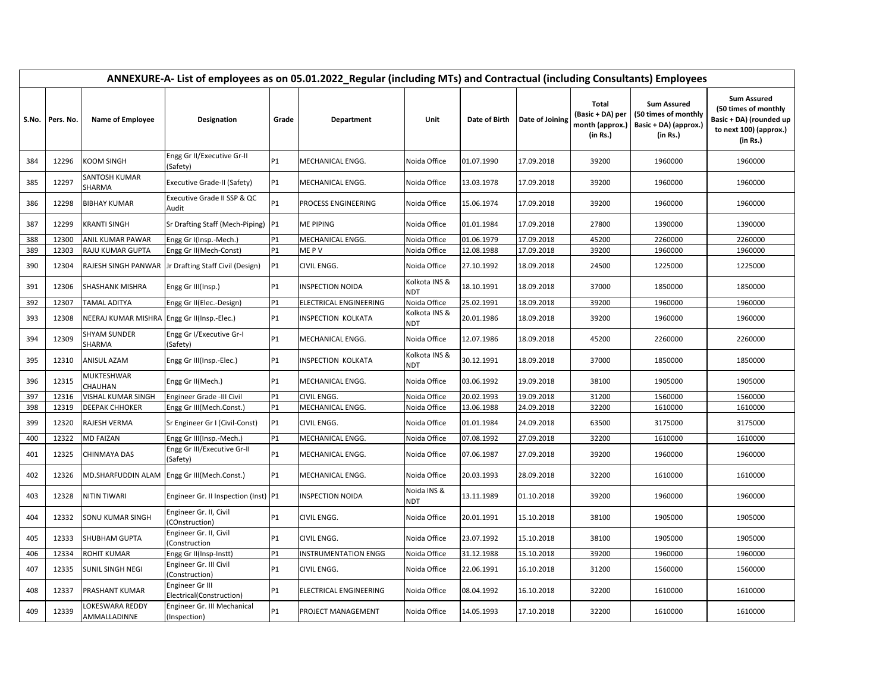| ANNEXURE-A- List of employees as on 05.01.2022_Regular (including MTs) and Contractual (including Consultants) Employees | | | | | | | | | | | |
|---|---|---|---|---|---|---|---|---|---|---|---|
| S.No. | Pers. No. | Name of Employee | Designation | Grade | Department | Unit | Date of Birth | Date of Joining | Total (Basic + DA) per month (approx.) (in Rs.) | Sum Assured (50 times of monthly Basic + DA) (approx.) (in Rs.) | Sum Assured (50 times of monthly Basic + DA) (rounded up to next 100) (approx.) (in Rs.) |
| 384 | 12296 | KOOM SINGH | Engg Gr II/Executive Gr-II (Safety) | P1 | MECHANICAL ENGG. | Noida Office | 01.07.1990 | 17.09.2018 | 39200 | 1960000 | 1960000 |
| 385 | 12297 | SANTOSH KUMAR SHARMA | Executive Grade-II (Safety) | P1 | MECHANICAL ENGG. | Noida Office | 13.03.1978 | 17.09.2018 | 39200 | 1960000 | 1960000 |
| 386 | 12298 | BIBHAY KUMAR | Executive Grade II SSP & QC Audit | P1 | PROCESS ENGINEERING | Noida Office | 15.06.1974 | 17.09.2018 | 39200 | 1960000 | 1960000 |
| 387 | 12299 | KRANTI SINGH | Sr Drafting Staff (Mech-Piping) | P1 | ME PIPING | Noida Office | 01.01.1984 | 17.09.2018 | 27800 | 1390000 | 1390000 |
| 388 | 12300 | ANIL KUMAR PAWAR | Engg Gr I(Insp.-Mech.) | P1 | MECHANICAL ENGG. | Noida Office | 01.06.1979 | 17.09.2018 | 45200 | 2260000 | 2260000 |
| 389 | 12303 | RAJU KUMAR GUPTA | Engg Gr II(Mech-Const) | P1 | ME P V | Noida Office | 12.08.1988 | 17.09.2018 | 39200 | 1960000 | 1960000 |
| 390 | 12304 | RAJESH SINGH PANWAR | Jr Drafting Staff Civil (Design) | P1 | CIVIL ENGG. | Noida Office | 27.10.1992 | 18.09.2018 | 24500 | 1225000 | 1225000 |
| 391 | 12306 | SHASHANK MISHRA | Engg Gr III(Insp.) | P1 | INSPECTION NOIDA | Kolkota INS & NDT | 18.10.1991 | 18.09.2018 | 37000 | 1850000 | 1850000 |
| 392 | 12307 | TAMAL ADITYA | Engg Gr II(Elec.-Design) | P1 | ELECTRICAL ENGINEERING | Noida Office | 25.02.1991 | 18.09.2018 | 39200 | 1960000 | 1960000 |
| 393 | 12308 | NEERAJ KUMAR MISHRA | Engg Gr II(Insp.-Elec.) | P1 | INSPECTION KOLKATA | Kolkota INS & NDT | 20.01.1986 | 18.09.2018 | 39200 | 1960000 | 1960000 |
| 394 | 12309 | SHYAM SUNDER SHARMA | Engg Gr I/Executive Gr-I (Safety) | P1 | MECHANICAL ENGG. | Noida Office | 12.07.1986 | 18.09.2018 | 45200 | 2260000 | 2260000 |
| 395 | 12310 | ANISUL AZAM | Engg Gr III(Insp.-Elec.) | P1 | INSPECTION KOLKATA | Kolkota INS & NDT | 30.12.1991 | 18.09.2018 | 37000 | 1850000 | 1850000 |
| 396 | 12315 | MUKTESHWAR CHAUHAN | Engg Gr II(Mech.) | P1 | MECHANICAL ENGG. | Noida Office | 03.06.1992 | 19.09.2018 | 38100 | 1905000 | 1905000 |
| 397 | 12316 | VISHAL KUMAR SINGH | Engineer Grade -III Civil | P1 | CIVIL ENGG. | Noida Office | 20.02.1993 | 19.09.2018 | 31200 | 1560000 | 1560000 |
| 398 | 12319 | DEEPAK CHHOKER | Engg Gr III(Mech.Const.) | P1 | MECHANICAL ENGG. | Noida Office | 13.06.1988 | 24.09.2018 | 32200 | 1610000 | 1610000 |
| 399 | 12320 | RAJESH VERMA | Sr Engineer Gr I (Civil-Const) | P1 | CIVIL ENGG. | Noida Office | 01.01.1984 | 24.09.2018 | 63500 | 3175000 | 3175000 |
| 400 | 12322 | MD FAIZAN | Engg Gr III(Insp.-Mech.) | P1 | MECHANICAL ENGG. | Noida Office | 07.08.1992 | 27.09.2018 | 32200 | 1610000 | 1610000 |
| 401 | 12325 | CHINMAYA DAS | Engg Gr III/Executive Gr-II (Safety) | P1 | MECHANICAL ENGG. | Noida Office | 07.06.1987 | 27.09.2018 | 39200 | 1960000 | 1960000 |
| 402 | 12326 | MD.SHARFUDDIN ALAM | Engg Gr III(Mech.Const.) | P1 | MECHANICAL ENGG. | Noida Office | 20.03.1993 | 28.09.2018 | 32200 | 1610000 | 1610000 |
| 403 | 12328 | NITIN TIWARI | Engineer Gr. II Inspection (Inst) | P1 | INSPECTION NOIDA | Noida INS & NDT | 13.11.1989 | 01.10.2018 | 39200 | 1960000 | 1960000 |
| 404 | 12332 | SONU KUMAR SINGH | Engineer Gr. II, Civil (COnstruction) | P1 | CIVIL ENGG. | Noida Office | 20.01.1991 | 15.10.2018 | 38100 | 1905000 | 1905000 |
| 405 | 12333 | SHUBHAM GUPTA | Engineer Gr. II, Civil (Construction | P1 | CIVIL ENGG. | Noida Office | 23.07.1992 | 15.10.2018 | 38100 | 1905000 | 1905000 |
| 406 | 12334 | ROHIT KUMAR | Engg Gr II(Insp-Instt) | P1 | INSTRUMENTATION ENGG | Noida Office | 31.12.1988 | 15.10.2018 | 39200 | 1960000 | 1960000 |
| 407 | 12335 | SUNIL SINGH NEGI | Engineer Gr. III Civil (Construction) | P1 | CIVIL ENGG. | Noida Office | 22.06.1991 | 16.10.2018 | 31200 | 1560000 | 1560000 |
| 408 | 12337 | PRASHANT KUMAR | Engineer Gr III Electrical(Construction) | P1 | ELECTRICAL ENGINEERING | Noida Office | 08.04.1992 | 16.10.2018 | 32200 | 1610000 | 1610000 |
| 409 | 12339 | LOKESWARA REDDY AMMALLADINNE | Engineer Gr. III Mechanical (Inspection) | P1 | PROJECT MANAGEMENT | Noida Office | 14.05.1993 | 17.10.2018 | 32200 | 1610000 | 1610000 |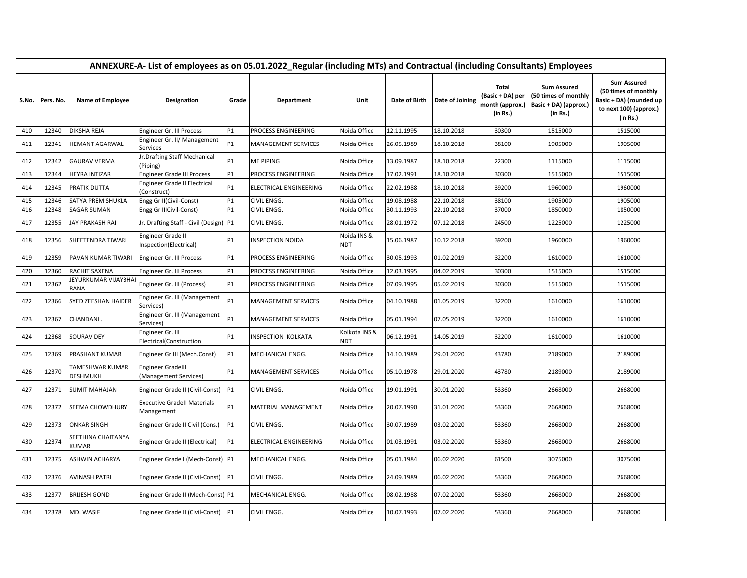| ANNEXURE-A- List of employees as on 05.01.2022_Regular (including MTs) and Contractual (including Consultants) Employees | | | | | | | | | | | |
|---|---|---|---|---|---|---|---|---|---|---|---|
| S.No. | Pers. No. | Name of Employee | Designation | Grade | Department | Unit | Date of Birth | Date of Joining | Total (Basic + DA) per month (approx.) (in Rs.) | Sum Assured (50 times of monthly Basic + DA) (approx.) (in Rs.) | Sum Assured (50 times of monthly Basic + DA) (rounded up to next 100) (approx.) (in Rs.) |
| 410 | 12340 | DIKSHA REJA | Engineer Gr. III Process | P1 | PROCESS ENGINEERING | Noida Office | 12.11.1995 | 18.10.2018 | 30300 | 1515000 | 1515000 |
| 411 | 12341 | HEMANT AGARWAL | Engineer Gr. II/ Management Services | P1 | MANAGEMENT SERVICES | Noida Office | 26.05.1989 | 18.10.2018 | 38100 | 1905000 | 1905000 |
| 412 | 12342 | GAURAV VERMA | Jr.Drafting Staff Mechanical (Piping) | P1 | ME PIPING | Noida Office | 13.09.1987 | 18.10.2018 | 22300 | 1115000 | 1115000 |
| 413 | 12344 | HEYRA INTIZAR | Engineer Grade III Process | P1 | PROCESS ENGINEERING | Noida Office | 17.02.1991 | 18.10.2018 | 30300 | 1515000 | 1515000 |
| 414 | 12345 | PRATIK DUTTA | Engineer Grade II Electrical (Construct) | P1 | ELECTRICAL ENGINEERING | Noida Office | 22.02.1988 | 18.10.2018 | 39200 | 1960000 | 1960000 |
| 415 | 12346 | SATYA PREM SHUKLA | Engg Gr II(Civil-Const) | P1 | CIVIL ENGG. | Noida Office | 19.08.1988 | 22.10.2018 | 38100 | 1905000 | 1905000 |
| 416 | 12348 | SAGAR SUMAN | Engg Gr IIICivil-Const) | P1 | CIVIL ENGG. | Noida Office | 30.11.1993 | 22.10.2018 | 37000 | 1850000 | 1850000 |
| 417 | 12355 | JAY PRAKASH RAI | Jr. Drafting Staff - Civil (Design) | P1 | CIVIL ENGG. | Noida Office | 28.01.1972 | 07.12.2018 | 24500 | 1225000 | 1225000 |
| 418 | 12356 | SHEETENDRA TIWARI | Engineer Grade II Inspection(Electrical) | P1 | INSPECTION NOIDA | Noida INS & NDT | 15.06.1987 | 10.12.2018 | 39200 | 1960000 | 1960000 |
| 419 | 12359 | PAVAN KUMAR TIWARI | Engineer Gr. III Process | P1 | PROCESS ENGINEERING | Noida Office | 30.05.1993 | 01.02.2019 | 32200 | 1610000 | 1610000 |
| 420 | 12360 | RACHIT SAXENA | Engineer Gr. III Process | P1 | PROCESS ENGINEERING | Noida Office | 12.03.1995 | 04.02.2019 | 30300 | 1515000 | 1515000 |
| 421 | 12362 | JEYURKUMAR VIJAYBHAI RANA | Engineer Gr. III (Process) | P1 | PROCESS ENGINEERING | Noida Office | 07.09.1995 | 05.02.2019 | 30300 | 1515000 | 1515000 |
| 422 | 12366 | SYED ZEESHAN HAIDER | Engineer Gr. III (Management Services) | P1 | MANAGEMENT SERVICES | Noida Office | 04.10.1988 | 01.05.2019 | 32200 | 1610000 | 1610000 |
| 423 | 12367 | CHANDANI . | Engineer Gr. III (Management Services) | P1 | MANAGEMENT SERVICES | Noida Office | 05.01.1994 | 07.05.2019 | 32200 | 1610000 | 1610000 |
| 424 | 12368 | SOURAV DEY | Engineer Gr. III Electrical(Construction | P1 | INSPECTION KOLKATA | Kolkota INS & NDT | 06.12.1991 | 14.05.2019 | 32200 | 1610000 | 1610000 |
| 425 | 12369 | PRASHANT KUMAR | Engineer Gr III (Mech.Const) | P1 | MECHANICAL ENGG. | Noida Office | 14.10.1989 | 29.01.2020 | 43780 | 2189000 | 2189000 |
| 426 | 12370 | TAMESHWAR KUMAR DESHMUKH | Engineer GradeIII (Management Services) | P1 | MANAGEMENT SERVICES | Noida Office | 05.10.1978 | 29.01.2020 | 43780 | 2189000 | 2189000 |
| 427 | 12371 | SUMIT MAHAJAN | Engineer Grade II (Civil-Const) | P1 | CIVIL ENGG. | Noida Office | 19.01.1991 | 30.01.2020 | 53360 | 2668000 | 2668000 |
| 428 | 12372 | SEEMA CHOWDHURY | Executive GradeII Materials Management | P1 | MATERIAL MANAGEMENT | Noida Office | 20.07.1990 | 31.01.2020 | 53360 | 2668000 | 2668000 |
| 429 | 12373 | ONKAR SINGH | Engineer Grade II Civil (Cons.) | P1 | CIVIL ENGG. | Noida Office | 30.07.1989 | 03.02.2020 | 53360 | 2668000 | 2668000 |
| 430 | 12374 | SEETHINA CHAITANYA KUMAR | Engineer Grade II (Electrical) | P1 | ELECTRICAL ENGINEERING | Noida Office | 01.03.1991 | 03.02.2020 | 53360 | 2668000 | 2668000 |
| 431 | 12375 | ASHWIN ACHARYA | Engineer Grade I (Mech-Const) | P1 | MECHANICAL ENGG. | Noida Office | 05.01.1984 | 06.02.2020 | 61500 | 3075000 | 3075000 |
| 432 | 12376 | AVINASH PATRI | Engineer Grade II (Civil-Const) | P1 | CIVIL ENGG. | Noida Office | 24.09.1989 | 06.02.2020 | 53360 | 2668000 | 2668000 |
| 433 | 12377 | BRIJESH GOND | Engineer Grade II (Mech-Const) | P1 | MECHANICAL ENGG. | Noida Office | 08.02.1988 | 07.02.2020 | 53360 | 2668000 | 2668000 |
| 434 | 12378 | MD. WASIF | Engineer Grade II (Civil-Const) | P1 | CIVIL ENGG. | Noida Office | 10.07.1993 | 07.02.2020 | 53360 | 2668000 | 2668000 |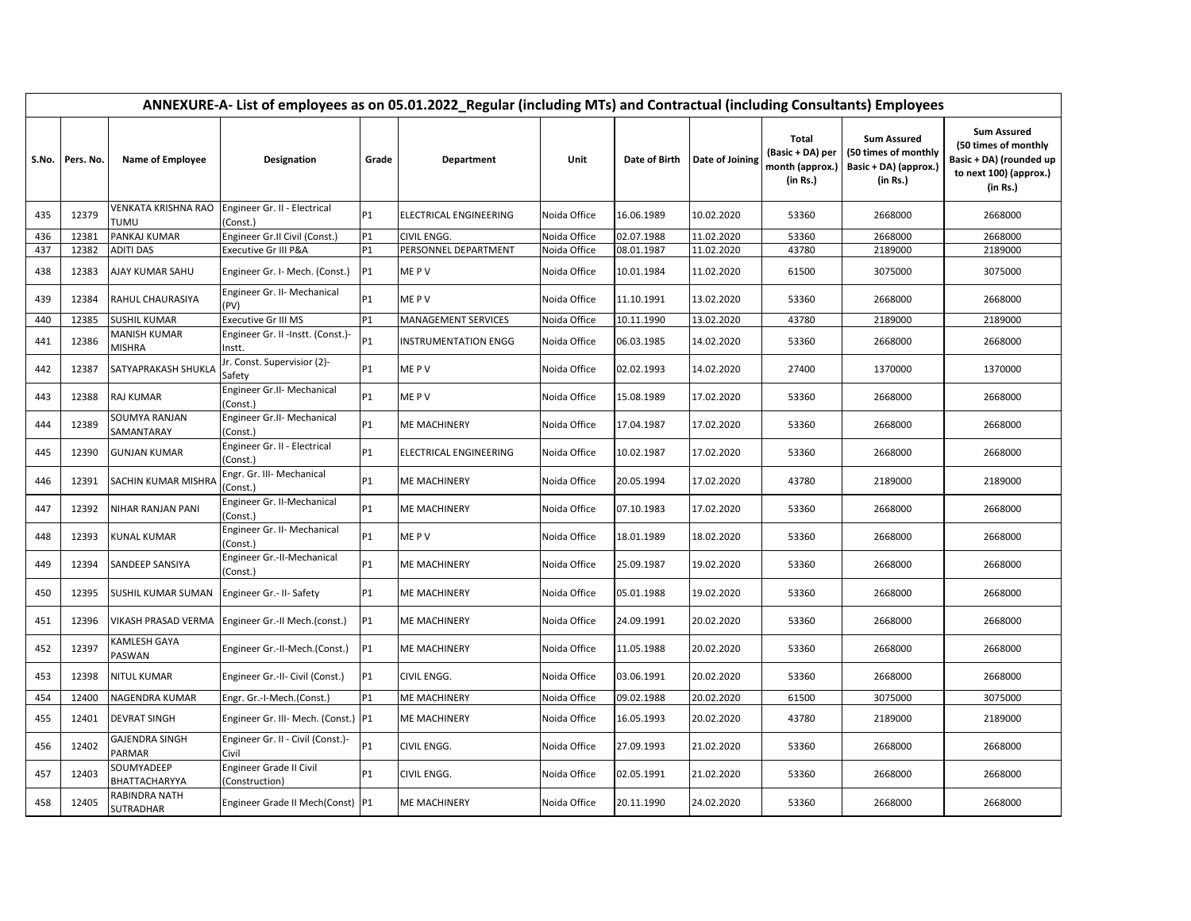| ANNEXURE-A- List of employees as on 05.01.2022_Regular (including MTs) and Contractual (including Consultants) Employees | | | | | | | | | | | |
|---|---|---|---|---|---|---|---|---|---|---|---|
| S.No. | Pers. No. | Name of Employee | Designation | Grade | Department | Unit | Date of Birth | Date of Joining | Total (Basic + DA) per month (approx.) (in Rs.) | Sum Assured (50 times of monthly Basic + DA) (approx.) (in Rs.) | Sum Assured (50 times of monthly Basic + DA) (rounded up to next 100) (approx.) (in Rs.) |
| 435 | 12379 | VENKATA KRISHNA RAO TUMU | Engineer Gr. II - Electrical (Const.) | P1 | ELECTRICAL ENGINEERING | Noida Office | 16.06.1989 | 10.02.2020 | 53360 | 2668000 | 2668000 |
| 436 | 12381 | PANKAJ KUMAR | Engineer Gr.II Civil (Const.) | P1 | CIVIL ENGG. | Noida Office | 02.07.1988 | 11.02.2020 | 53360 | 2668000 | 2668000 |
| 437 | 12382 | ADITI DAS | Executive Gr III P&A | P1 | PERSONNEL DEPARTMENT | Noida Office | 08.01.1987 | 11.02.2020 | 43780 | 2189000 | 2189000 |
| 438 | 12383 | AJAY KUMAR SAHU | Engineer Gr. I- Mech. (Const.) | P1 | ME P V | Noida Office | 10.01.1984 | 11.02.2020 | 61500 | 3075000 | 3075000 |
| 439 | 12384 | RAHUL CHAURASIYA | Engineer Gr. II- Mechanical (PV) | P1 | ME P V | Noida Office | 11.10.1991 | 13.02.2020 | 53360 | 2668000 | 2668000 |
| 440 | 12385 | SUSHIL KUMAR | Executive Gr III MS | P1 | MANAGEMENT SERVICES | Noida Office | 10.11.1990 | 13.02.2020 | 43780 | 2189000 | 2189000 |
| 441 | 12386 | MANISH KUMAR MISHRA | Engineer Gr. II -Instt. (Const.)-Instt. | P1 | INSTRUMENTATION ENGG | Noida Office | 06.03.1985 | 14.02.2020 | 53360 | 2668000 | 2668000 |
| 442 | 12387 | SATYAPRAKASH SHUKLA | Jr. Const. Supervisior (2)-Safety | P1 | ME P V | Noida Office | 02.02.1993 | 14.02.2020 | 27400 | 1370000 | 1370000 |
| 443 | 12388 | RAJ KUMAR | Engineer Gr.II- Mechanical (Const.) | P1 | ME P V | Noida Office | 15.08.1989 | 17.02.2020 | 53360 | 2668000 | 2668000 |
| 444 | 12389 | SOUMYA RANJAN SAMANTARAY | Engineer Gr.II- Mechanical (Const.) | P1 | ME MACHINERY | Noida Office | 17.04.1987 | 17.02.2020 | 53360 | 2668000 | 2668000 |
| 445 | 12390 | GUNJAN KUMAR | Engineer Gr. II - Electrical (Const.) | P1 | ELECTRICAL ENGINEERING | Noida Office | 10.02.1987 | 17.02.2020 | 53360 | 2668000 | 2668000 |
| 446 | 12391 | SACHIN KUMAR MISHRA | Engr. Gr. III- Mechanical (Const.) | P1 | ME MACHINERY | Noida Office | 20.05.1994 | 17.02.2020 | 43780 | 2189000 | 2189000 |
| 447 | 12392 | NIHAR RANJAN PANI | Engineer Gr. II-Mechanical (Const.) | P1 | ME MACHINERY | Noida Office | 07.10.1983 | 17.02.2020 | 53360 | 2668000 | 2668000 |
| 448 | 12393 | KUNAL KUMAR | Engineer Gr. II- Mechanical (Const.) | P1 | ME P V | Noida Office | 18.01.1989 | 18.02.2020 | 53360 | 2668000 | 2668000 |
| 449 | 12394 | SANDEEP SANSIYA | Engineer Gr.-II-Mechanical (Const.) | P1 | ME MACHINERY | Noida Office | 25.09.1987 | 19.02.2020 | 53360 | 2668000 | 2668000 |
| 450 | 12395 | SUSHIL KUMAR SUMAN | Engineer Gr.- II- Safety | P1 | ME MACHINERY | Noida Office | 05.01.1988 | 19.02.2020 | 53360 | 2668000 | 2668000 |
| 451 | 12396 | VIKASH PRASAD VERMA | Engineer Gr.-II Mech.(const.) | P1 | ME MACHINERY | Noida Office | 24.09.1991 | 20.02.2020 | 53360 | 2668000 | 2668000 |
| 452 | 12397 | KAMLESH GAYA PASWAN | Engineer Gr.-II-Mech.(Const.) | P1 | ME MACHINERY | Noida Office | 11.05.1988 | 20.02.2020 | 53360 | 2668000 | 2668000 |
| 453 | 12398 | NITUL KUMAR | Engineer Gr.-II- Civil (Const.) | P1 | CIVIL ENGG. | Noida Office | 03.06.1991 | 20.02.2020 | 53360 | 2668000 | 2668000 |
| 454 | 12400 | NAGENDRA KUMAR | Engr. Gr.-I-Mech.(Const.) | P1 | ME MACHINERY | Noida Office | 09.02.1988 | 20.02.2020 | 61500 | 3075000 | 3075000 |
| 455 | 12401 | DEVRAT SINGH | Engineer Gr. III- Mech. (Const.) | P1 | ME MACHINERY | Noida Office | 16.05.1993 | 20.02.2020 | 43780 | 2189000 | 2189000 |
| 456 | 12402 | GAJENDRA SINGH PARMAR | Engineer Gr. II - Civil (Const.)-Civil | P1 | CIVIL ENGG. | Noida Office | 27.09.1993 | 21.02.2020 | 53360 | 2668000 | 2668000 |
| 457 | 12403 | SOUMYADEEP BHATTACHARYYA | Engineer Grade II Civil (Construction) | P1 | CIVIL ENGG. | Noida Office | 02.05.1991 | 21.02.2020 | 53360 | 2668000 | 2668000 |
| 458 | 12405 | RABINDRA NATH SUTRADHAR | Engineer Grade II Mech(Const) | P1 | ME MACHINERY | Noida Office | 20.11.1990 | 24.02.2020 | 53360 | 2668000 | 2668000 |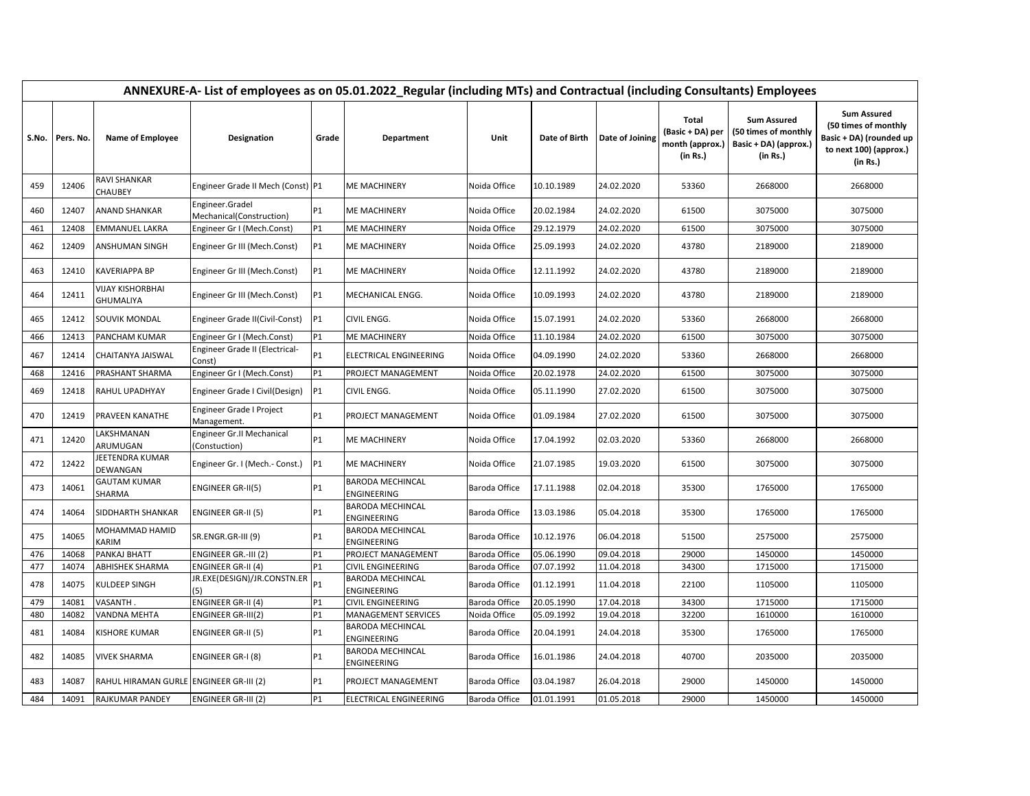| ANNEXURE-A- List of employees as on 05.01.2022_Regular (including MTs) and Contractual (including Consultants) Employees | | | | | | | | | | | |
|---|---|---|---|---|---|---|---|---|---|---|---|
| S.No. | Pers. No. | Name of Employee | Designation | Grade | Department | Unit | Date of Birth | Date of Joining | Total (Basic + DA) per month (approx.) (in Rs.) | Sum Assured (50 times of monthly Basic + DA) (approx.) (in Rs.) | Sum Assured (50 times of monthly Basic + DA) (rounded up to next 100) (approx.) (in Rs.) |
| 459 | 12406 | RAVI SHANKAR CHAUBEY | Engineer Grade II Mech (Const) | P1 | ME MACHINERY | Noida Office | 10.10.1989 | 24.02.2020 | 53360 | 2668000 | 2668000 |
| 460 | 12407 | ANAND SHANKAR | Engineer.GradeI Mechanical(Construction) | P1 | ME MACHINERY | Noida Office | 20.02.1984 | 24.02.2020 | 61500 | 3075000 | 3075000 |
| 461 | 12408 | EMMANUEL LAKRA | Engineer Gr I (Mech.Const) | P1 | ME MACHINERY | Noida Office | 29.12.1979 | 24.02.2020 | 61500 | 3075000 | 3075000 |
| 462 | 12409 | ANSHUMAN SINGH | Engineer Gr III (Mech.Const) | P1 | ME MACHINERY | Noida Office | 25.09.1993 | 24.02.2020 | 43780 | 2189000 | 2189000 |
| 463 | 12410 | KAVERIAPPA BP | Engineer Gr III (Mech.Const) | P1 | ME MACHINERY | Noida Office | 12.11.1992 | 24.02.2020 | 43780 | 2189000 | 2189000 |
| 464 | 12411 | VIJAY KISHORBHAI GHUMALIYA | Engineer Gr III (Mech.Const) | P1 | MECHANICAL ENGG. | Noida Office | 10.09.1993 | 24.02.2020 | 43780 | 2189000 | 2189000 |
| 465 | 12412 | SOUVIK MONDAL | Engineer Grade II(Civil-Const) | P1 | CIVIL ENGG. | Noida Office | 15.07.1991 | 24.02.2020 | 53360 | 2668000 | 2668000 |
| 466 | 12413 | PANCHAM KUMAR | Engineer Gr I (Mech.Const) | P1 | ME MACHINERY | Noida Office | 11.10.1984 | 24.02.2020 | 61500 | 3075000 | 3075000 |
| 467 | 12414 | CHAITANYA JAISWAL | Engineer Grade II (Electrical-Const) | P1 | ELECTRICAL ENGINEERING | Noida Office | 04.09.1990 | 24.02.2020 | 53360 | 2668000 | 2668000 |
| 468 | 12416 | PRASHANT SHARMA | Engineer Gr I (Mech.Const) | P1 | PROJECT MANAGEMENT | Noida Office | 20.02.1978 | 24.02.2020 | 61500 | 3075000 | 3075000 |
| 469 | 12418 | RAHUL UPADHYAY | Engineer Grade I Civil(Design) | P1 | CIVIL ENGG. | Noida Office | 05.11.1990 | 27.02.2020 | 61500 | 3075000 | 3075000 |
| 470 | 12419 | PRAVEEN KANATHE | Engineer Grade I Project Management. | P1 | PROJECT MANAGEMENT | Noida Office | 01.09.1984 | 27.02.2020 | 61500 | 3075000 | 3075000 |
| 471 | 12420 | LAKSHMANAN ARUMUGAN | Engineer Gr.II Mechanical (Constuction) | P1 | ME MACHINERY | Noida Office | 17.04.1992 | 02.03.2020 | 53360 | 2668000 | 2668000 |
| 472 | 12422 | JEETENDRA KUMAR DEWANGAN | Engineer Gr. I (Mech.- Const.) | P1 | ME MACHINERY | Noida Office | 21.07.1985 | 19.03.2020 | 61500 | 3075000 | 3075000 |
| 473 | 14061 | GAUTAM KUMAR SHARMA | ENGINEER GR-II(5) | P1 | BARODA MECHINCAL ENGINEERING | Baroda Office | 17.11.1988 | 02.04.2018 | 35300 | 1765000 | 1765000 |
| 474 | 14064 | SIDDHARTH SHANKAR | ENGINEER GR-II (5) | P1 | BARODA MECHINCAL ENGINEERING | Baroda Office | 13.03.1986 | 05.04.2018 | 35300 | 1765000 | 1765000 |
| 475 | 14065 | MOHAMMAD HAMID KARIM | SR.ENGR.GR-III (9) | P1 | BARODA MECHINCAL ENGINEERING | Baroda Office | 10.12.1976 | 06.04.2018 | 51500 | 2575000 | 2575000 |
| 476 | 14068 | PANKAJ BHATT | ENGINEER GR.-III (2) | P1 | PROJECT MANAGEMENT | Baroda Office | 05.06.1990 | 09.04.2018 | 29000 | 1450000 | 1450000 |
| 477 | 14074 | ABHISHEK SHARMA | ENGINEER GR-II (4) | P1 | CIVIL ENGINEERING | Baroda Office | 07.07.1992 | 11.04.2018 | 34300 | 1715000 | 1715000 |
| 478 | 14075 | KULDEEP SINGH | JR.EXE(DESIGN)/JR.CONSTN.ER (5) | P1 | BARODA MECHINCAL ENGINEERING | Baroda Office | 01.12.1991 | 11.04.2018 | 22100 | 1105000 | 1105000 |
| 479 | 14081 | VASANTH . | ENGINEER GR-II (4) | P1 | CIVIL ENGINEERING | Baroda Office | 20.05.1990 | 17.04.2018 | 34300 | 1715000 | 1715000 |
| 480 | 14082 | VANDNA MEHTA | ENGINEER GR-III(2) | P1 | MANAGEMENT SERVICES | Noida Office | 05.09.1992 | 19.04.2018 | 32200 | 1610000 | 1610000 |
| 481 | 14084 | KISHORE KUMAR | ENGINEER GR-II (5) | P1 | BARODA MECHINCAL ENGINEERING | Baroda Office | 20.04.1991 | 24.04.2018 | 35300 | 1765000 | 1765000 |
| 482 | 14085 | VIVEK SHARMA | ENGINEER GR-I (8) | P1 | BARODA MECHINCAL ENGINEERING | Baroda Office | 16.01.1986 | 24.04.2018 | 40700 | 2035000 | 2035000 |
| 483 | 14087 | RAHUL HIRAMAN GURLE | ENGINEER GR-III (2) | P1 | PROJECT MANAGEMENT | Baroda Office | 03.04.1987 | 26.04.2018 | 29000 | 1450000 | 1450000 |
| 484 | 14091 | RAJKUMAR PANDEY | ENGINEER GR-III (2) | P1 | ELECTRICAL ENGINEERING | Baroda Office | 01.01.1991 | 01.05.2018 | 29000 | 1450000 | 1450000 |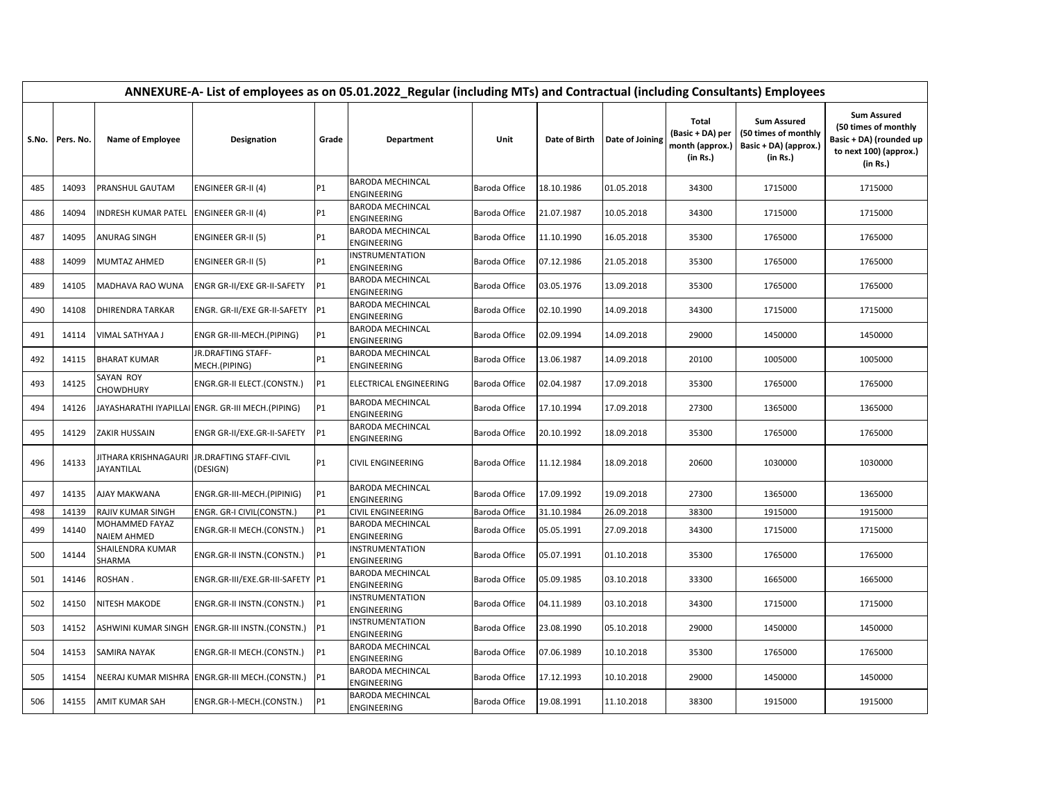| ANNEXURE-A- List of employees as on 05.01.2022_Regular (including MTs) and Contractual (including Consultants) Employees | | | | | | | | | | | |
|---|---|---|---|---|---|---|---|---|---|---|---|
| S.No. | Pers. No. | Name of Employee | Designation | Grade | Department | Unit | Date of Birth | Date of Joining | Total (Basic + DA) per month (approx.) (in Rs.) | Sum Assured (50 times of monthly Basic + DA) (approx.) (in Rs.) | Sum Assured (50 times of monthly Basic + DA) (rounded up to next 100) (approx.) (in Rs.) |
| 485 | 14093 | PRANSHUL GAUTAM | ENGINEER GR-II (4) | P1 | BARODA MECHINCAL ENGINEERING | Baroda Office | 18.10.1986 | 01.05.2018 | 34300 | 1715000 | 1715000 |
| 486 | 14094 | INDRESH KUMAR PATEL | ENGINEER GR-II (4) | P1 | BARODA MECHINCAL ENGINEERING | Baroda Office | 21.07.1987 | 10.05.2018 | 34300 | 1715000 | 1715000 |
| 487 | 14095 | ANURAG SINGH | ENGINEER GR-II (5) | P1 | BARODA MECHINCAL ENGINEERING | Baroda Office | 11.10.1990 | 16.05.2018 | 35300 | 1765000 | 1765000 |
| 488 | 14099 | MUMTAZ AHMED | ENGINEER GR-II (5) | P1 | INSTRUMENTATION ENGINEERING | Baroda Office | 07.12.1986 | 21.05.2018 | 35300 | 1765000 | 1765000 |
| 489 | 14105 | MADHAVA RAO WUNA | ENGR GR-II/EXE GR-II-SAFETY | P1 | BARODA MECHINCAL ENGINEERING | Baroda Office | 03.05.1976 | 13.09.2018 | 35300 | 1765000 | 1765000 |
| 490 | 14108 | DHIRENDRA TARKAR | ENGR. GR-II/EXE GR-II-SAFETY | P1 | BARODA MECHINCAL ENGINEERING | Baroda Office | 02.10.1990 | 14.09.2018 | 34300 | 1715000 | 1715000 |
| 491 | 14114 | VIMAL SATHYAA J | ENGR GR-III-MECH.(PIPING) | P1 | BARODA MECHINCAL ENGINEERING | Baroda Office | 02.09.1994 | 14.09.2018 | 29000 | 1450000 | 1450000 |
| 492 | 14115 | BHARAT KUMAR | JR.DRAFTING STAFF-MECH.(PIPING) | P1 | BARODA MECHINCAL ENGINEERING | Baroda Office | 13.06.1987 | 14.09.2018 | 20100 | 1005000 | 1005000 |
| 493 | 14125 | SAYAN ROY CHOWDHURY | ENGR.GR-II ELECT.(CONSTN.) | P1 | ELECTRICAL ENGINEERING | Baroda Office | 02.04.1987 | 17.09.2018 | 35300 | 1765000 | 1765000 |
| 494 | 14126 | JAYASHARATHI IYAPILLAI | ENGR. GR-III MECH.(PIPING) | P1 | BARODA MECHINCAL ENGINEERING | Baroda Office | 17.10.1994 | 17.09.2018 | 27300 | 1365000 | 1365000 |
| 495 | 14129 | ZAKIR HUSSAIN | ENGR GR-II/EXE.GR-II-SAFETY | P1 | BARODA MECHINCAL ENGINEERING | Baroda Office | 20.10.1992 | 18.09.2018 | 35300 | 1765000 | 1765000 |
| 496 | 14133 | JITHARA KRISHNAGAURI JAYANTILAL | JR.DRAFTING STAFF-CIVIL (DESIGN) | P1 | CIVIL ENGINEERING | Baroda Office | 11.12.1984 | 18.09.2018 | 20600 | 1030000 | 1030000 |
| 497 | 14135 | AJAY MAKWANA | ENGR.GR-III-MECH.(PIPINIG) | P1 | BARODA MECHINCAL ENGINEERING | Baroda Office | 17.09.1992 | 19.09.2018 | 27300 | 1365000 | 1365000 |
| 498 | 14139 | RAJIV KUMAR SINGH | ENGR. GR-I CIVIL(CONSTN.) | P1 | CIVIL ENGINEERING | Baroda Office | 31.10.1984 | 26.09.2018 | 38300 | 1915000 | 1915000 |
| 499 | 14140 | MOHAMMED FAYAZ NAIEM AHMED | ENGR.GR-II MECH.(CONSTN.) | P1 | BARODA MECHINCAL ENGINEERING | Baroda Office | 05.05.1991 | 27.09.2018 | 34300 | 1715000 | 1715000 |
| 500 | 14144 | SHAILENDRA KUMAR SHARMA | ENGR.GR-II INSTN.(CONSTN.) | P1 | INSTRUMENTATION ENGINEERING | Baroda Office | 05.07.1991 | 01.10.2018 | 35300 | 1765000 | 1765000 |
| 501 | 14146 | ROSHAN . | ENGR.GR-III/EXE.GR-III-SAFETY | P1 | BARODA MECHINCAL ENGINEERING | Baroda Office | 05.09.1985 | 03.10.2018 | 33300 | 1665000 | 1665000 |
| 502 | 14150 | NITESH MAKODE | ENGR.GR-II INSTN.(CONSTN.) | P1 | INSTRUMENTATION ENGINEERING | Baroda Office | 04.11.1989 | 03.10.2018 | 34300 | 1715000 | 1715000 |
| 503 | 14152 | ASHWINI KUMAR SINGH | ENGR.GR-III INSTN.(CONSTN.) | P1 | INSTRUMENTATION ENGINEERING | Baroda Office | 23.08.1990 | 05.10.2018 | 29000 | 1450000 | 1450000 |
| 504 | 14153 | SAMIRA NAYAK | ENGR.GR-II MECH.(CONSTN.) | P1 | BARODA MECHINCAL ENGINEERING | Baroda Office | 07.06.1989 | 10.10.2018 | 35300 | 1765000 | 1765000 |
| 505 | 14154 | NEERAJ KUMAR MISHRA | ENGR.GR-III MECH.(CONSTN.) | P1 | BARODA MECHINCAL ENGINEERING | Baroda Office | 17.12.1993 | 10.10.2018 | 29000 | 1450000 | 1450000 |
| 506 | 14155 | AMIT KUMAR SAH | ENGR.GR-I-MECH.(CONSTN.) | P1 | BARODA MECHINCAL ENGINEERING | Baroda Office | 19.08.1991 | 11.10.2018 | 38300 | 1915000 | 1915000 |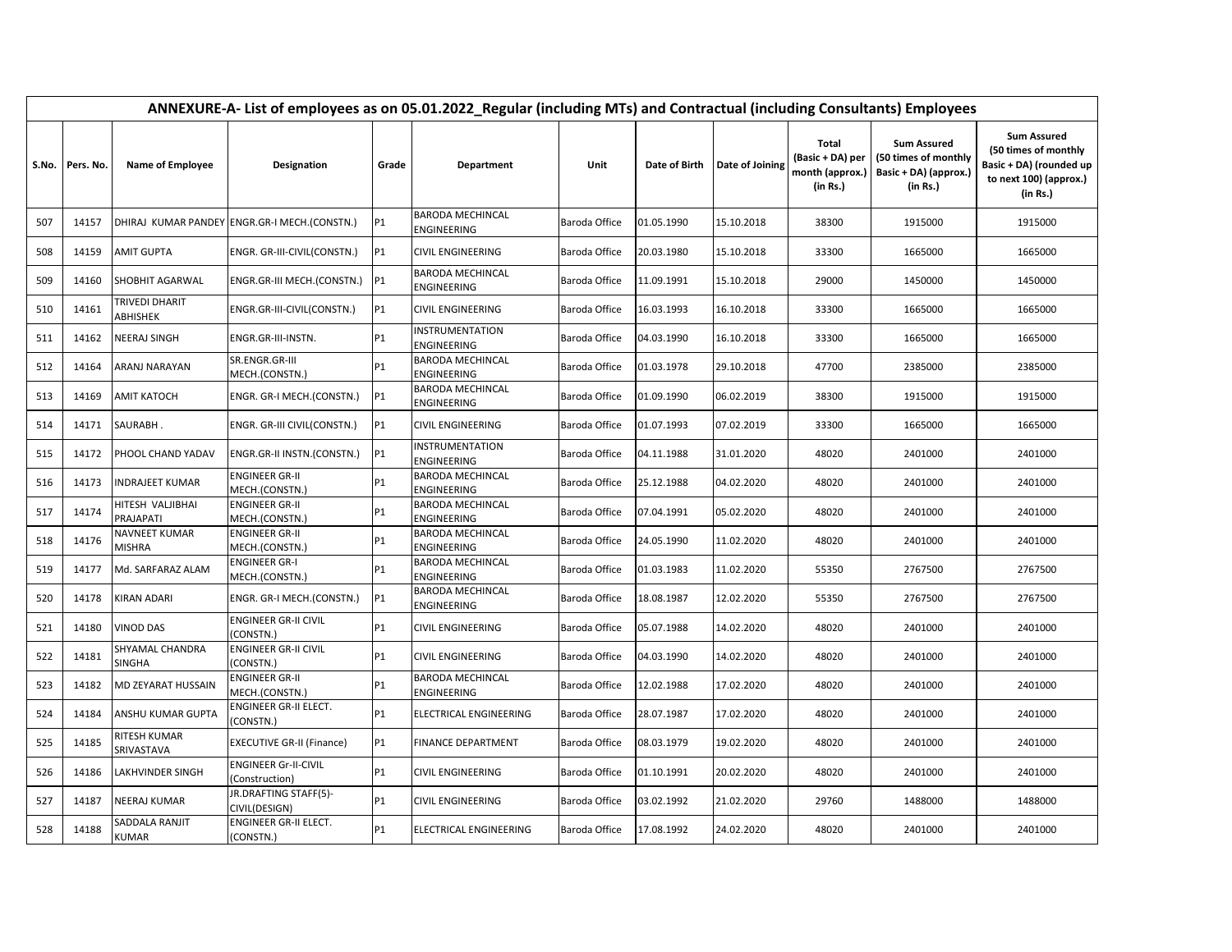| ANNEXURE-A- List of employees as on 05.01.2022_Regular (including MTs) and Contractual (including Consultants) Employees | | | | | | | | | | | |
|---|---|---|---|---|---|---|---|---|---|---|---|
| S.No. | Pers. No. | Name of Employee | Designation | Grade | Department | Unit | Date of Birth | Date of Joining | Total (Basic + DA) per month (approx.) (in Rs.) | Sum Assured (50 times of monthly Basic + DA) (approx.) (in Rs.) | Sum Assured (50 times of monthly Basic + DA) (rounded up to next 100) (approx.) (in Rs.) |
| 507 | 14157 | DHIRAJ KUMAR PANDEY | ENGR.GR-I MECH.(CONSTN.) | P1 | BARODA MECHINCAL ENGINEERING | Baroda Office | 01.05.1990 | 15.10.2018 | 38300 | 1915000 | 1915000 |
| 508 | 14159 | AMIT GUPTA | ENGR. GR-III-CIVIL(CONSTN.) | P1 | CIVIL ENGINEERING | Baroda Office | 20.03.1980 | 15.10.2018 | 33300 | 1665000 | 1665000 |
| 509 | 14160 | SHOBHIT AGARWAL | ENGR.GR-III MECH.(CONSTN.) | P1 | BARODA MECHINCAL ENGINEERING | Baroda Office | 11.09.1991 | 15.10.2018 | 29000 | 1450000 | 1450000 |
| 510 | 14161 | TRIVEDI DHARIT ABHISHEK | ENGR.GR-III-CIVIL(CONSTN.) | P1 | CIVIL ENGINEERING | Baroda Office | 16.03.1993 | 16.10.2018 | 33300 | 1665000 | 1665000 |
| 511 | 14162 | NEERAJ SINGH | ENGR.GR-III-INSTN. | P1 | INSTRUMENTATION ENGINEERING | Baroda Office | 04.03.1990 | 16.10.2018 | 33300 | 1665000 | 1665000 |
| 512 | 14164 | ARANJ NARAYAN | SR.ENGR.GR-III MECH.(CONSTN.) | P1 | BARODA MECHINCAL ENGINEERING | Baroda Office | 01.03.1978 | 29.10.2018 | 47700 | 2385000 | 2385000 |
| 513 | 14169 | AMIT KATOCH | ENGR. GR-I MECH.(CONSTN.) | P1 | BARODA MECHINCAL ENGINEERING | Baroda Office | 01.09.1990 | 06.02.2019 | 38300 | 1915000 | 1915000 |
| 514 | 14171 | SAURABH . | ENGR. GR-III CIVIL(CONSTN.) | P1 | CIVIL ENGINEERING | Baroda Office | 01.07.1993 | 07.02.2019 | 33300 | 1665000 | 1665000 |
| 515 | 14172 | PHOOL CHAND YADAV | ENGR.GR-II INSTN.(CONSTN.) | P1 | INSTRUMENTATION ENGINEERING | Baroda Office | 04.11.1988 | 31.01.2020 | 48020 | 2401000 | 2401000 |
| 516 | 14173 | INDRAJEET KUMAR | ENGINEER GR-II MECH.(CONSTN.) | P1 | BARODA MECHINCAL ENGINEERING | Baroda Office | 25.12.1988 | 04.02.2020 | 48020 | 2401000 | 2401000 |
| 517 | 14174 | HITESH VALJIBHAI PRAJAPATI | ENGINEER GR-II MECH.(CONSTN.) | P1 | BARODA MECHINCAL ENGINEERING | Baroda Office | 07.04.1991 | 05.02.2020 | 48020 | 2401000 | 2401000 |
| 518 | 14176 | NAVNEET KUMAR MISHRA | ENGINEER GR-II MECH.(CONSTN.) | P1 | BARODA MECHINCAL ENGINEERING | Baroda Office | 24.05.1990 | 11.02.2020 | 48020 | 2401000 | 2401000 |
| 519 | 14177 | Md. SARFARAZ ALAM | ENGINEER GR-I MECH.(CONSTN.) | P1 | BARODA MECHINCAL ENGINEERING | Baroda Office | 01.03.1983 | 11.02.2020 | 55350 | 2767500 | 2767500 |
| 520 | 14178 | KIRAN ADARI | ENGR. GR-I MECH.(CONSTN.) | P1 | BARODA MECHINCAL ENGINEERING | Baroda Office | 18.08.1987 | 12.02.2020 | 55350 | 2767500 | 2767500 |
| 521 | 14180 | VINOD DAS | ENGINEER GR-II CIVIL (CONSTN.) | P1 | CIVIL ENGINEERING | Baroda Office | 05.07.1988 | 14.02.2020 | 48020 | 2401000 | 2401000 |
| 522 | 14181 | SHYAMAL CHANDRA SINGHA | ENGINEER GR-II CIVIL (CONSTN.) | P1 | CIVIL ENGINEERING | Baroda Office | 04.03.1990 | 14.02.2020 | 48020 | 2401000 | 2401000 |
| 523 | 14182 | MD ZEYARAT HUSSAIN | ENGINEER GR-II MECH.(CONSTN.) | P1 | BARODA MECHINCAL ENGINEERING | Baroda Office | 12.02.1988 | 17.02.2020 | 48020 | 2401000 | 2401000 |
| 524 | 14184 | ANSHU KUMAR GUPTA | ENGINEER GR-II ELECT. (CONSTN.) | P1 | ELECTRICAL ENGINEERING | Baroda Office | 28.07.1987 | 17.02.2020 | 48020 | 2401000 | 2401000 |
| 525 | 14185 | RITESH KUMAR SRIVASTAVA | EXECUTIVE GR-II (Finance) | P1 | FINANCE DEPARTMENT | Baroda Office | 08.03.1979 | 19.02.2020 | 48020 | 2401000 | 2401000 |
| 526 | 14186 | LAKHVINDER SINGH | ENGINEER Gr-II-CIVIL (Construction) | P1 | CIVIL ENGINEERING | Baroda Office | 01.10.1991 | 20.02.2020 | 48020 | 2401000 | 2401000 |
| 527 | 14187 | NEERAJ KUMAR | JR.DRAFTING STAFF(5)-CIVIL(DESIGN) | P1 | CIVIL ENGINEERING | Baroda Office | 03.02.1992 | 21.02.2020 | 29760 | 1488000 | 1488000 |
| 528 | 14188 | SADDALA RANJIT KUMAR | ENGINEER GR-II ELECT. (CONSTN.) | P1 | ELECTRICAL ENGINEERING | Baroda Office | 17.08.1992 | 24.02.2020 | 48020 | 2401000 | 2401000 |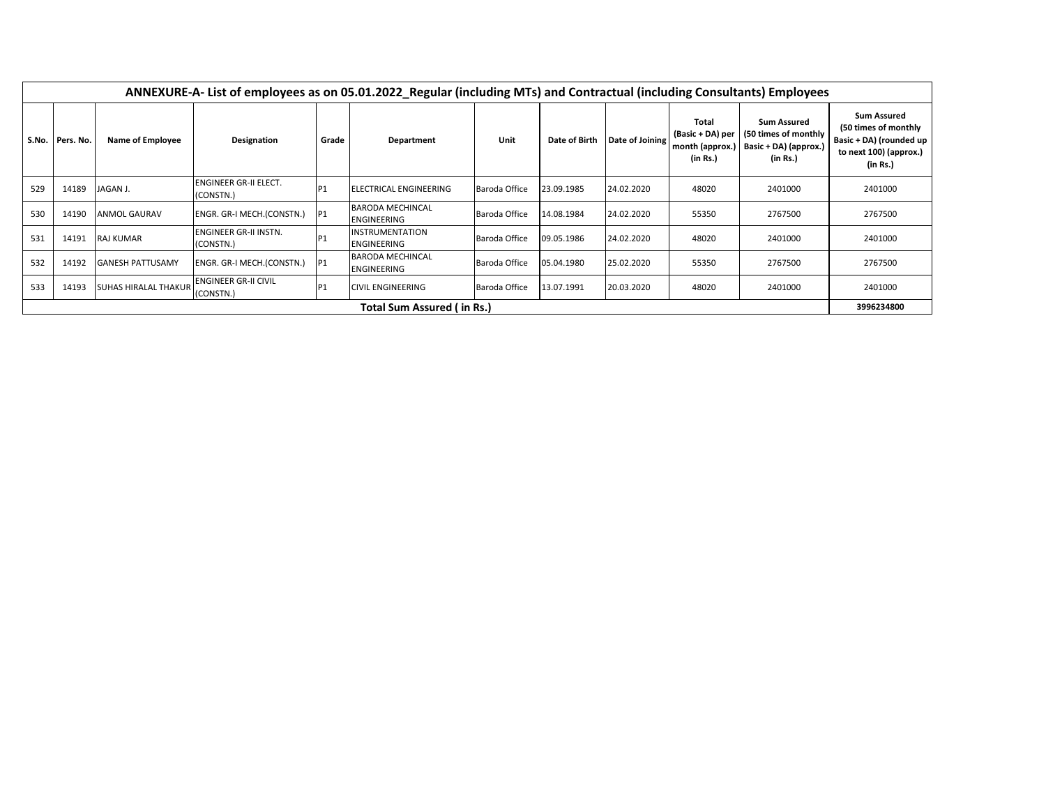| ANNEXURE-A- List of employees as on 05.01.2022_Regular (including MTs) and Contractual (including Consultants) Employees | | | | | | | | | | | |
|---|---|---|---|---|---|---|---|---|---|---|---|
| S.No. | Pers. No. | Name of Employee | Designation | Grade | Department | Unit | Date of Birth | Date of Joining | Total (Basic + DA) per month (approx.) (in Rs.) | Sum Assured (50 times of monthly Basic + DA) (approx.) (in Rs.) | Sum Assured (50 times of monthly Basic + DA) (rounded up to next 100) (approx.) (in Rs.) |
| 529 | 14189 | JAGAN J. | ENGINEER GR-II ELECT. (CONSTN.) | P1 | ELECTRICAL ENGINEERING | Baroda Office | 23.09.1985 | 24.02.2020 | 48020 | 2401000 | 2401000 |
| 530 | 14190 | ANMOL GAURAV | ENGR. GR-I MECH.(CONSTN.) | P1 | BARODA MECHINCAL ENGINEERING | Baroda Office | 14.08.1984 | 24.02.2020 | 55350 | 2767500 | 2767500 |
| 531 | 14191 | RAJ KUMAR | ENGINEER GR-II INSTN. (CONSTN.) | P1 | INSTRUMENTATION ENGINEERING | Baroda Office | 09.05.1986 | 24.02.2020 | 48020 | 2401000 | 2401000 |
| 532 | 14192 | GANESH PATTUSAMY | ENGR. GR-I MECH.(CONSTN.) | P1 | BARODA MECHINCAL ENGINEERING | Baroda Office | 05.04.1980 | 25.02.2020 | 55350 | 2767500 | 2767500 |
| 533 | 14193 | SUHAS HIRALAL THAKUR | ENGINEER GR-II CIVIL (CONSTN.) | P1 | CIVIL ENGINEERING | Baroda Office | 13.07.1991 | 20.03.2020 | 48020 | 2401000 | 2401000 |
| **Total Sum Assured ( in Rs.)** | | | | | | | | | | | **3996234800** |